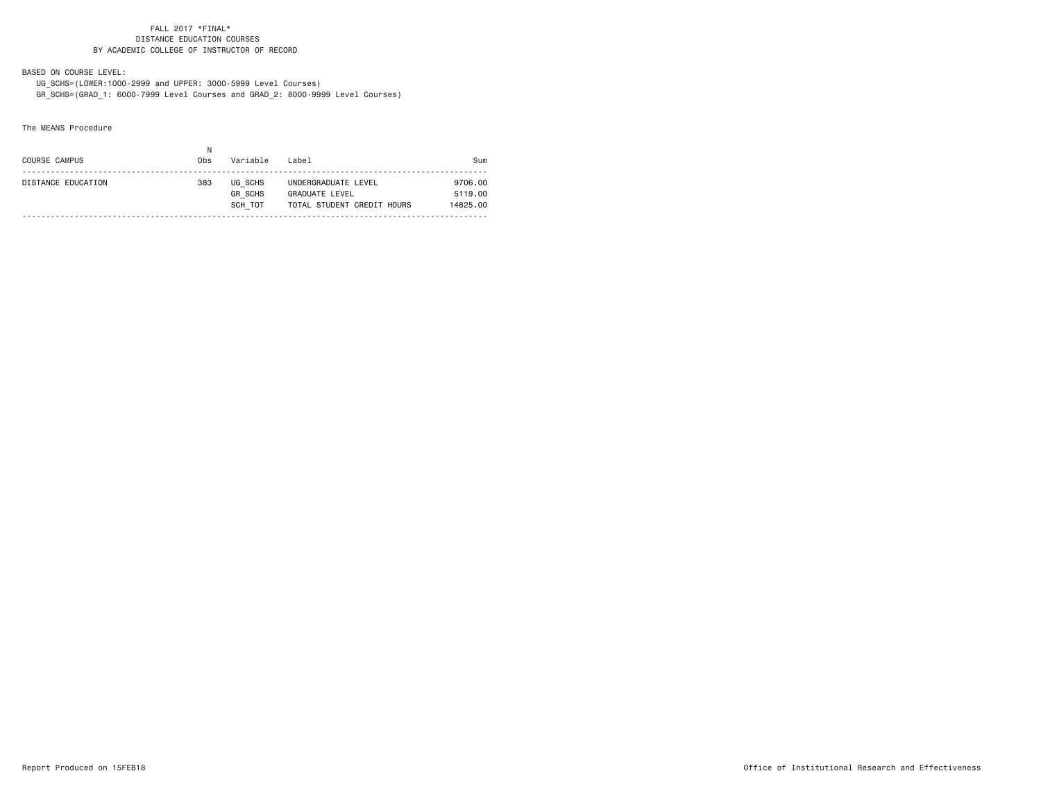# FALL 2017 *FINAL*
## DISTANCE EDUCATION COURSES
## BY ACADEMIC COLLEGE OF INSTRUCTOR OF RECORD

BASED ON COURSE LEVEL:
UG_SCHS=(LOWER:1000-2999 and UPPER: 3000-5999 Level Courses)
GR_SCHS=(GRAD_1: 6000-7999 Level Courses and GRAD_2: 8000-9999 Level Courses)

The MEANS Procedure

| COURSE CAMPUS | N Obs | Variable | Label | Sum |
|---|---|---|---|---|
| DISTANCE EDUCATION | 383 | UG_SCHS | UNDERGRADUATE LEVEL | 9706.00 |
| | | GR_SCHS | GRADUATE LEVEL | 5119.00 |
| | | SCH_TOT | TOTAL STUDENT CREDIT HOURS | 14825.00 |

Report Produced on 15FEB18

Office of Institutional Research and Effectiveness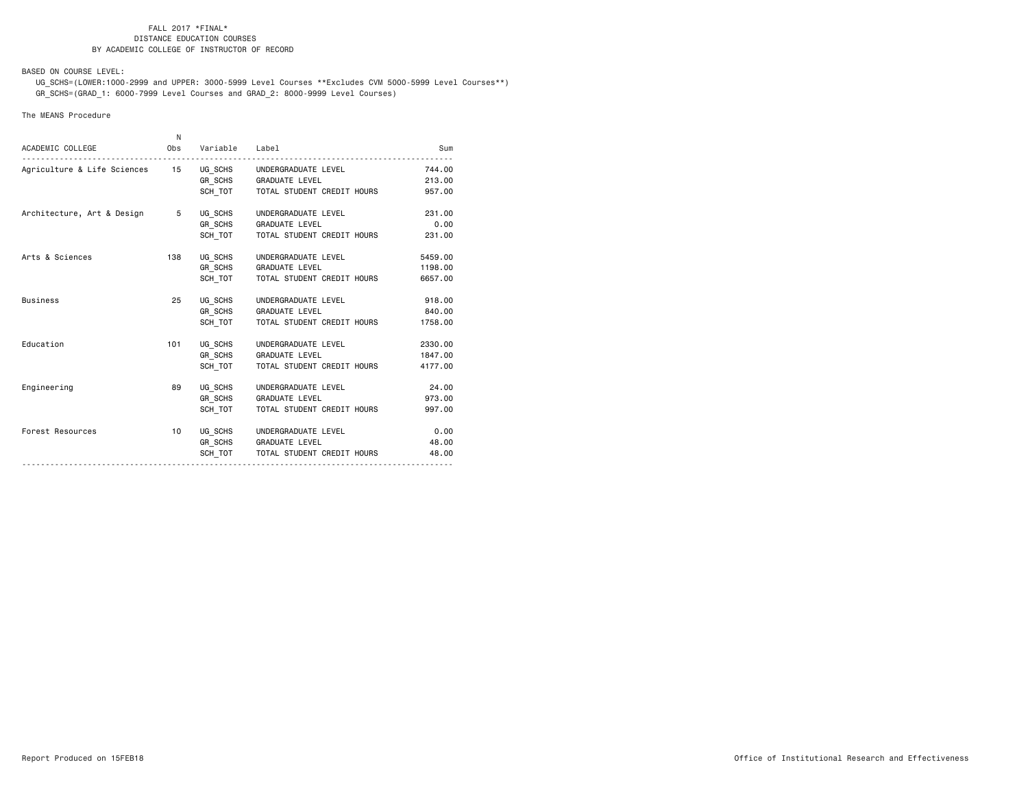FALL 2017 *FINAL*
DISTANCE EDUCATION COURSES
BY ACADEMIC COLLEGE OF INSTRUCTOR OF RECORD

BASED ON COURSE LEVEL:
UG_SCHS=(LOWER:1000-2999 and UPPER: 3000-5999 Level Courses **Excludes CVM 5000-5999 Level Courses**)
GR_SCHS=(GRAD_1: 6000-7999 Level Courses and GRAD_2: 8000-9999 Level Courses)

The MEANS Procedure

| ACADEMIC COLLEGE | N Obs | Variable | Label | Sum |
|---|---|---|---|---|
| Agriculture & Life Sciences | 15 | UG_SCHS | UNDERGRADUATE LEVEL | 744.00 |
| | | GR_SCHS | GRADUATE LEVEL | 213.00 |
| | | SCH_TOT | TOTAL STUDENT CREDIT HOURS | 957.00 |
| Architecture, Art & Design | 5 | UG_SCHS | UNDERGRADUATE LEVEL | 231.00 |
| | | GR_SCHS | GRADUATE LEVEL | 0.00 |
| | | SCH_TOT | TOTAL STUDENT CREDIT HOURS | 231.00 |
| Arts & Sciences | 138 | UG_SCHS | UNDERGRADUATE LEVEL | 5459.00 |
| | | GR_SCHS | GRADUATE LEVEL | 1198.00 |
| | | SCH_TOT | TOTAL STUDENT CREDIT HOURS | 6657.00 |
| Business | 25 | UG_SCHS | UNDERGRADUATE LEVEL | 918.00 |
| | | GR_SCHS | GRADUATE LEVEL | 840.00 |
| | | SCH_TOT | TOTAL STUDENT CREDIT HOURS | 1758.00 |
| Education | 101 | UG_SCHS | UNDERGRADUATE LEVEL | 2330.00 |
| | | GR_SCHS | GRADUATE LEVEL | 1847.00 |
| | | SCH_TOT | TOTAL STUDENT CREDIT HOURS | 4177.00 |
| Engineering | 89 | UG_SCHS | UNDERGRADUATE LEVEL | 24.00 |
| | | GR_SCHS | GRADUATE LEVEL | 973.00 |
| | | SCH_TOT | TOTAL STUDENT CREDIT HOURS | 997.00 |
| Forest Resources | 10 | UG_SCHS | UNDERGRADUATE LEVEL | 0.00 |
| | | GR_SCHS | GRADUATE LEVEL | 48.00 |
| | | SCH_TOT | TOTAL STUDENT CREDIT HOURS | 48.00 |

Report Produced on 15FEB18 — Office of Institutional Research and Effectiveness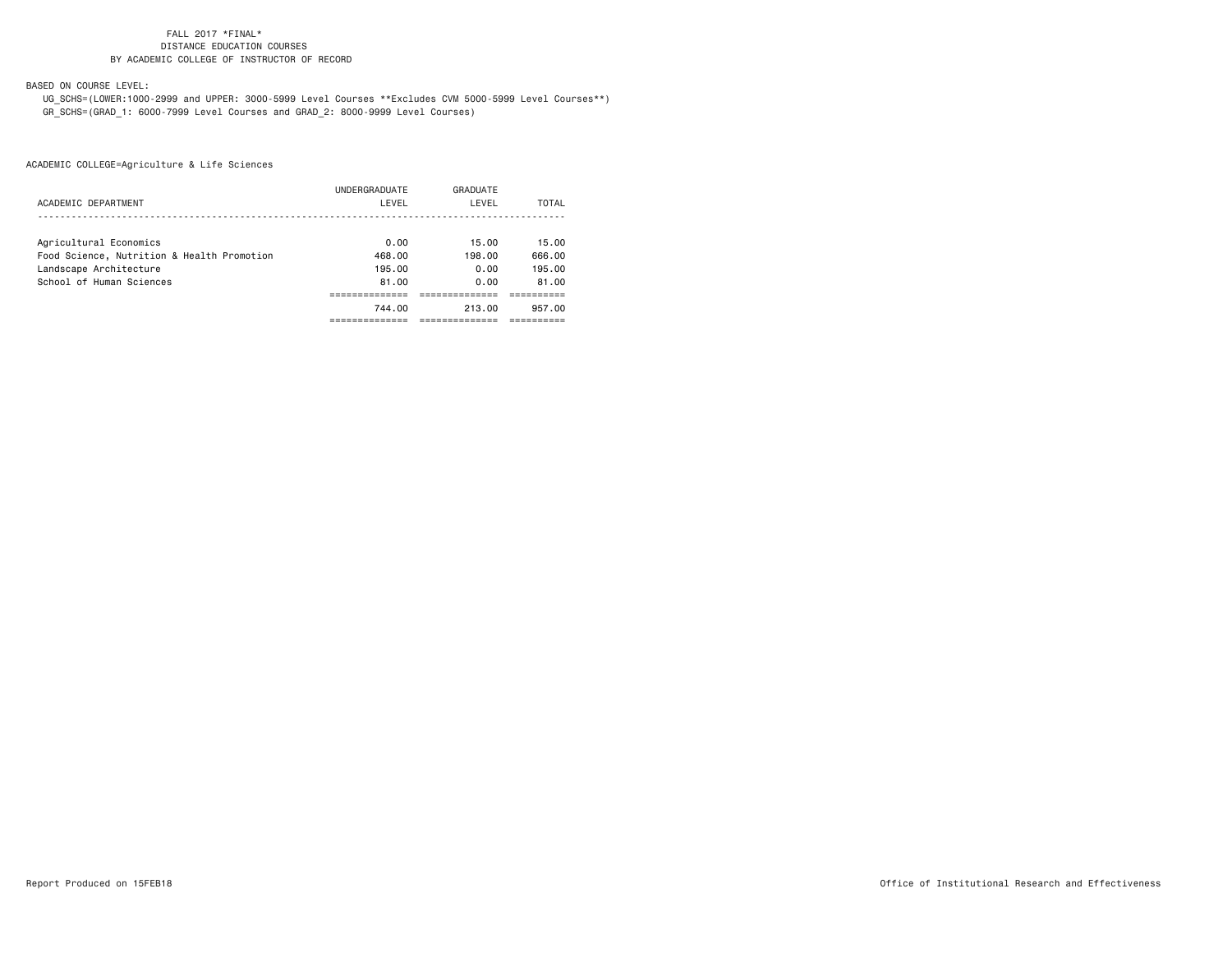FALL 2017 *FINAL*
DISTANCE EDUCATION COURSES
BY ACADEMIC COLLEGE OF INSTRUCTOR OF RECORD

BASED ON COURSE LEVEL:

UG_SCHS=(LOWER:1000-2999 and UPPER: 3000-5999 Level Courses **Excludes CVM 5000-5999 Level Courses**)
GR_SCHS=(GRAD_1: 6000-7999 Level Courses and GRAD_2: 8000-9999 Level Courses)

ACADEMIC COLLEGE=Agriculture & Life Sciences

| ACADEMIC DEPARTMENT | UNDERGRADUATE LEVEL | GRADUATE LEVEL | TOTAL |
|---|---|---|---|
| Agricultural Economics | 0.00 | 15.00 | 15.00 |
| Food Science, Nutrition & Health Promotion | 468.00 | 198.00 | 666.00 |
| Landscape Architecture | 195.00 | 0.00 | 195.00 |
| School of Human Sciences | 81.00 | 0.00 | 81.00 |
| | 744.00 | 213.00 | 957.00 |

Report Produced on 15FEB18

Office of Institutional Research and Effectiveness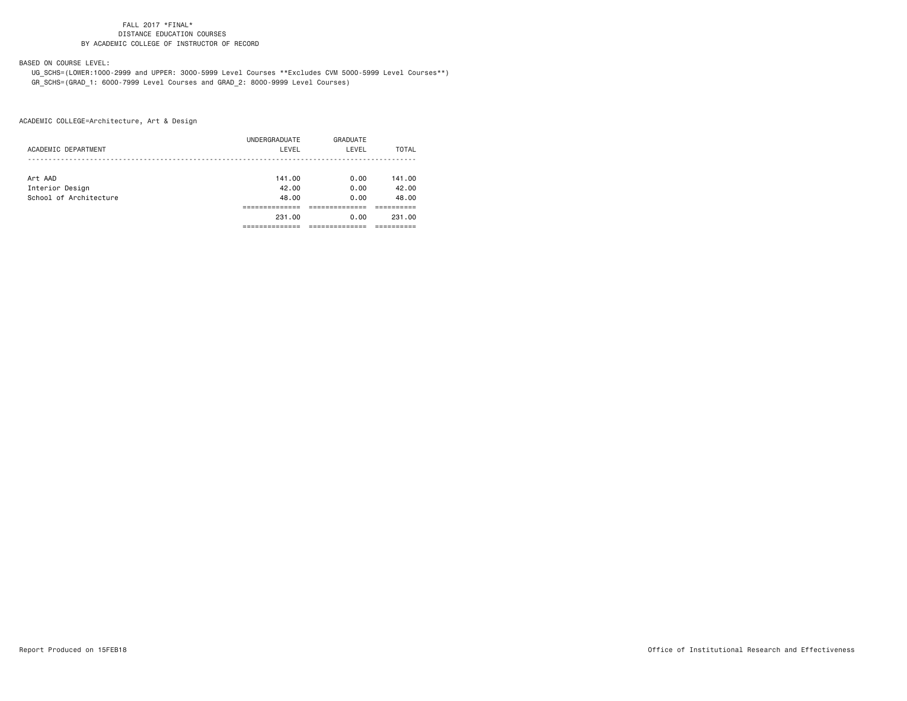FALL 2017 *FINAL*
DISTANCE EDUCATION COURSES
BY ACADEMIC COLLEGE OF INSTRUCTOR OF RECORD

BASED ON COURSE LEVEL:
UG_SCHS=(LOWER:1000-2999 and UPPER: 3000-5999 Level Courses **Excludes CVM 5000-5999 Level Courses**)
GR_SCHS=(GRAD_1: 6000-7999 Level Courses and GRAD_2: 8000-9999 Level Courses)

ACADEMIC COLLEGE=Architecture, Art & Design

| ACADEMIC DEPARTMENT | UNDERGRADUATE LEVEL | GRADUATE LEVEL | TOTAL |
|---|---|---|---|
| Art AAD | 141.00 | 0.00 | 141.00 |
| Interior Design | 42.00 | 0.00 | 42.00 |
| School of Architecture | 48.00 | 0.00 | 48.00 |
| | 231.00 | 0.00 | 231.00 |

Report Produced on 15FEB18

Office of Institutional Research and Effectiveness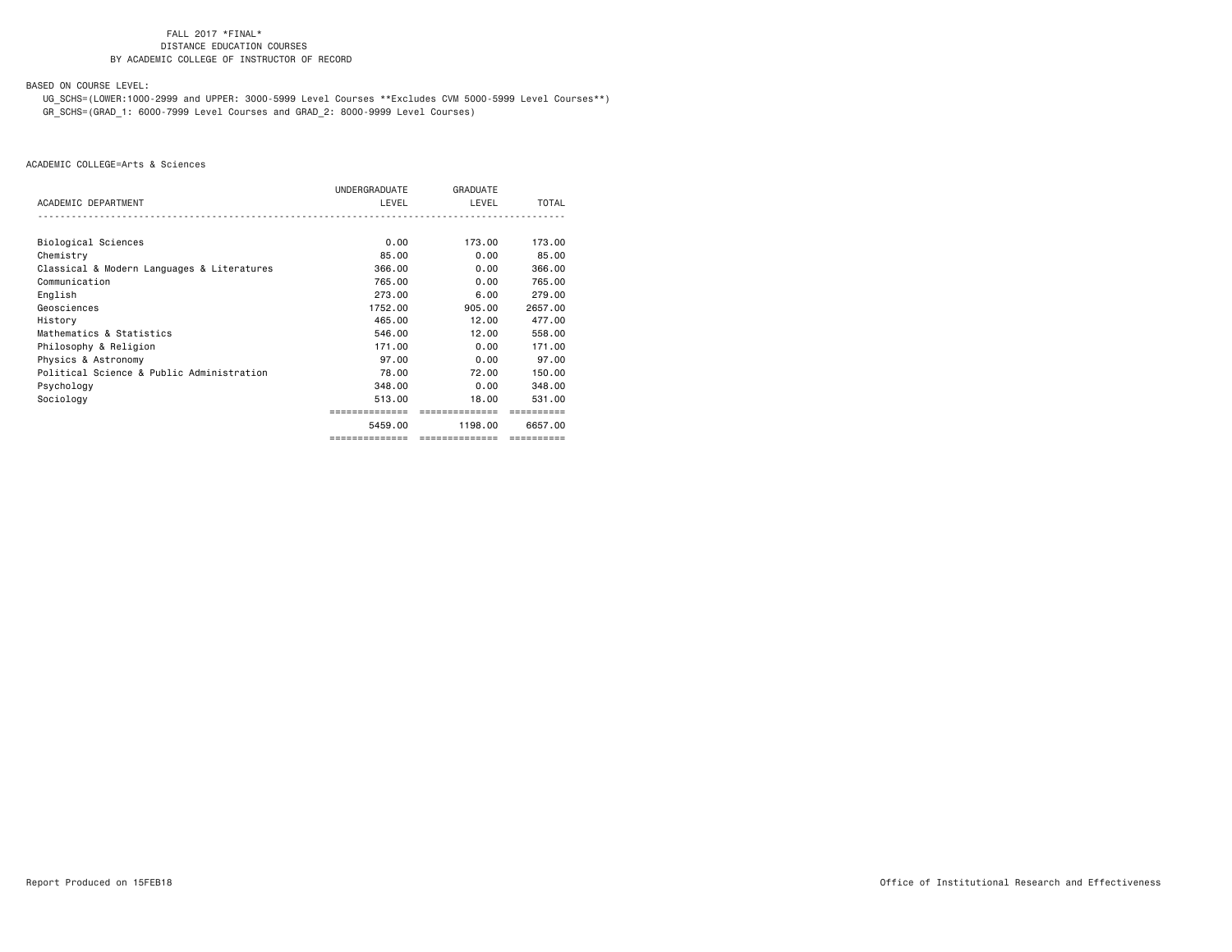FALL 2017 *FINAL*
DISTANCE EDUCATION COURSES
BY ACADEMIC COLLEGE OF INSTRUCTOR OF RECORD

BASED ON COURSE LEVEL:
UG_SCHS=(LOWER:1000-2999 and UPPER: 3000-5999 Level Courses **Excludes CVM 5000-5999 Level Courses**)
GR_SCHS=(GRAD_1: 6000-7999 Level Courses and GRAD_2: 8000-9999 Level Courses)

ACADEMIC COLLEGE=Arts & Sciences

| ACADEMIC DEPARTMENT | UNDERGRADUATE LEVEL | GRADUATE LEVEL | TOTAL |
|---|---|---|---|
| Biological Sciences | 0.00 | 173.00 | 173.00 |
| Chemistry | 85.00 | 0.00 | 85.00 |
| Classical & Modern Languages & Literatures | 366.00 | 0.00 | 366.00 |
| Communication | 765.00 | 0.00 | 765.00 |
| English | 273.00 | 6.00 | 279.00 |
| Geosciences | 1752.00 | 905.00 | 2657.00 |
| History | 465.00 | 12.00 | 477.00 |
| Mathematics & Statistics | 546.00 | 12.00 | 558.00 |
| Philosophy & Religion | 171.00 | 0.00 | 171.00 |
| Physics & Astronomy | 97.00 | 0.00 | 97.00 |
| Political Science & Public Administration | 78.00 | 72.00 | 150.00 |
| Psychology | 348.00 | 0.00 | 348.00 |
| Sociology | 513.00 | 18.00 | 531.00 |
| | 5459.00 | 1198.00 | 6657.00 |

Report Produced on 15FEB18

Office of Institutional Research and Effectiveness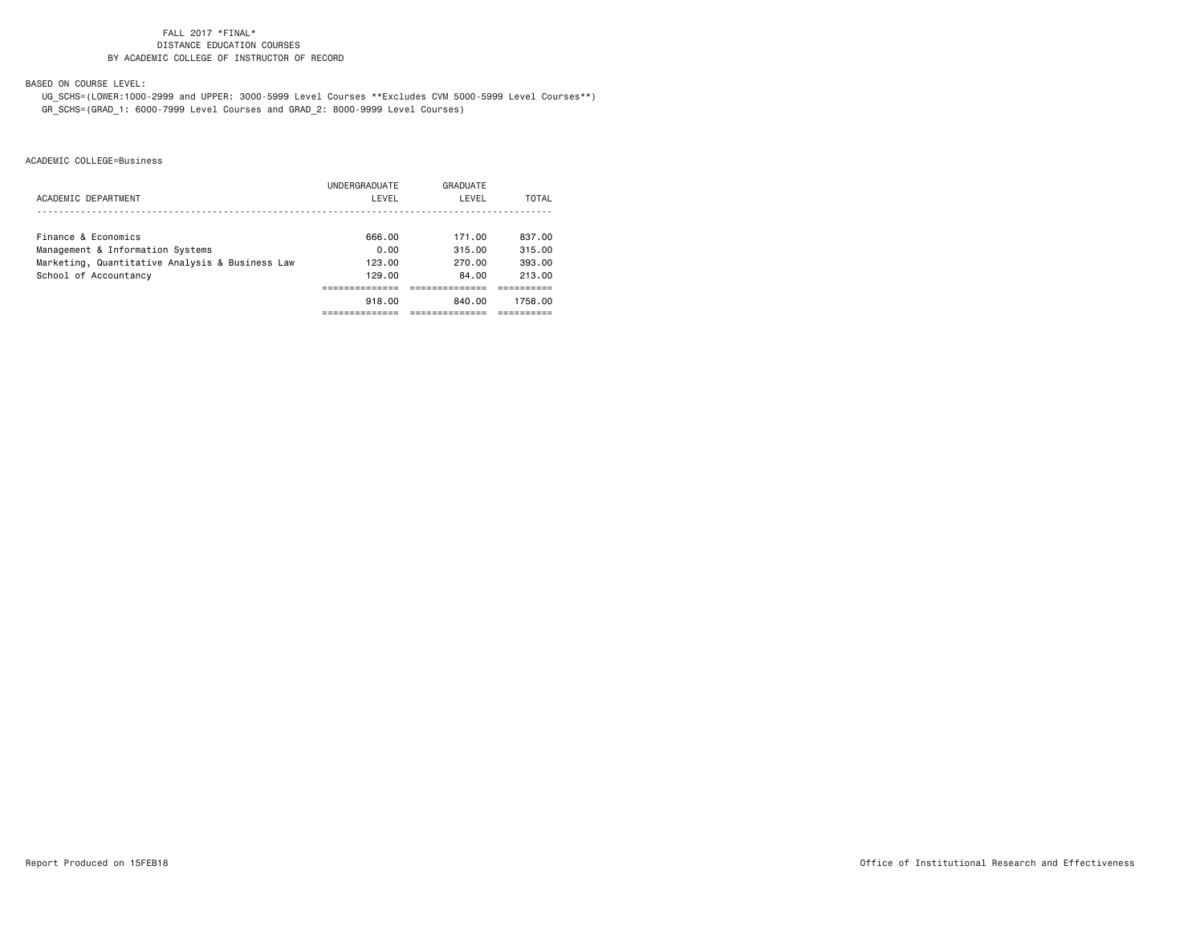FALL 2017 *FINAL*
DISTANCE EDUCATION COURSES
BY ACADEMIC COLLEGE OF INSTRUCTOR OF RECORD

BASED ON COURSE LEVEL:
UG_SCHS=(LOWER:1000-2999 and UPPER: 3000-5999 Level Courses **Excludes CVM 5000-5999 Level Courses**)
GR_SCHS=(GRAD_1: 6000-7999 Level Courses and GRAD_2: 8000-9999 Level Courses)

ACADEMIC COLLEGE=Business

| ACADEMIC DEPARTMENT | UNDERGRADUATE LEVEL | GRADUATE LEVEL | TOTAL |
|---|---|---|---|
| Finance & Economics | 666.00 | 171.00 | 837.00 |
| Management & Information Systems | 0.00 | 315.00 | 315.00 |
| Marketing, Quantitative Analysis & Business Law | 123.00 | 270.00 | 393.00 |
| School of Accountancy | 129.00 | 84.00 | 213.00 |
| | 918.00 | 840.00 | 1758.00 |

Report Produced on 15FEB18

Office of Institutional Research and Effectiveness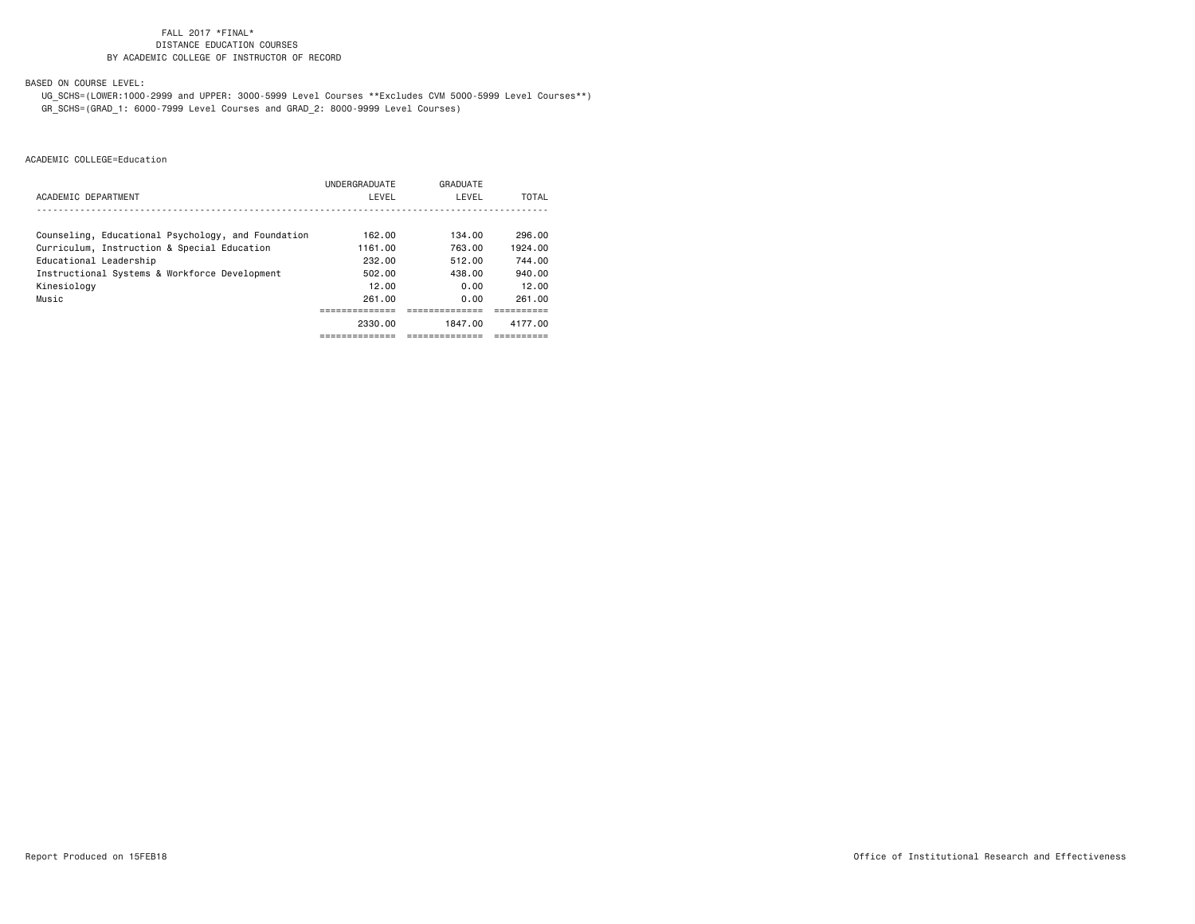FALL 2017 *FINAL*
DISTANCE EDUCATION COURSES
BY ACADEMIC COLLEGE OF INSTRUCTOR OF RECORD

BASED ON COURSE LEVEL:
UG_SCHS=(LOWER:1000-2999 and UPPER: 3000-5999 Level Courses **Excludes CVM 5000-5999 Level Courses**)
GR_SCHS=(GRAD_1: 6000-7999 Level Courses and GRAD_2: 8000-9999 Level Courses)

ACADEMIC COLLEGE=Education

| ACADEMIC DEPARTMENT | UNDERGRADUATE LEVEL | GRADUATE LEVEL | TOTAL |
|---|---|---|---|
| Counseling, Educational Psychology, and Foundation | 162.00 | 134.00 | 296.00 |
| Curriculum, Instruction & Special Education | 1161.00 | 763.00 | 1924.00 |
| Educational Leadership | 232.00 | 512.00 | 744.00 |
| Instructional Systems & Workforce Development | 502.00 | 438.00 | 940.00 |
| Kinesiology | 12.00 | 0.00 | 12.00 |
| Music | 261.00 | 0.00 | 261.00 |
| | 2330.00 | 1847.00 | 4177.00 |

Report Produced on 15FEB18

Office of Institutional Research and Effectiveness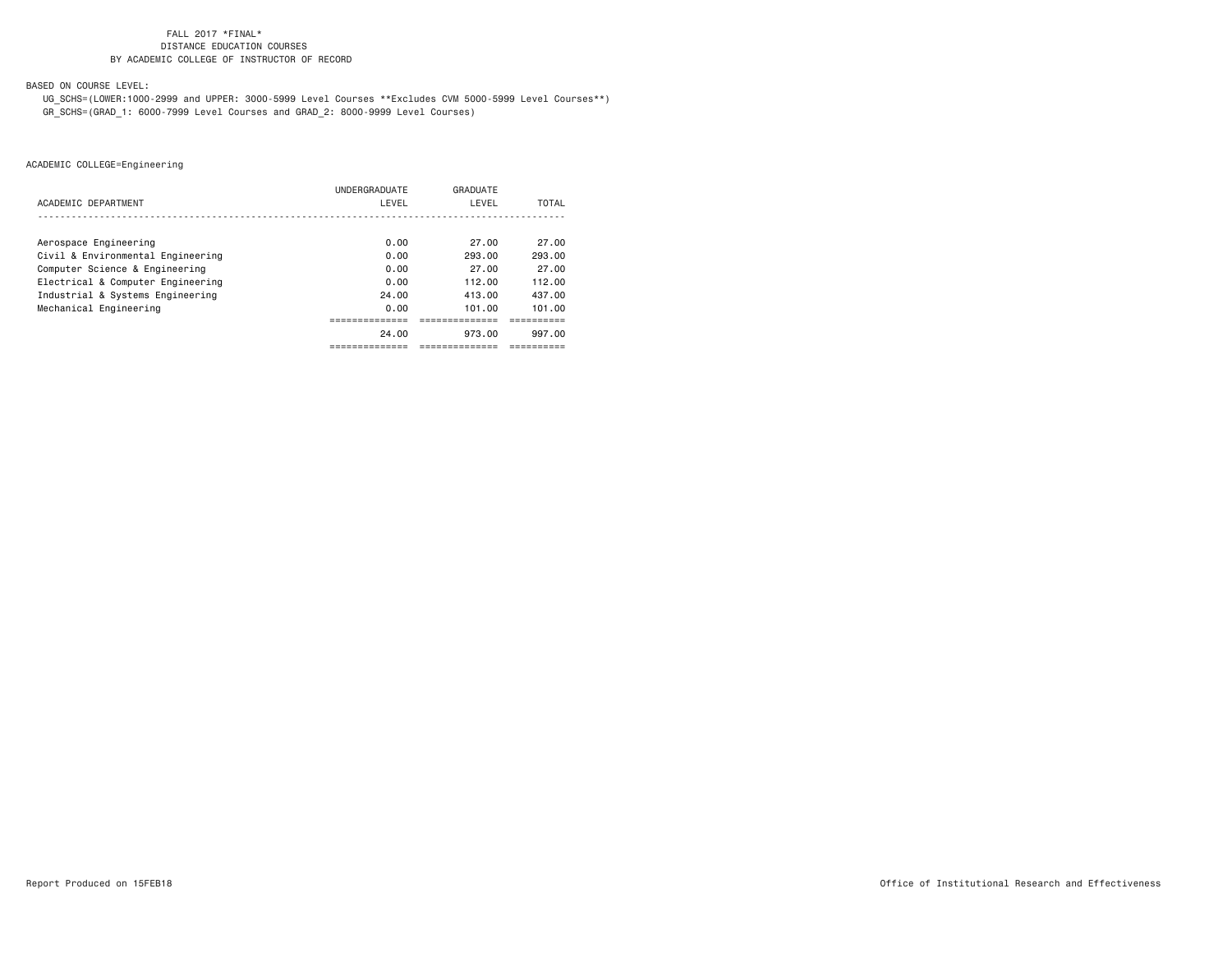FALL 2017 *FINAL*
DISTANCE EDUCATION COURSES
BY ACADEMIC COLLEGE OF INSTRUCTOR OF RECORD

BASED ON COURSE LEVEL:

UG_SCHS=(LOWER:1000-2999 and UPPER: 3000-5999 Level Courses **Excludes CVM 5000-5999 Level Courses**)
GR_SCHS=(GRAD_1: 6000-7999 Level Courses and GRAD_2: 8000-9999 Level Courses)

ACADEMIC COLLEGE=Engineering

| ACADEMIC DEPARTMENT | UNDERGRADUATE LEVEL | GRADUATE LEVEL | TOTAL |
|---|---|---|---|
| Aerospace Engineering | 0.00 | 27.00 | 27.00 |
| Civil & Environmental Engineering | 0.00 | 293.00 | 293.00 |
| Computer Science & Engineering | 0.00 | 27.00 | 27.00 |
| Electrical & Computer Engineering | 0.00 | 112.00 | 112.00 |
| Industrial & Systems Engineering | 24.00 | 413.00 | 437.00 |
| Mechanical Engineering | 0.00 | 101.00 | 101.00 |
| | 24.00 | 973.00 | 997.00 |

Report Produced on 15FEB18

Office of Institutional Research and Effectiveness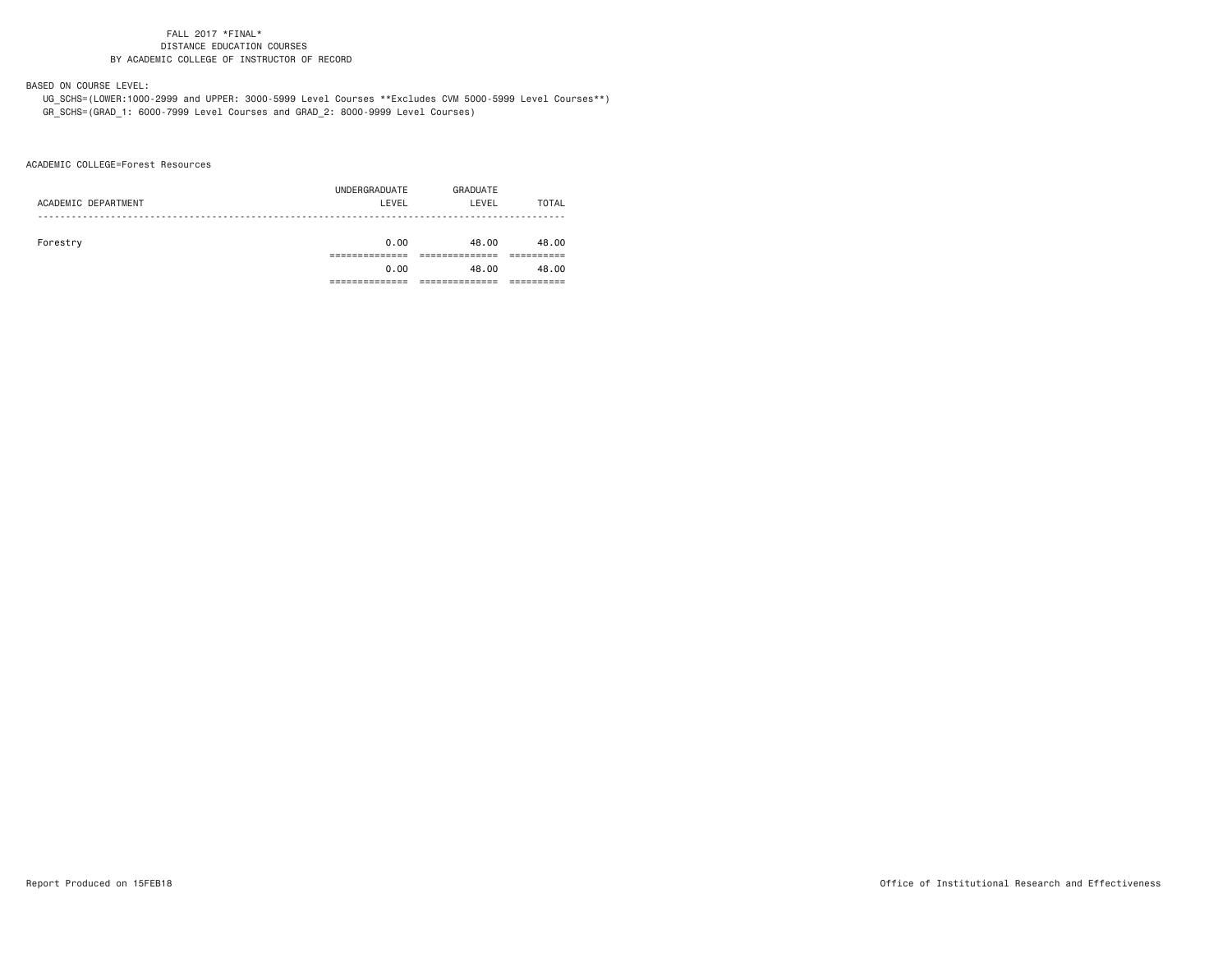FALL 2017 *FINAL*
DISTANCE EDUCATION COURSES
BY ACADEMIC COLLEGE OF INSTRUCTOR OF RECORD

BASED ON COURSE LEVEL:

UG_SCHS=(LOWER:1000-2999 and UPPER: 3000-5999 Level Courses **Excludes CVM 5000-5999 Level Courses**)
GR_SCHS=(GRAD_1: 6000-7999 Level Courses and GRAD_2: 8000-9999 Level Courses)

ACADEMIC COLLEGE=Forest Resources

| ACADEMIC DEPARTMENT | UNDERGRADUATE LEVEL | GRADUATE LEVEL | TOTAL |
|---|---|---|---|
| Forestry | 0.00 | 48.00 | 48.00 |
| | 0.00 | 48.00 | 48.00 |

Report Produced on 15FEB18

Office of Institutional Research and Effectiveness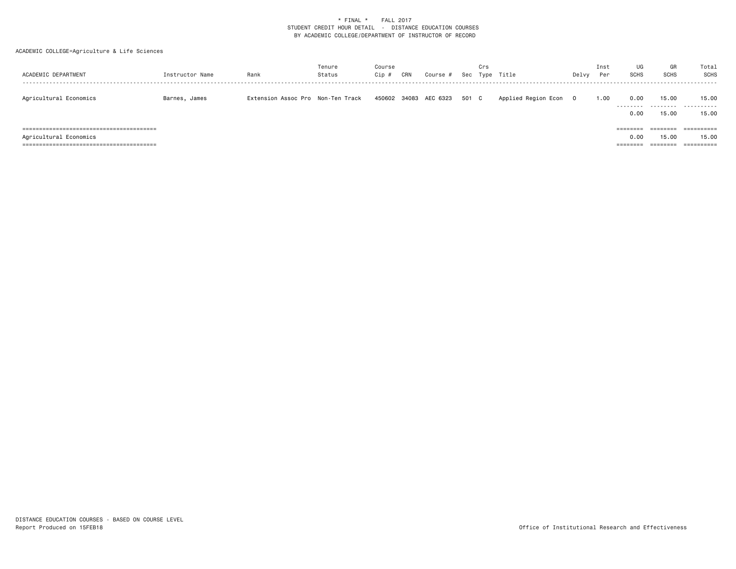\* FINAL \* FALL 2017
STUDENT CREDIT HOUR DETAIL - DISTANCE EDUCATION COURSES
BY ACADEMIC COLLEGE/DEPARTMENT OF INSTRUCTOR OF RECORD

ACADEMIC COLLEGE=Agriculture & Life Sciences

| ACADEMIC DEPARTMENT | Instructor Name | Rank | Tenure Status | Course Cip # | CRN | Course # | Sec | Crs Type | Title | Delvy | Inst Per | UG SCHS | GR SCHS | Total SCHS |
|---|---|---|---|---|---|---|---|---|---|---|---|---|---|---|
| Agricultural Economics | Barnes, James | Extension Assoc Pro | Non-Ten Track | 450602 | 34083 | AEC 6323 | 501 | C | Applied Region Econ | O | 1.00 | 0.00 | 15.00 | 15.00 |
| | | | | | | | | | | | | 0.00 | 15.00 | 15.00 |
| Agricultural Economics | | | | | | | | | | | | 0.00 | 15.00 | 15.00 |

DISTANCE EDUCATION COURSES - BASED ON COURSE LEVEL
Report Produced on 15FEB18

Office of Institutional Research and Effectiveness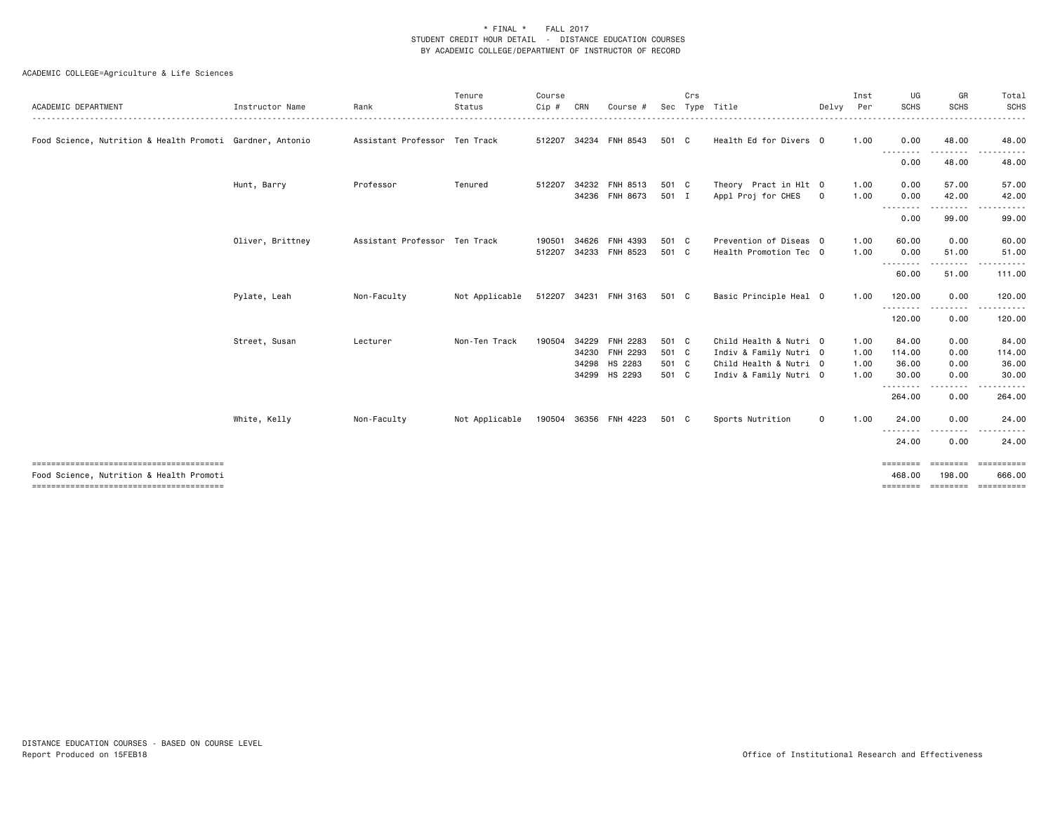\* FINAL \* FALL 2017
STUDENT CREDIT HOUR DETAIL - DISTANCE EDUCATION COURSES
BY ACADEMIC COLLEGE/DEPARTMENT OF INSTRUCTOR OF RECORD

ACADEMIC COLLEGE=Agriculture & Life Sciences

| ACADEMIC DEPARTMENT | Instructor Name | Rank | Tenure Status | Course Cip # | CRN | Course # | Sec | Crs Type | Title | Delvy | Inst Per | UG SCHS | GR SCHS | Total SCHS |
|---|---|---|---|---|---|---|---|---|---|---|---|---|---|---|
| Food Science, Nutrition & Health Promoti | Gardner, Antonio | Assistant Professor | Ten Track | 512207 | 34234 | FNH 8543 | 501 | C | Health Ed for Divers | O | 1.00 | 0.00 | 48.00 | 48.00 |
| | | | | | | | | | | | | 0.00 | 48.00 | 48.00 |
| | Hunt, Barry | Professor | Tenured | 512207 | 34232 | FNH 8513 | 501 | C | Theory Pract in Hlt | O | 1.00 | 0.00 | 57.00 | 57.00 |
| | | | | | 34236 | FNH 8673 | 501 | I | Appl Proj for CHES | O | 1.00 | 0.00 | 42.00 | 42.00 |
| | | | | | | | | | | | | 0.00 | 99.00 | 99.00 |
| | Oliver, Brittney | Assistant Professor | Ten Track | 190501 | 34626 | FNH 4393 | 501 | C | Prevention of Diseas | O | 1.00 | 60.00 | 0.00 | 60.00 |
| | | | | 512207 | 34233 | FNH 8523 | 501 | C | Health Promotion Tec | O | 1.00 | 0.00 | 51.00 | 51.00 |
| | | | | | | | | | | | | 60.00 | 51.00 | 111.00 |
| | Pylate, Leah | Non-Faculty | Not Applicable | 512207 | 34231 | FNH 3163 | 501 | C | Basic Principle Heal | O | 1.00 | 120.00 | 0.00 | 120.00 |
| | | | | | | | | | | | | 120.00 | 0.00 | 120.00 |
| | Street, Susan | Lecturer | Non-Ten Track | 190504 | 34229 | FNH 2283 | 501 | C | Child Health & Nutri | O | 1.00 | 84.00 | 0.00 | 84.00 |
| | | | | | 34230 | FNH 2293 | 501 | C | Indiv & Family Nutri | O | 1.00 | 114.00 | 0.00 | 114.00 |
| | | | | | 34298 | HS 2283 | 501 | C | Child Health & Nutri | O | 1.00 | 36.00 | 0.00 | 36.00 |
| | | | | | 34299 | HS 2293 | 501 | C | Indiv & Family Nutri | O | 1.00 | 30.00 | 0.00 | 30.00 |
| | | | | | | | | | | | | 264.00 | 0.00 | 264.00 |
| | White, Kelly | Non-Faculty | Not Applicable | 190504 | 36356 | FNH 4223 | 501 | C | Sports Nutrition | O | 1.00 | 24.00 | 0.00 | 24.00 |
| | | | | | | | | | | | | 24.00 | 0.00 | 24.00 |
| Food Science, Nutrition & Health Promoti | | | | | | | | | | | | 468.00 | 198.00 | 666.00 |

DISTANCE EDUCATION COURSES - BASED ON COURSE LEVEL
Report Produced on 15FEB18 Office of Institutional Research and Effectiveness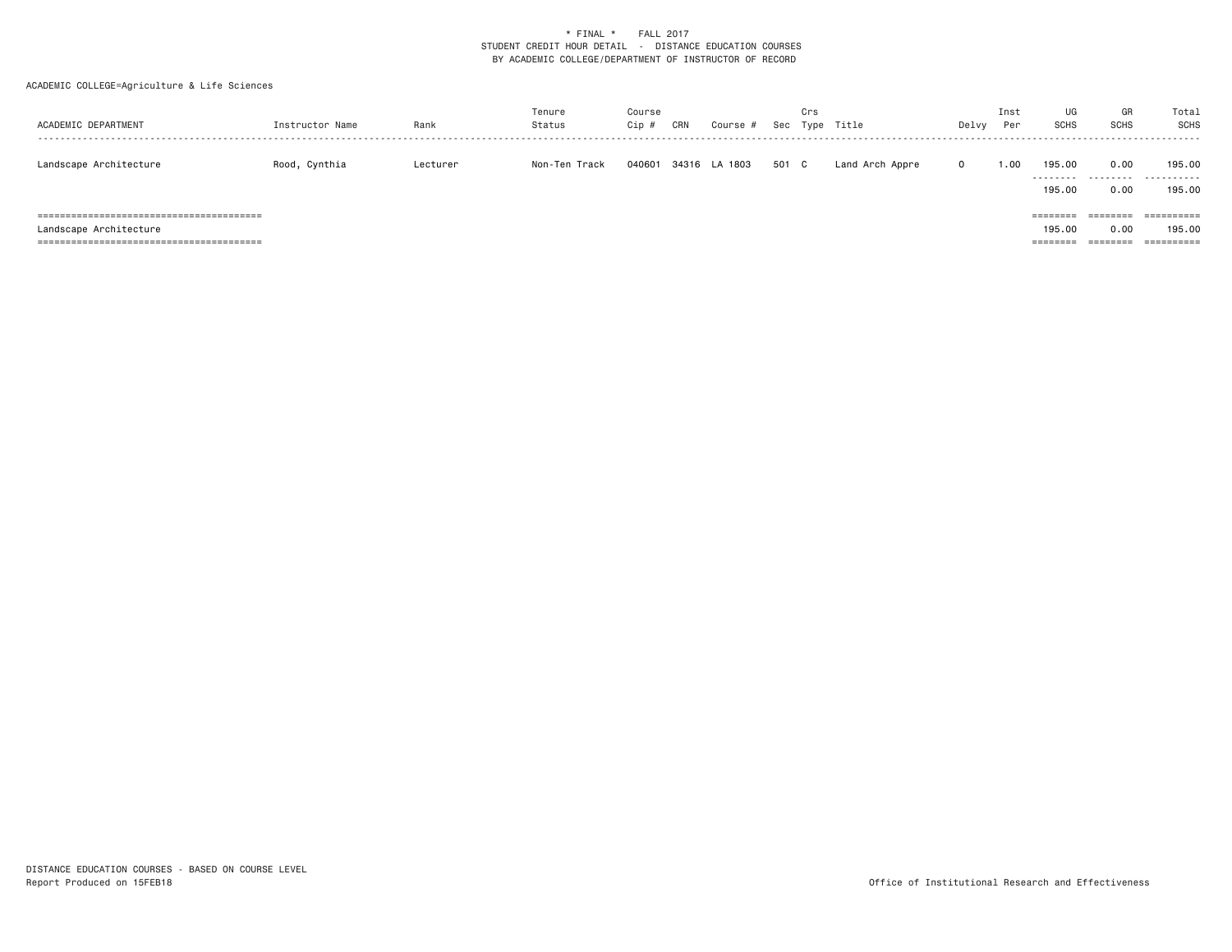\* FINAL \* FALL 2017
STUDENT CREDIT HOUR DETAIL - DISTANCE EDUCATION COURSES
BY ACADEMIC COLLEGE/DEPARTMENT OF INSTRUCTOR OF RECORD

ACADEMIC COLLEGE=Agriculture & Life Sciences

| ACADEMIC DEPARTMENT | Instructor Name | Rank | Tenure Status | Course Cip # | CRN | Course # | Sec | Crs Type | Title | Delvy | Inst Per | UG SCHS | GR SCHS | Total SCHS |
|---|---|---|---|---|---|---|---|---|---|---|---|---|---|---|
| Landscape Architecture | Rood, Cynthia | Lecturer | Non-Ten Track | 040601 | 34316 | LA 1803 | 501 | C | Land Arch Appre | O | 1.00 | 195.00 | 0.00 | 195.00 |
| | | | | | | | | | | | | 195.00 | 0.00 | 195.00 |
| Landscape Architecture | | | | | | | | | | | | 195.00 | 0.00 | 195.00 |

DISTANCE EDUCATION COURSES - BASED ON COURSE LEVEL
Report Produced on 15FEB18

Office of Institutional Research and Effectiveness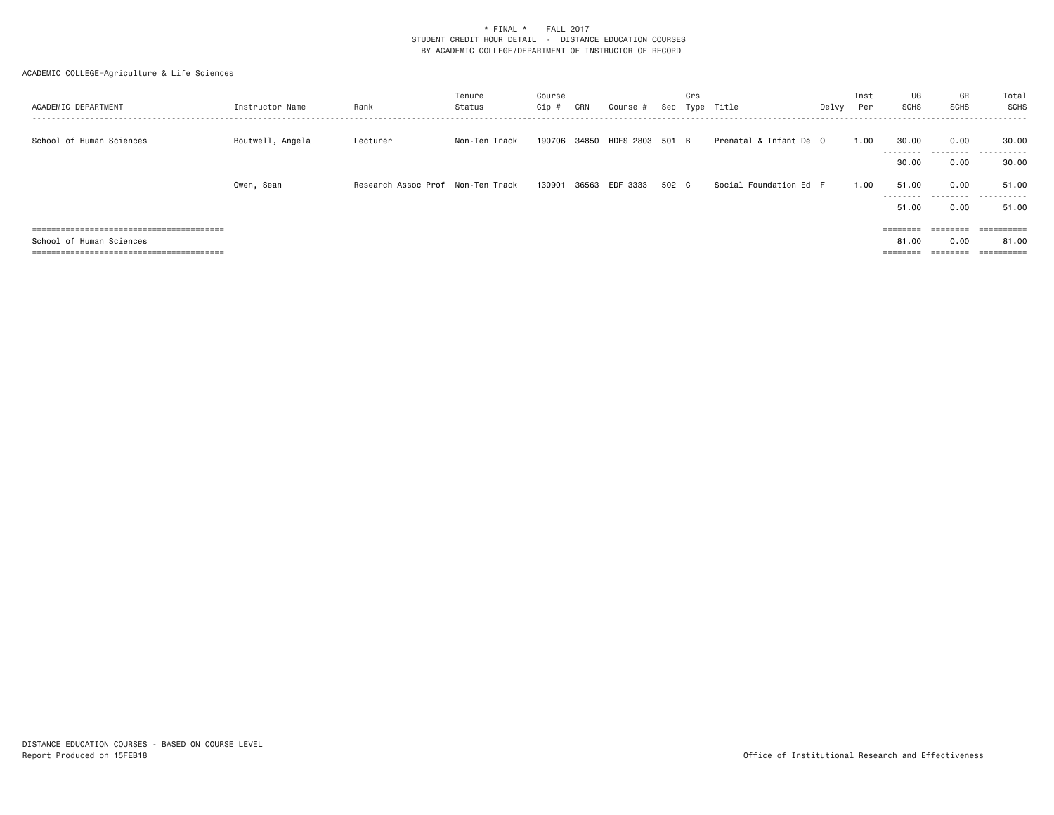\* FINAL \*    FALL 2017
STUDENT CREDIT HOUR DETAIL - DISTANCE EDUCATION COURSES
BY ACADEMIC COLLEGE/DEPARTMENT OF INSTRUCTOR OF RECORD

ACADEMIC COLLEGE=Agriculture & Life Sciences

| ACADEMIC DEPARTMENT | Instructor Name | Rank | Tenure Status | Course Cip # | CRN | Course # | Sec | Crs Type | Title | Delvy | Inst Per | UG SCHS | GR SCHS | Total SCHS |
|---|---|---|---|---|---|---|---|---|---|---|---|---|---|---|
| School of Human Sciences | Boutwell, Angela | Lecturer | Non-Ten Track | 190706 | 34850 | HDFS 2803 | 501 | B | Prenatal & Infant De | O | 1.00 | 30.00 | 0.00 | 30.00 |
| | | | | | | | | | | | | 30.00 | 0.00 | 30.00 |
| | Owen, Sean | Research Assoc Prof | Non-Ten Track | 130901 | 36563 | EDF 3333 | 502 | C | Social Foundation Ed | F | 1.00 | 51.00 | 0.00 | 51.00 |
| | | | | | | | | | | | | 51.00 | 0.00 | 51.00 |
| School of Human Sciences | | | | | | | | | | | | 81.00 | 0.00 | 81.00 |

DISTANCE EDUCATION COURSES - BASED ON COURSE LEVEL
Report Produced on 15FEB18

Office of Institutional Research and Effectiveness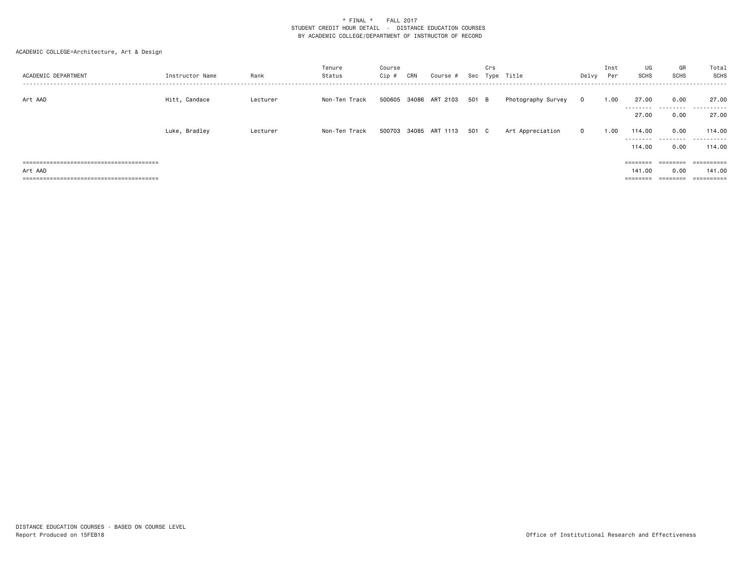* FINAL * FALL 2017
STUDENT CREDIT HOUR DETAIL - DISTANCE EDUCATION COURSES
BY ACADEMIC COLLEGE/DEPARTMENT OF INSTRUCTOR OF RECORD

ACADEMIC COLLEGE=Architecture, Art & Design

| ACADEMIC DEPARTMENT | Instructor Name | Rank | Tenure Status | Course Cip # | CRN | Course # | Sec | Crs Type | Title | Delvy | Inst Per | UG SCHS | GR SCHS | Total SCHS |
|---|---|---|---|---|---|---|---|---|---|---|---|---|---|---|
| Art AAD | Hitt, Candace | Lecturer | Non-Ten Track | 500605 | 34086 | ART 2103 | 501 | B | Photography Survey | O | 1.00 | 27.00 | 0.00 | 27.00 |
| | | | | | | | | | | | | 27.00 | 0.00 | 27.00 |
| | Luke, Bradley | Lecturer | Non-Ten Track | 500703 | 34085 | ART 1113 | 501 | C | Art Appreciation | O | 1.00 | 114.00 | 0.00 | 114.00 |
| | | | | | | | | | | | | 114.00 | 0.00 | 114.00 |
| Art AAD | | | | | | | | | | | | 141.00 | 0.00 | 141.00 |

DISTANCE EDUCATION COURSES - BASED ON COURSE LEVEL
Report Produced on 15FEB18

Office of Institutional Research and Effectiveness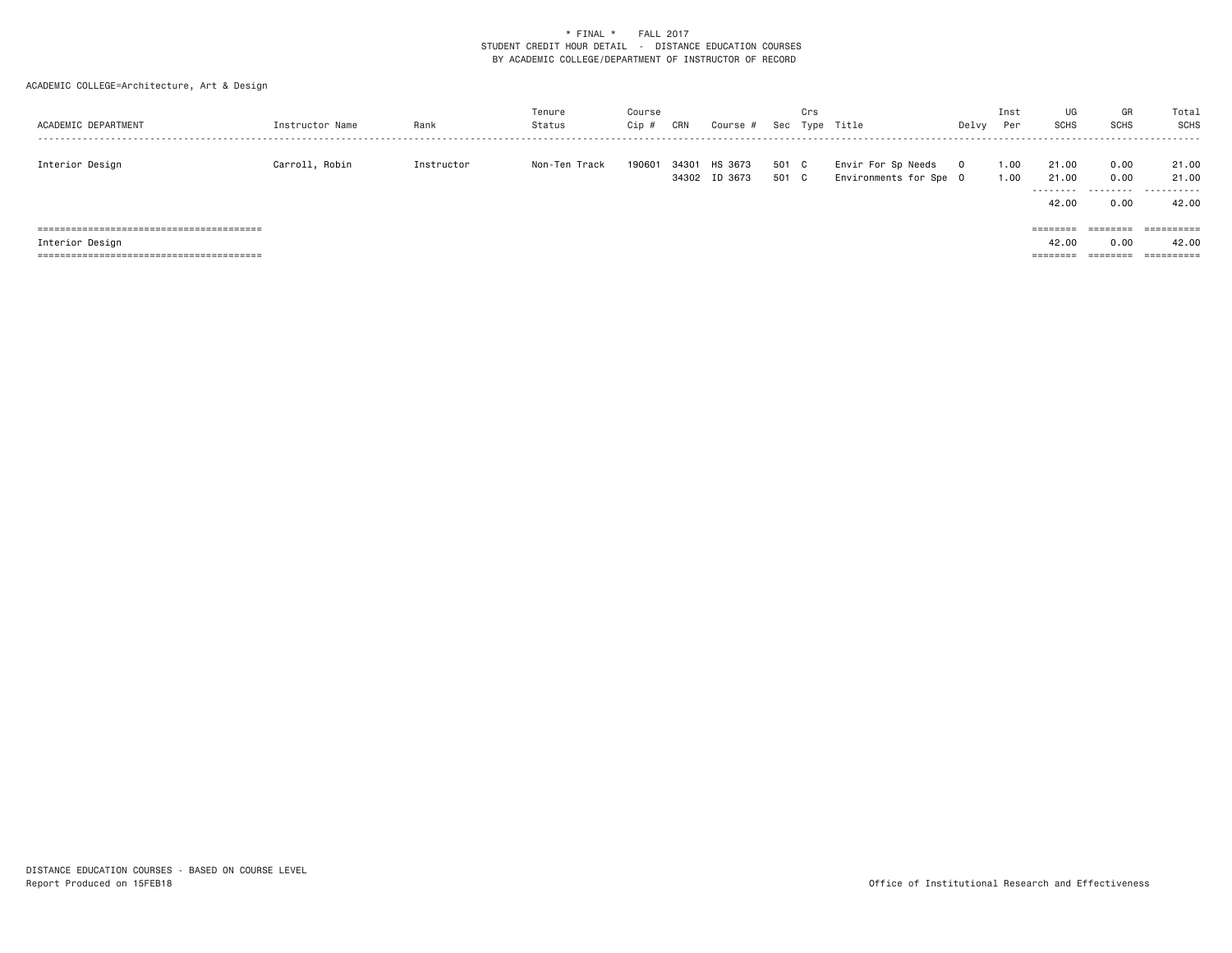\* FINAL \* FALL 2017
STUDENT CREDIT HOUR DETAIL - DISTANCE EDUCATION COURSES
BY ACADEMIC COLLEGE/DEPARTMENT OF INSTRUCTOR OF RECORD

ACADEMIC COLLEGE=Architecture, Art & Design

| ACADEMIC DEPARTMENT | Instructor Name | Rank | Tenure Status | Course Cip # | CRN | Course # | Sec | Crs Type | Title | Delvy | Inst Per | UG SCHS | GR SCHS | Total SCHS |
|---|---|---|---|---|---|---|---|---|---|---|---|---|---|---|
| Interior Design | Carroll, Robin | Instructor | Non-Ten Track | 190601 | 34301 | HS 3673 | 501 | C | Envir For Sp Needs | O | 1.00 | 21.00 | 0.00 | 21.00 |
| | | | | | 34302 | ID 3673 | 501 | C | Environments for Spe | O | 1.00 | 21.00 | 0.00 | 21.00 |
| | | | | | | | | | | | | 42.00 | 0.00 | 42.00 |
| Interior Design | | | | | | | | | | | | 42.00 | 0.00 | 42.00 |

DISTANCE EDUCATION COURSES - BASED ON COURSE LEVEL
Report Produced on 15FEB18

Office of Institutional Research and Effectiveness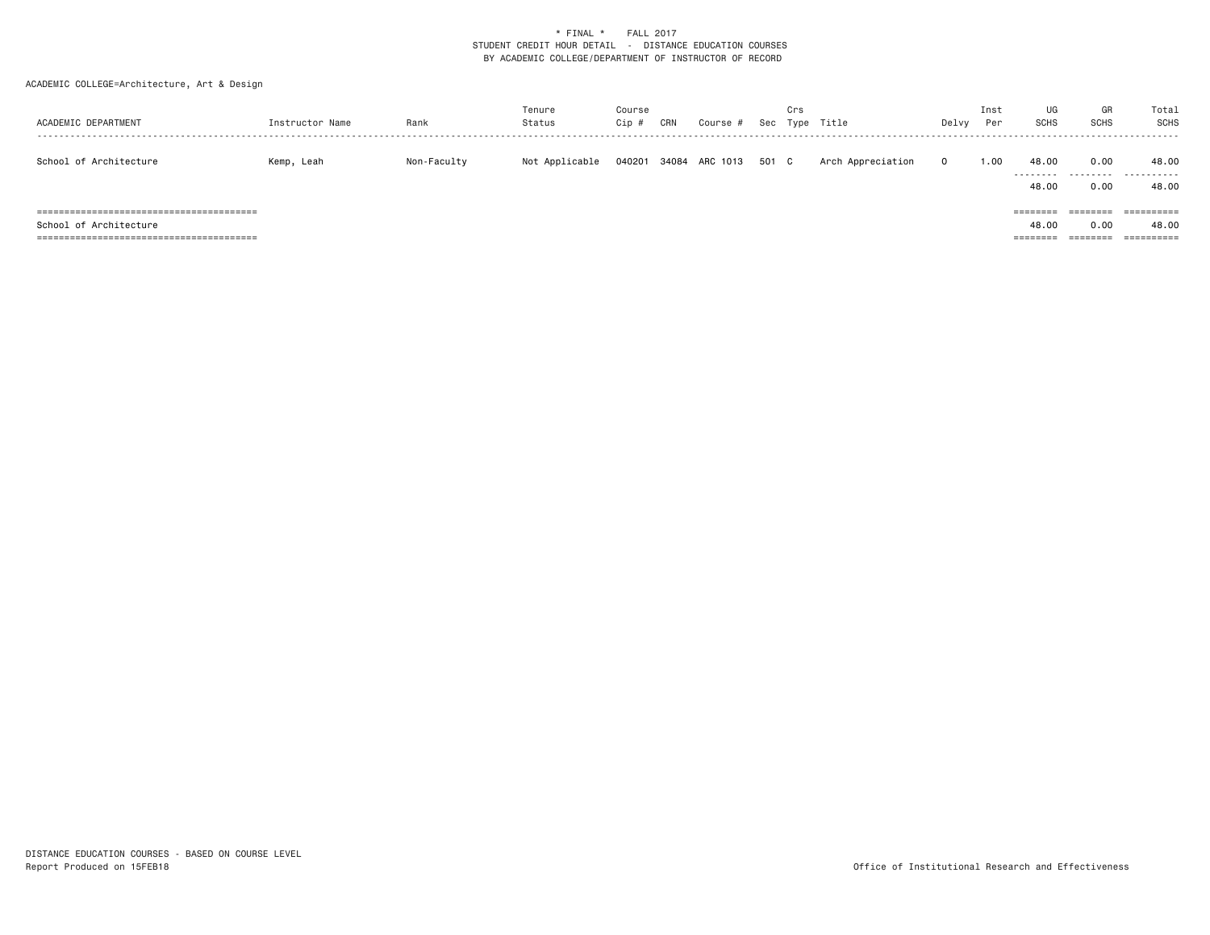\* FINAL \* FALL 2017
STUDENT CREDIT HOUR DETAIL - DISTANCE EDUCATION COURSES
BY ACADEMIC COLLEGE/DEPARTMENT OF INSTRUCTOR OF RECORD

ACADEMIC COLLEGE=Architecture, Art & Design

| ACADEMIC DEPARTMENT | Instructor Name | Rank | Tenure Status | Course Cip # | CRN | Course # | Sec | Crs Type | Title | Delvy | Inst Per | UG SCHS | GR SCHS | Total SCHS |
|---|---|---|---|---|---|---|---|---|---|---|---|---|---|---|
| School of Architecture | Kemp, Leah | Non-Faculty | Not Applicable | 040201 | 34084 | ARC 1013 | 501 | C | Arch Appreciation | O | 1.00 | 48.00 | 0.00 | 48.00 |
| | | | | | | | | | | | | 48.00 | 0.00 | 48.00 |
| School of Architecture | | | | | | | | | | | | 48.00 | 0.00 | 48.00 |

DISTANCE EDUCATION COURSES - BASED ON COURSE LEVEL
Report Produced on 15FEB18

Office of Institutional Research and Effectiveness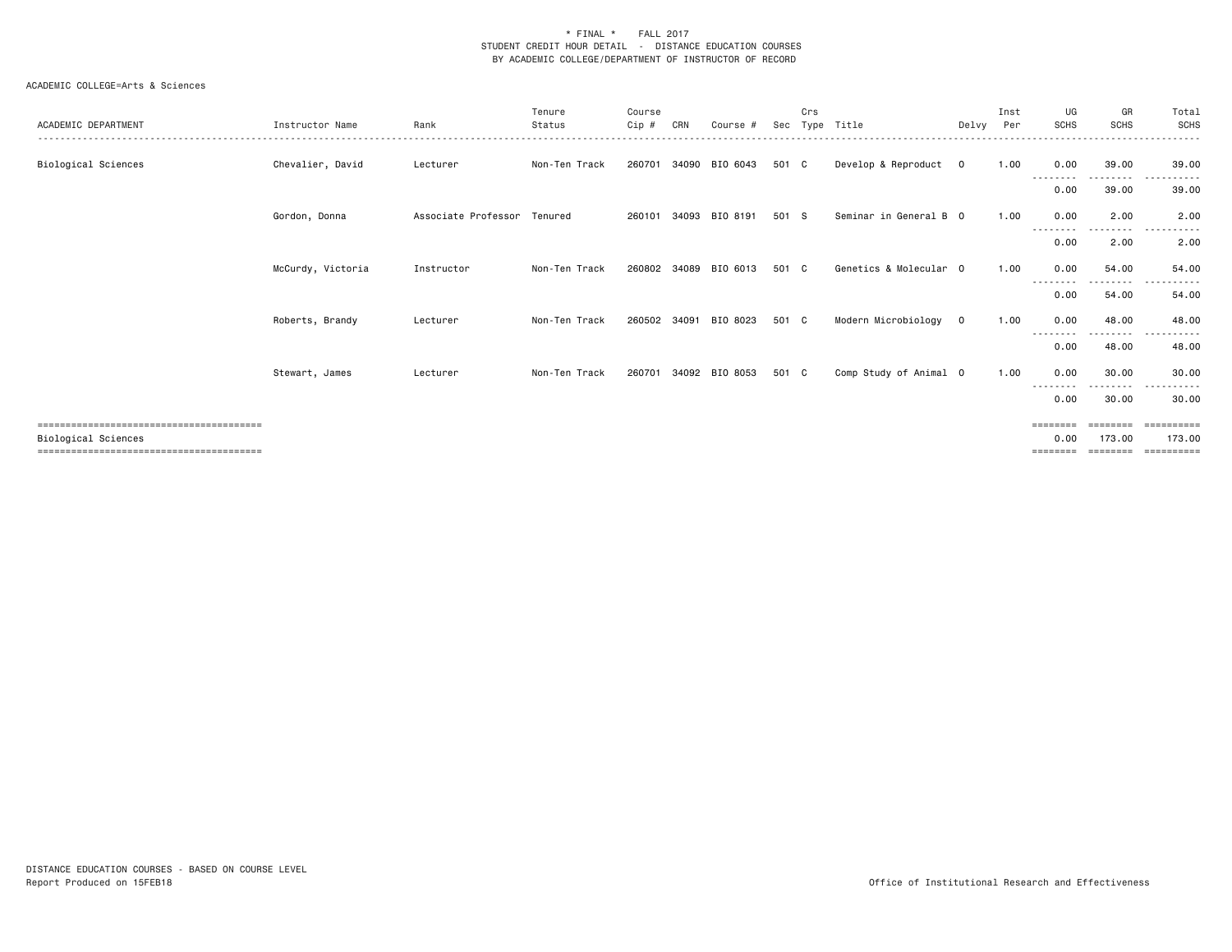\* FINAL \* FALL 2017
STUDENT CREDIT HOUR DETAIL - DISTANCE EDUCATION COURSES
BY ACADEMIC COLLEGE/DEPARTMENT OF INSTRUCTOR OF RECORD

ACADEMIC COLLEGE=Arts & Sciences

| ACADEMIC DEPARTMENT | Instructor Name | Rank | Tenure Status | Course Cip # | CRN | Course # | Sec | Crs Type | Title | Delvy | Inst Per | UG SCHS | GR SCHS | Total SCHS |
|---|---|---|---|---|---|---|---|---|---|---|---|---|---|---|
| Biological Sciences | Chevalier, David | Lecturer | Non-Ten Track | 260701 | 34090 | BIO 6043 | 501 | C | Develop & Reproduct | O | 1.00 | 0.00 | 39.00 | 39.00 |
| | | | | | | | | | | | | 0.00 | 39.00 | 39.00 |
| | Gordon, Donna | Associate Professor | Tenured | 260101 | 34093 | BIO 8191 | 501 | S | Seminar in General B | O | 1.00 | 0.00 | 2.00 | 2.00 |
| | | | | | | | | | | | | 0.00 | 2.00 | 2.00 |
| | McCurdy, Victoria | Instructor | Non-Ten Track | 260802 | 34089 | BIO 6013 | 501 | C | Genetics & Molecular | O | 1.00 | 0.00 | 54.00 | 54.00 |
| | | | | | | | | | | | | 0.00 | 54.00 | 54.00 |
| | Roberts, Brandy | Lecturer | Non-Ten Track | 260502 | 34091 | BIO 8023 | 501 | C | Modern Microbiology | O | 1.00 | 0.00 | 48.00 | 48.00 |
| | | | | | | | | | | | | 0.00 | 48.00 | 48.00 |
| | Stewart, James | Lecturer | Non-Ten Track | 260701 | 34092 | BIO 8053 | 501 | C | Comp Study of Animal | O | 1.00 | 0.00 | 30.00 | 30.00 |
| | | | | | | | | | | | | 0.00 | 30.00 | 30.00 |
| Biological Sciences | | | | | | | | | | | | 0.00 | 173.00 | 173.00 |

DISTANCE EDUCATION COURSES - BASED ON COURSE LEVEL
Report Produced on 15FEB18

Office of Institutional Research and Effectiveness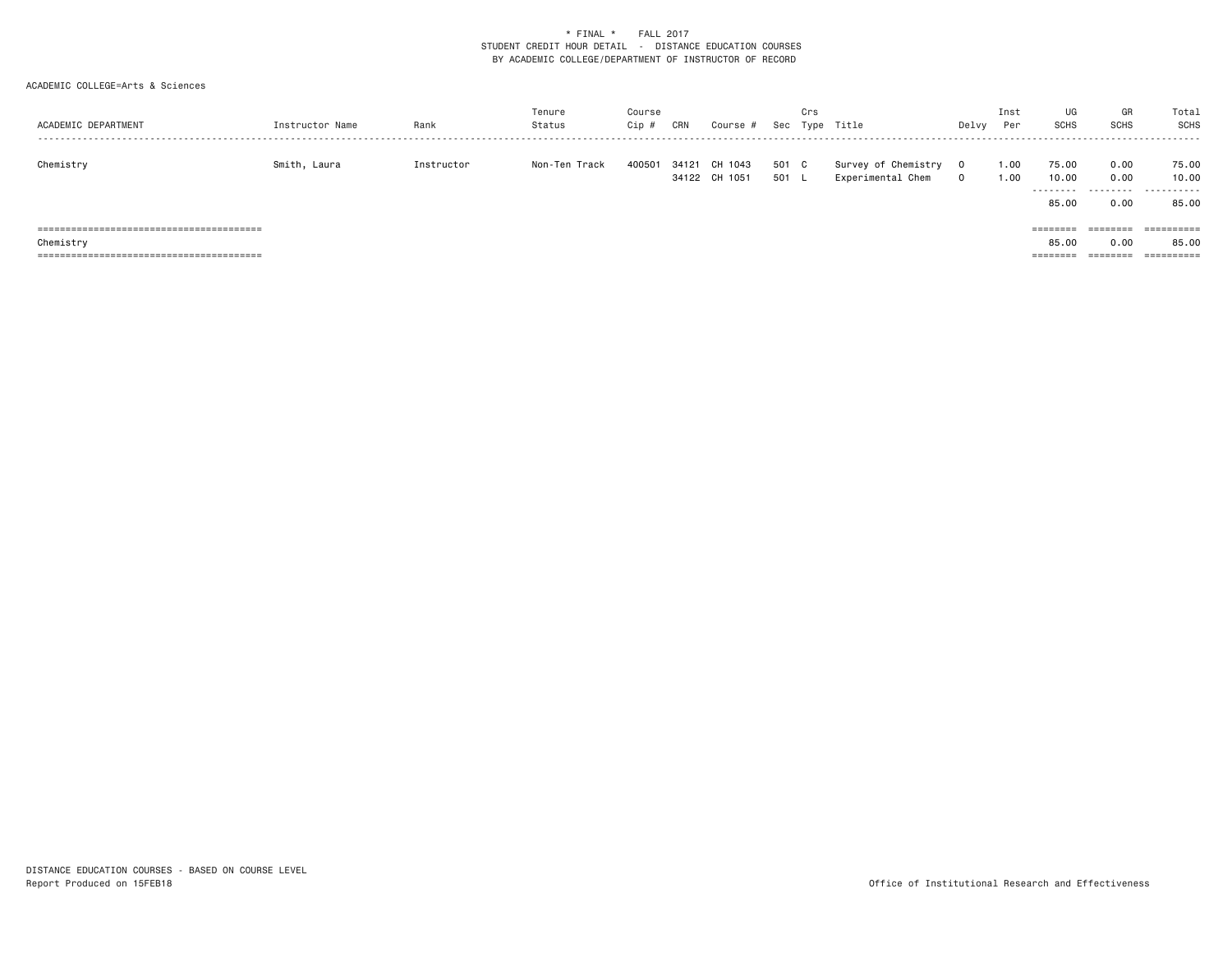\* FINAL \*    FALL 2017
STUDENT CREDIT HOUR DETAIL - DISTANCE EDUCATION COURSES
BY ACADEMIC COLLEGE/DEPARTMENT OF INSTRUCTOR OF RECORD

ACADEMIC COLLEGE=Arts & Sciences

| ACADEMIC DEPARTMENT | Instructor Name | Rank | Tenure Status | Course Cip # | CRN | Course # | Sec | Crs Type | Title | Delvy | Inst Per | UG SCHS | GR SCHS | Total SCHS |
|---|---|---|---|---|---|---|---|---|---|---|---|---|---|---|
| Chemistry | Smith, Laura | Instructor | Non-Ten Track | 400501 | 34121 | CH 1043 | 501 | C | Survey of Chemistry | O | 1.00 | 75.00 | 0.00 | 75.00 |
| | | | | | 34122 | CH 1051 | 501 | L | Experimental Chem | O | 1.00 | 10.00 | 0.00 | 10.00 |
| | | | | | | | | | | | | 85.00 | 0.00 | 85.00 |
| Chemistry | | | | | | | | | | | | 85.00 | 0.00 | 85.00 |

DISTANCE EDUCATION COURSES - BASED ON COURSE LEVEL
Report Produced on 15FEB18

Office of Institutional Research and Effectiveness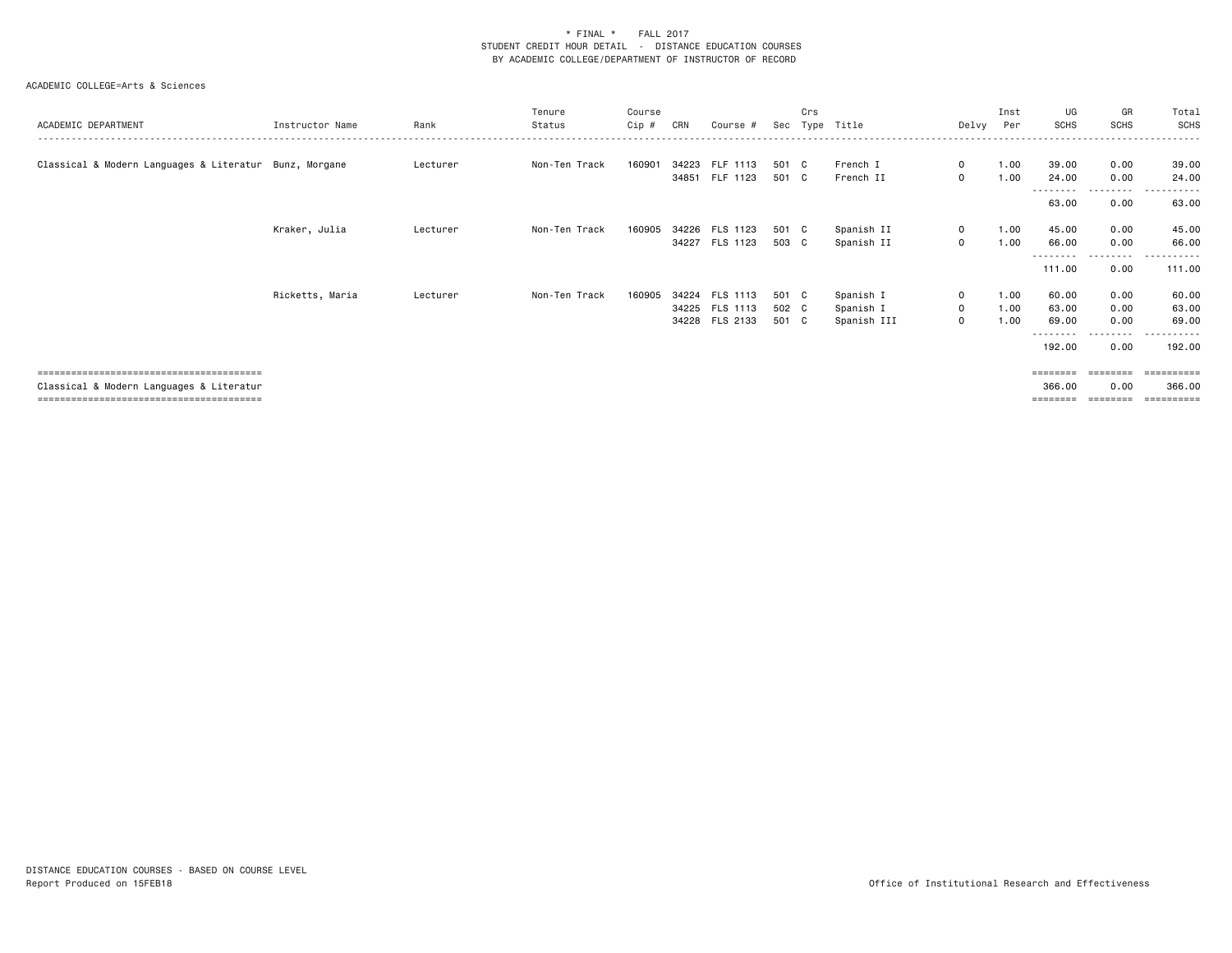\* FINAL \*    FALL 2017

STUDENT CREDIT HOUR DETAIL - DISTANCE EDUCATION COURSES

BY ACADEMIC COLLEGE/DEPARTMENT OF INSTRUCTOR OF RECORD

ACADEMIC COLLEGE=Arts & Sciences

| ACADEMIC DEPARTMENT | Instructor Name | Rank | Tenure Status | Course Cip # | CRN | Course # | Sec | Crs Type | Title | Delvy | Inst Per | UG SCHS | GR SCHS | Total SCHS |
|---|---|---|---|---|---|---|---|---|---|---|---|---|---|---|
| Classical & Modern Languages & Literatur | Bunz, Morgane | Lecturer | Non-Ten Track | 160901 | 34223 | FLF 1113 | 501 | C | French I | O | 1.00 | 39.00 | 0.00 | 39.00 |
| | | | | | 34851 | FLF 1123 | 501 | C | French II | O | 1.00 | 24.00 | 0.00 | 24.00 |
| | | | | | | | | | | | | 63.00 | 0.00 | 63.00 |
| | Kraker, Julia | Lecturer | Non-Ten Track | 160905 | 34226 | FLS 1123 | 501 | C | Spanish II | O | 1.00 | 45.00 | 0.00 | 45.00 |
| | | | | | 34227 | FLS 1123 | 503 | C | Spanish II | O | 1.00 | 66.00 | 0.00 | 66.00 |
| | | | | | | | | | | | | 111.00 | 0.00 | 111.00 |
| | Ricketts, Maria | Lecturer | Non-Ten Track | 160905 | 34224 | FLS 1113 | 501 | C | Spanish I | O | 1.00 | 60.00 | 0.00 | 60.00 |
| | | | | | 34225 | FLS 1113 | 502 | C | Spanish I | O | 1.00 | 63.00 | 0.00 | 63.00 |
| | | | | | 34228 | FLS 2133 | 501 | C | Spanish III | O | 1.00 | 69.00 | 0.00 | 69.00 |
| | | | | | | | | | | | | 192.00 | 0.00 | 192.00 |
| Classical & Modern Languages & Literatur | | | | | | | | | | | | 366.00 | 0.00 | 366.00 |

DISTANCE EDUCATION COURSES - BASED ON COURSE LEVEL

Report Produced on 15FEB18

Office of Institutional Research and Effectiveness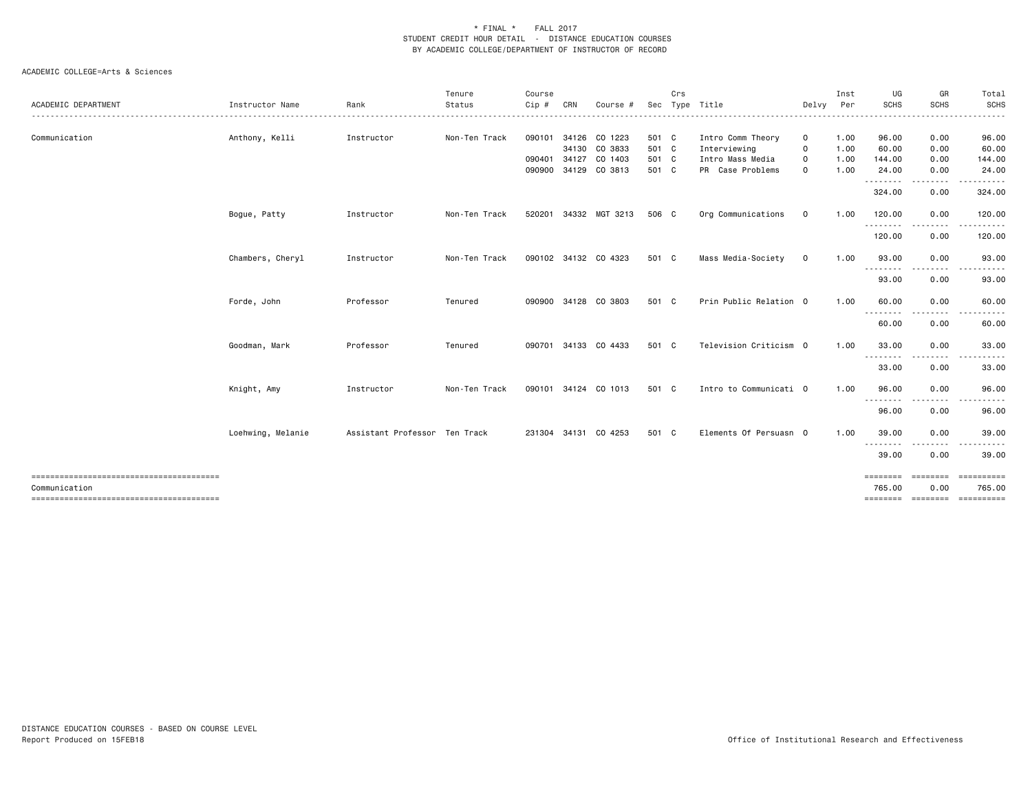\* FINAL \* FALL 2017
STUDENT CREDIT HOUR DETAIL - DISTANCE EDUCATION COURSES
BY ACADEMIC COLLEGE/DEPARTMENT OF INSTRUCTOR OF RECORD

ACADEMIC COLLEGE=Arts & Sciences

| ACADEMIC DEPARTMENT | Instructor Name | Rank | Tenure Status | Course Cip # | CRN | Course # | Sec | Crs Type | Title | Delvy | Inst Per | UG SCHS | GR SCHS | Total SCHS |
|---|---|---|---|---|---|---|---|---|---|---|---|---|---|---|
| Communication | Anthony, Kelli | Instructor | Non-Ten Track | 090101 | 34126 | CO 1223 | 501 | C | Intro Comm Theory | O | 1.00 | 96.00 | 0.00 | 96.00 |
| | | | | | 34130 | CO 3833 | 501 | C | Interviewing | O | 1.00 | 60.00 | 0.00 | 60.00 |
| | | | | 090401 | 34127 | CO 1403 | 501 | C | Intro Mass Media | O | 1.00 | 144.00 | 0.00 | 144.00 |
| | | | | 090900 | 34129 | CO 3813 | 501 | C | PR Case Problems | O | 1.00 | 24.00 | 0.00 | 24.00 |
| | | | | | | | | | | | | 324.00 | 0.00 | 324.00 |
| | Bogue, Patty | Instructor | Non-Ten Track | 520201 | 34332 | MGT 3213 | 506 | C | Org Communications | O | 1.00 | 120.00 | 0.00 | 120.00 |
| | | | | | | | | | | | | 120.00 | 0.00 | 120.00 |
| | Chambers, Cheryl | Instructor | Non-Ten Track | 090102 | 34132 | CO 4323 | 501 | C | Mass Media-Society | O | 1.00 | 93.00 | 0.00 | 93.00 |
| | | | | | | | | | | | | 93.00 | 0.00 | 93.00 |
| | Forde, John | Professor | Tenured | 090900 | 34128 | CO 3803 | 501 | C | Prin Public Relation | O | 1.00 | 60.00 | 0.00 | 60.00 |
| | | | | | | | | | | | | 60.00 | 0.00 | 60.00 |
| | Goodman, Mark | Professor | Tenured | 090701 | 34133 | CO 4433 | 501 | C | Television Criticism | O | 1.00 | 33.00 | 0.00 | 33.00 |
| | | | | | | | | | | | | 33.00 | 0.00 | 33.00 |
| | Knight, Amy | Instructor | Non-Ten Track | 090101 | 34124 | CO 1013 | 501 | C | Intro to Communicati | O | 1.00 | 96.00 | 0.00 | 96.00 |
| | | | | | | | | | | | | 96.00 | 0.00 | 96.00 |
| | Loehwing, Melanie | Assistant Professor | Ten Track | 231304 | 34131 | CO 4253 | 501 | C | Elements Of Persuasn | O | 1.00 | 39.00 | 0.00 | 39.00 |
| | | | | | | | | | | | | 39.00 | 0.00 | 39.00 |
| Communication | | | | | | | | | | | | 765.00 | 0.00 | 765.00 |

DISTANCE EDUCATION COURSES - BASED ON COURSE LEVEL
Report Produced on 15FEB18

Office of Institutional Research and Effectiveness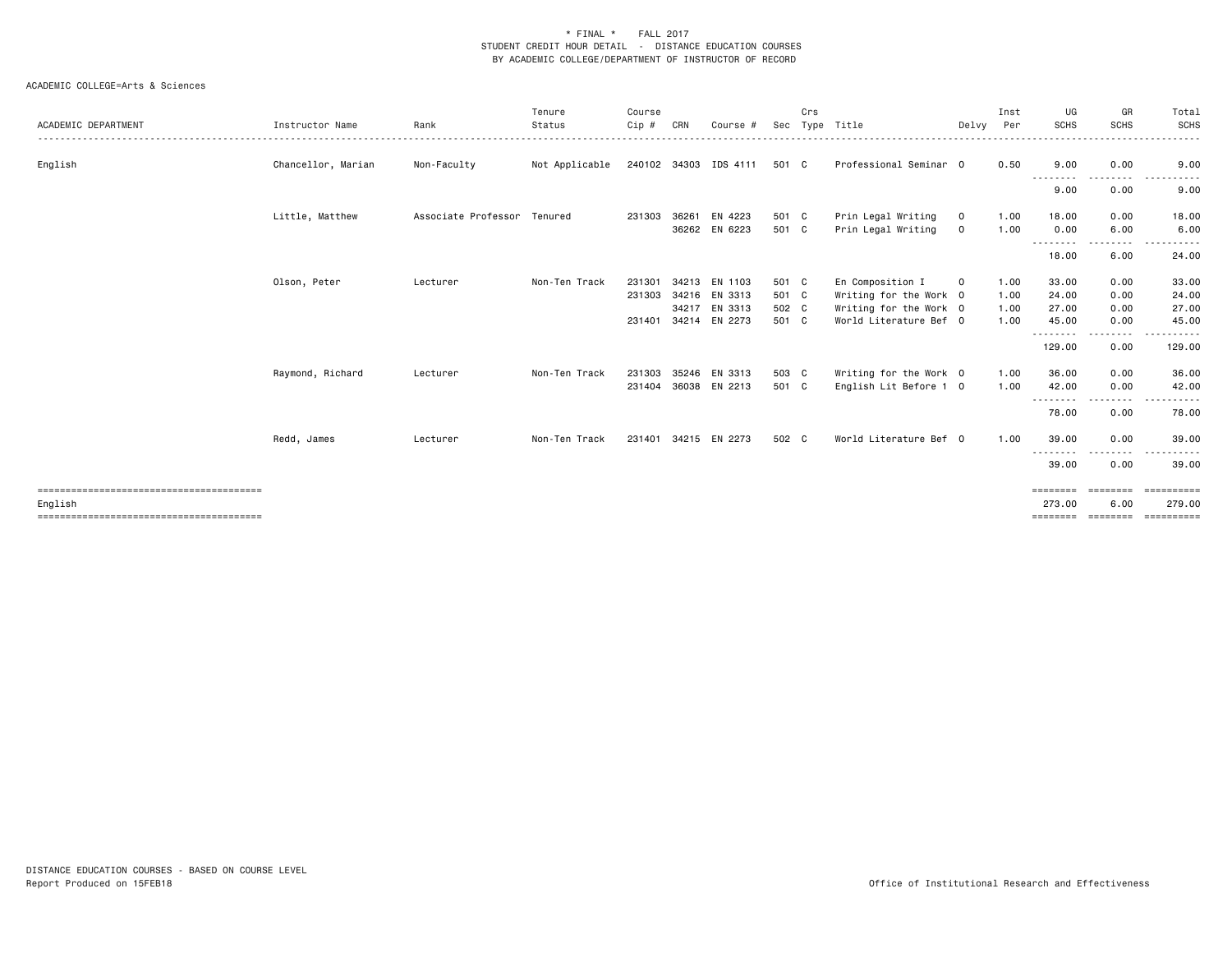\* FINAL \*   FALL 2017
STUDENT CREDIT HOUR DETAIL - DISTANCE EDUCATION COURSES
BY ACADEMIC COLLEGE/DEPARTMENT OF INSTRUCTOR OF RECORD

ACADEMIC COLLEGE=Arts & Sciences

| ACADEMIC DEPARTMENT | Instructor Name | Rank | Tenure Status | Course Cip # | CRN | Course # | Sec | Crs Type | Title | Delvy | Inst Per | UG SCHS | GR SCHS | Total SCHS |
|---|---|---|---|---|---|---|---|---|---|---|---|---|---|---|
| English | Chancellor, Marian | Non-Faculty | Not Applicable | 240102 | 34303 | IDS 4111 | 501 | C | Professional Seminar | O | 0.50 | 9.00 | 0.00 | 9.00 |
| | | | | | | | | | | | | 9.00 | 0.00 | 9.00 |
| | Little, Matthew | Associate Professor | Tenured | 231303 | 36261 | EN 4223 | 501 | C | Prin Legal Writing | O | 1.00 | 18.00 | 0.00 | 18.00 |
| | | | | | 36262 | EN 6223 | 501 | C | Prin Legal Writing | O | 1.00 | 0.00 | 6.00 | 6.00 |
| | | | | | | | | | | | | 18.00 | 6.00 | 24.00 |
| | Olson, Peter | Lecturer | Non-Ten Track | 231301 | 34213 | EN 1103 | 501 | C | En Composition I | O | 1.00 | 33.00 | 0.00 | 33.00 |
| | | | | 231303 | 34216 | EN 3313 | 501 | C | Writing for the Work | O | 1.00 | 24.00 | 0.00 | 24.00 |
| | | | | | 34217 | EN 3313 | 502 | C | Writing for the Work | O | 1.00 | 27.00 | 0.00 | 27.00 |
| | | | | 231401 | 34214 | EN 2273 | 501 | C | World Literature Bef | O | 1.00 | 45.00 | 0.00 | 45.00 |
| | | | | | | | | | | | | 129.00 | 0.00 | 129.00 |
| | Raymond, Richard | Lecturer | Non-Ten Track | 231303 | 35246 | EN 3313 | 503 | C | Writing for the Work | O | 1.00 | 36.00 | 0.00 | 36.00 |
| | | | | 231404 | 36038 | EN 2213 | 501 | C | English Lit Before 1 | O | 1.00 | 42.00 | 0.00 | 42.00 |
| | | | | | | | | | | | | 78.00 | 0.00 | 78.00 |
| | Redd, James | Lecturer | Non-Ten Track | 231401 | 34215 | EN 2273 | 502 | C | World Literature Bef | O | 1.00 | 39.00 | 0.00 | 39.00 |
| | | | | | | | | | | | | 39.00 | 0.00 | 39.00 |
| English | | | | | | | | | | | | 273.00 | 6.00 | 279.00 |

DISTANCE EDUCATION COURSES - BASED ON COURSE LEVEL
Report Produced on 15FEB18

Office of Institutional Research and Effectiveness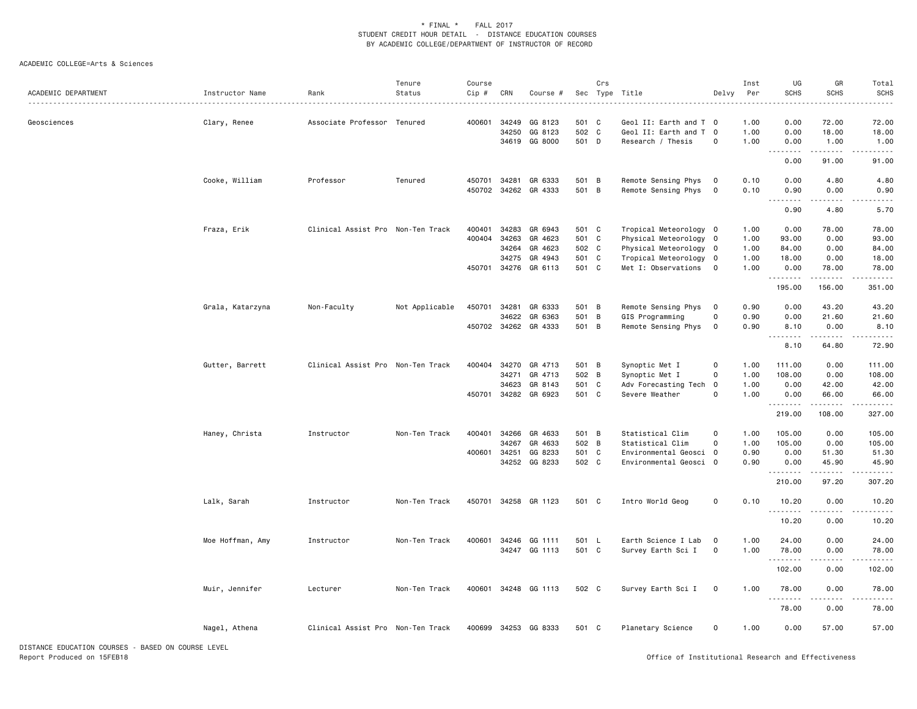\* FINAL \* FALL 2017
STUDENT CREDIT HOUR DETAIL - DISTANCE EDUCATION COURSES
BY ACADEMIC COLLEGE/DEPARTMENT OF INSTRUCTOR OF RECORD

ACADEMIC COLLEGE=Arts & Sciences

| ACADEMIC DEPARTMENT | Instructor Name | Rank | Tenure Status | Course Cip # | CRN | Course # | Sec | Crs Type | Title | Delvy | Inst Per | UG SCHS | GR SCHS | Total SCHS |
|---|---|---|---|---|---|---|---|---|---|---|---|---|---|---|
| Geosciences | Clary, Renee | Associate Professor | Tenured | 400601 | 34249 | GG 8123 | 501 | C | Geol II: Earth and T | O | 1.00 | 0.00 | 72.00 | 72.00 |
| | | | | | 34250 | GG 8123 | 502 | C | Geol II: Earth and T | O | 1.00 | 0.00 | 18.00 | 18.00 |
| | | | | | 34619 | GG 8000 | 501 | D | Research / Thesis | O | 1.00 | 0.00 | 1.00 | 1.00 |
| | | | | | | | | | | | | 0.00 | 91.00 | 91.00 |
| | Cooke, William | Professor | Tenured | 450701 | 34281 | GR 6333 | 501 | B | Remote Sensing Phys | O | 0.10 | 0.00 | 4.80 | 4.80 |
| | | | | 450702 | 34262 | GR 4333 | 501 | B | Remote Sensing Phys | O | 0.10 | 0.90 | 0.00 | 0.90 |
| | | | | | | | | | | | | 0.90 | 4.80 | 5.70 |
| | Fraza, Erik | Clinical Assist Pro | Non-Ten Track | 400401 | 34283 | GR 6943 | 501 | C | Tropical Meteorology | O | 1.00 | 0.00 | 78.00 | 78.00 |
| | | | | 400404 | 34263 | GR 4623 | 501 | C | Physical Meteorology | O | 1.00 | 93.00 | 0.00 | 93.00 |
| | | | | | 34264 | GR 4623 | 502 | C | Physical Meteorology | O | 1.00 | 84.00 | 0.00 | 84.00 |
| | | | | | 34275 | GR 4943 | 501 | C | Tropical Meteorology | O | 1.00 | 18.00 | 0.00 | 18.00 |
| | | | | 450701 | 34276 | GR 6113 | 501 | C | Met I: Observations | O | 1.00 | 0.00 | 78.00 | 78.00 |
| | | | | | | | | | | | | 195.00 | 156.00 | 351.00 |
| | Grala, Katarzyna | Non-Faculty | Not Applicable | 450701 | 34281 | GR 6333 | 501 | B | Remote Sensing Phys | O | 0.90 | 0.00 | 43.20 | 43.20 |
| | | | | | 34622 | GR 6363 | 501 | B | GIS Programming | O | 0.90 | 0.00 | 21.60 | 21.60 |
| | | | | 450702 | 34262 | GR 4333 | 501 | B | Remote Sensing Phys | O | 0.90 | 8.10 | 0.00 | 8.10 |
| | | | | | | | | | | | | 8.10 | 64.80 | 72.90 |
| | Gutter, Barrett | Clinical Assist Pro | Non-Ten Track | 400404 | 34270 | GR 4713 | 501 | B | Synoptic Met I | O | 1.00 | 111.00 | 0.00 | 111.00 |
| | | | | | 34271 | GR 4713 | 502 | B | Synoptic Met I | O | 1.00 | 108.00 | 0.00 | 108.00 |
| | | | | | 34623 | GR 8143 | 501 | C | Adv Forecasting Tech | O | 1.00 | 0.00 | 42.00 | 42.00 |
| | | | | 450701 | 34282 | GR 6923 | 501 | C | Severe Weather | O | 1.00 | 0.00 | 66.00 | 66.00 |
| | | | | | | | | | | | | 219.00 | 108.00 | 327.00 |
| | Haney, Christa | Instructor | Non-Ten Track | 400401 | 34266 | GR 4633 | 501 | B | Statistical Clim | O | 1.00 | 105.00 | 0.00 | 105.00 |
| | | | | | 34267 | GR 4633 | 502 | B | Statistical Clim | O | 1.00 | 105.00 | 0.00 | 105.00 |
| | | | | 400601 | 34251 | GG 8233 | 501 | C | Environmental Geosci | O | 0.90 | 0.00 | 51.30 | 51.30 |
| | | | | | 34252 | GG 8233 | 502 | C | Environmental Geosci | O | 0.90 | 0.00 | 45.90 | 45.90 |
| | | | | | | | | | | | | 210.00 | 97.20 | 307.20 |
| | Lalk, Sarah | Instructor | Non-Ten Track | 450701 | 34258 | GR 1123 | 501 | C | Intro World Geog | O | 0.10 | 10.20 | 0.00 | 10.20 |
| | | | | | | | | | | | | 10.20 | 0.00 | 10.20 |
| | Moe Hoffman, Amy | Instructor | Non-Ten Track | 400601 | 34246 | GG 1111 | 501 | L | Earth Science I Lab | O | 1.00 | 24.00 | 0.00 | 24.00 |
| | | | | | 34247 | GG 1113 | 501 | C | Survey Earth Sci I | O | 1.00 | 78.00 | 0.00 | 78.00 |
| | | | | | | | | | | | | 102.00 | 0.00 | 102.00 |
| | Muir, Jennifer | Lecturer | Non-Ten Track | 400601 | 34248 | GG 1113 | 502 | C | Survey Earth Sci I | O | 1.00 | 78.00 | 0.00 | 78.00 |
| | | | | | | | | | | | | 78.00 | 0.00 | 78.00 |
| | Nagel, Athena | Clinical Assist Pro | Non-Ten Track | 400699 | 34253 | GG 8333 | 501 | C | Planetary Science | O | 1.00 | 0.00 | 57.00 | 57.00 |

DISTANCE EDUCATION COURSES - BASED ON COURSE LEVEL
Report Produced on 15FEB18

Office of Institutional Research and Effectiveness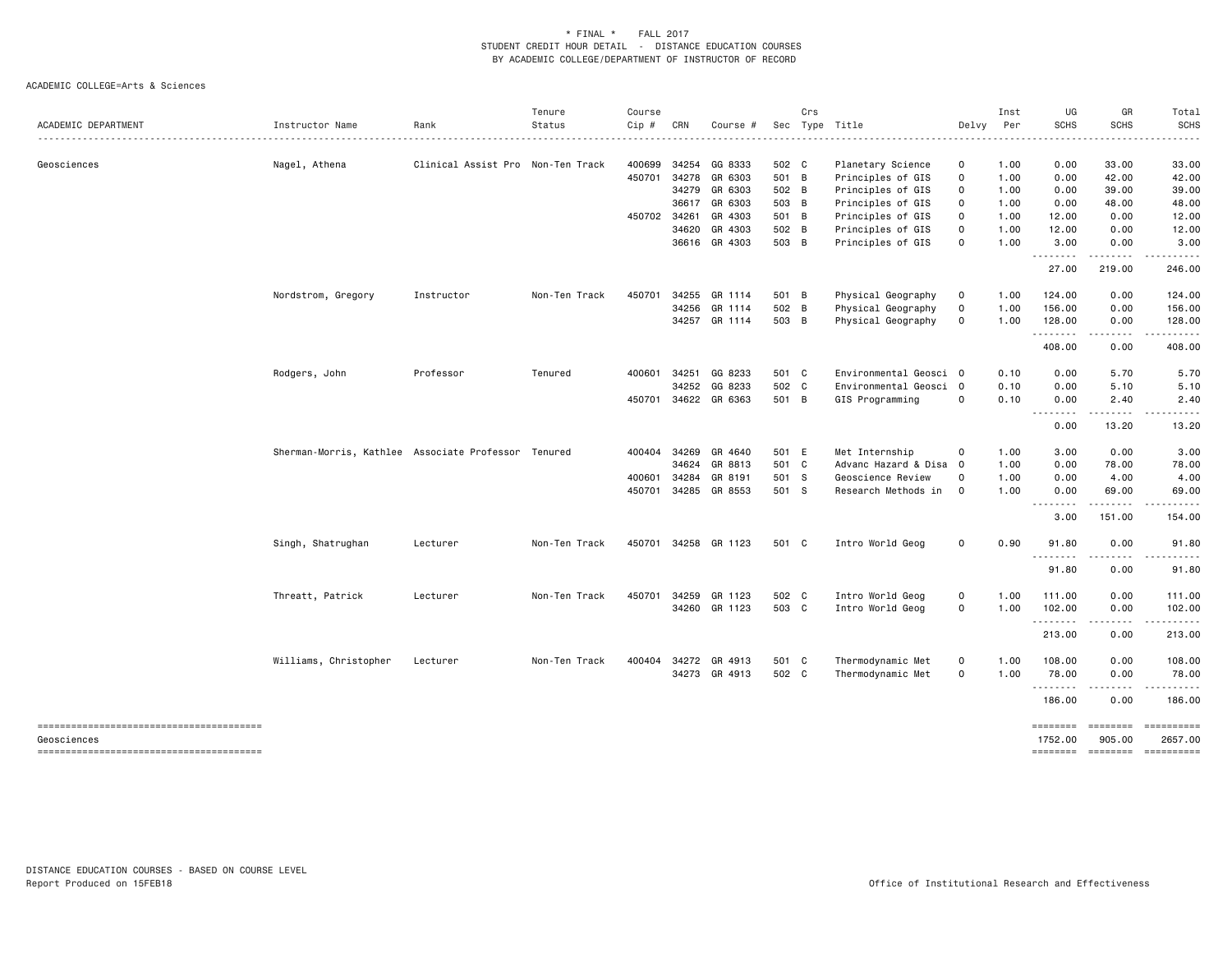\* FINAL \* FALL 2017
STUDENT CREDIT HOUR DETAIL - DISTANCE EDUCATION COURSES
BY ACADEMIC COLLEGE/DEPARTMENT OF INSTRUCTOR OF RECORD

ACADEMIC COLLEGE=Arts & Sciences

| ACADEMIC DEPARTMENT | Instructor Name | Rank | Tenure Status | Course Cip # | CRN | Course # | Sec | Crs Type | Title | Delvy | Inst Per | UG SCHS | GR SCHS | Total SCHS |
|---|---|---|---|---|---|---|---|---|---|---|---|---|---|---|
| Geosciences | Nagel, Athena | Clinical Assist Pro | Non-Ten Track | 400699 | 34254 | GG 8333 | 502 | C | Planetary Science | O | 1.00 | 0.00 | 33.00 | 33.00 |
| | | | | 450701 | 34278 | GR 6303 | 501 | B | Principles of GIS | O | 1.00 | 0.00 | 42.00 | 42.00 |
| | | | | | 34279 | GR 6303 | 502 | B | Principles of GIS | O | 1.00 | 0.00 | 39.00 | 39.00 |
| | | | | | 36617 | GR 6303 | 503 | B | Principles of GIS | O | 1.00 | 0.00 | 48.00 | 48.00 |
| | | | | 450702 | 34261 | GR 4303 | 501 | B | Principles of GIS | O | 1.00 | 12.00 | 0.00 | 12.00 |
| | | | | | 34620 | GR 4303 | 502 | B | Principles of GIS | O | 1.00 | 12.00 | 0.00 | 12.00 |
| | | | | | 36616 | GR 4303 | 503 | B | Principles of GIS | O | 1.00 | 3.00 | 0.00 | 3.00 |
| | | | | | | | | | | | | 27.00 | 219.00 | 246.00 |
| | Nordstrom, Gregory | Instructor | Non-Ten Track | 450701 | 34255 | GR 1114 | 501 | B | Physical Geography | O | 1.00 | 124.00 | 0.00 | 124.00 |
| | | | | | 34256 | GR 1114 | 502 | B | Physical Geography | O | 1.00 | 156.00 | 0.00 | 156.00 |
| | | | | | 34257 | GR 1114 | 503 | B | Physical Geography | O | 1.00 | 128.00 | 0.00 | 128.00 |
| | | | | | | | | | | | | 408.00 | 0.00 | 408.00 |
| | Rodgers, John | Professor | Tenured | 400601 | 34251 | GG 8233 | 501 | C | Environmental Geosci | O | 0.10 | 0.00 | 5.70 | 5.70 |
| | | | | | 34252 | GG 8233 | 502 | C | Environmental Geosci | O | 0.10 | 0.00 | 5.10 | 5.10 |
| | | | | 450701 | 34622 | GR 6363 | 501 | B | GIS Programming | O | 0.10 | 0.00 | 2.40 | 2.40 |
| | | | | | | | | | | | | 0.00 | 13.20 | 13.20 |
| | Sherman-Morris, Kathlee | Associate Professor | Tenured | 400404 | 34269 | GR 4640 | 501 | E | Met Internship | O | 1.00 | 3.00 | 0.00 | 3.00 |
| | | | | | 34624 | GR 8813 | 501 | C | Advanc Hazard & Disa | O | 1.00 | 0.00 | 78.00 | 78.00 |
| | | | | 400601 | 34284 | GR 8191 | 501 | S | Geoscience Review | O | 1.00 | 0.00 | 4.00 | 4.00 |
| | | | | 450701 | 34285 | GR 8553 | 501 | S | Research Methods in | O | 1.00 | 0.00 | 69.00 | 69.00 |
| | | | | | | | | | | | | 3.00 | 151.00 | 154.00 |
| | Singh, Shatrughan | Lecturer | Non-Ten Track | 450701 | 34258 | GR 1123 | 501 | C | Intro World Geog | O | 0.90 | 91.80 | 0.00 | 91.80 |
| | | | | | | | | | | | | 91.80 | 0.00 | 91.80 |
| | Threatt, Patrick | Lecturer | Non-Ten Track | 450701 | 34259 | GR 1123 | 502 | C | Intro World Geog | O | 1.00 | 111.00 | 0.00 | 111.00 |
| | | | | | 34260 | GR 1123 | 503 | C | Intro World Geog | O | 1.00 | 102.00 | 0.00 | 102.00 |
| | | | | | | | | | | | | 213.00 | 0.00 | 213.00 |
| | Williams, Christopher | Lecturer | Non-Ten Track | 400404 | 34272 | GR 4913 | 501 | C | Thermodynamic Met | O | 1.00 | 108.00 | 0.00 | 108.00 |
| | | | | | 34273 | GR 4913 | 502 | C | Thermodynamic Met | O | 1.00 | 78.00 | 0.00 | 78.00 |
| | | | | | | | | | | | | 186.00 | 0.00 | 186.00 |
| Geosciences | | | | | | | | | | | | 1752.00 | 905.00 | 2657.00 |

DISTANCE EDUCATION COURSES - BASED ON COURSE LEVEL
Report Produced on 15FEB18

Office of Institutional Research and Effectiveness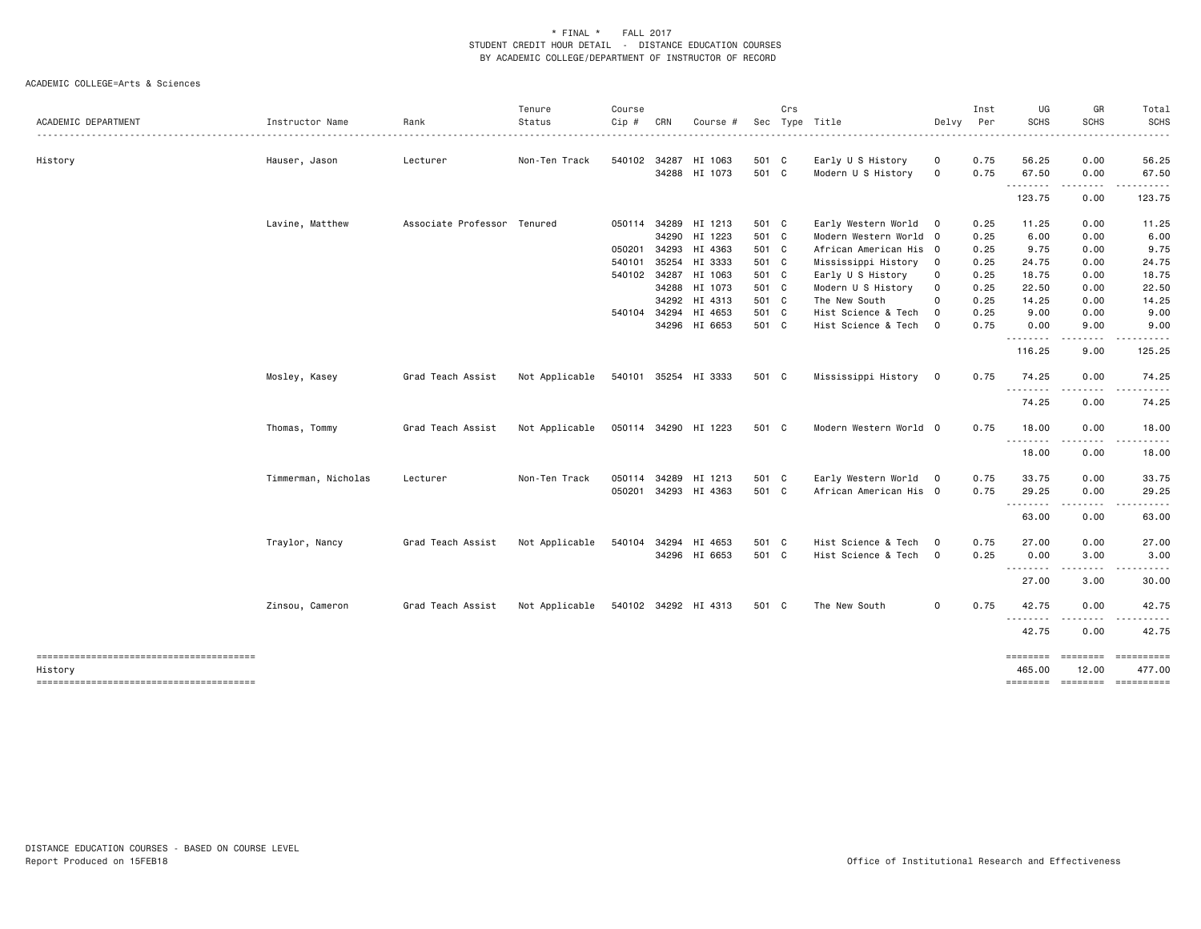\* FINAL \* FALL 2017
STUDENT CREDIT HOUR DETAIL - DISTANCE EDUCATION COURSES
BY ACADEMIC COLLEGE/DEPARTMENT OF INSTRUCTOR OF RECORD

ACADEMIC COLLEGE=Arts & Sciences

| ACADEMIC DEPARTMENT | Instructor Name | Rank | Tenure Status | Course Cip # | CRN | Course # | Sec | Crs Type | Title | Delvy | Inst Per | UG SCHS | GR SCHS | Total SCHS |
|---|---|---|---|---|---|---|---|---|---|---|---|---|---|---|
| History | Hauser, Jason | Lecturer | Non-Ten Track | 540102 | 34287 | HI 1063 | 501 | C | Early U S History | O | 0.75 | 56.25 | 0.00 | 56.25 |
| | | | | | 34288 | HI 1073 | 501 | C | Modern U S History | O | 0.75 | 67.50 | 0.00 | 67.50 |
| | | | | | | | | | | | | 123.75 | 0.00 | 123.75 |
| | Lavine, Matthew | Associate Professor | Tenured | 050114 | 34289 | HI 1213 | 501 | C | Early Western World | O | 0.25 | 11.25 | 0.00 | 11.25 |
| | | | | | 34290 | HI 1223 | 501 | C | Modern Western World | O | 0.25 | 6.00 | 0.00 | 6.00 |
| | | | | 050201 | 34293 | HI 4363 | 501 | C | African American His | O | 0.25 | 9.75 | 0.00 | 9.75 |
| | | | | 540101 | 35254 | HI 3333 | 501 | C | Mississippi History | O | 0.25 | 24.75 | 0.00 | 24.75 |
| | | | | 540102 | 34287 | HI 1063 | 501 | C | Early U S History | O | 0.25 | 18.75 | 0.00 | 18.75 |
| | | | | | 34288 | HI 1073 | 501 | C | Modern U S History | O | 0.25 | 22.50 | 0.00 | 22.50 |
| | | | | | 34292 | HI 4313 | 501 | C | The New South | O | 0.25 | 14.25 | 0.00 | 14.25 |
| | | | | 540104 | 34294 | HI 4653 | 501 | C | Hist Science & Tech | O | 0.25 | 9.00 | 0.00 | 9.00 |
| | | | | | 34296 | HI 6653 | 501 | C | Hist Science & Tech | O | 0.75 | 0.00 | 9.00 | 9.00 |
| | | | | | | | | | | | | 116.25 | 9.00 | 125.25 |
| | Mosley, Kasey | Grad Teach Assist | Not Applicable | 540101 | 35254 | HI 3333 | 501 | C | Mississippi History | O | 0.75 | 74.25 | 0.00 | 74.25 |
| | | | | | | | | | | | | 74.25 | 0.00 | 74.25 |
| | Thomas, Tommy | Grad Teach Assist | Not Applicable | 050114 | 34290 | HI 1223 | 501 | C | Modern Western World | O | 0.75 | 18.00 | 0.00 | 18.00 |
| | | | | | | | | | | | | 18.00 | 0.00 | 18.00 |
| | Timmerman, Nicholas | Lecturer | Non-Ten Track | 050114 | 34289 | HI 1213 | 501 | C | Early Western World | O | 0.75 | 33.75 | 0.00 | 33.75 |
| | | | | 050201 | 34293 | HI 4363 | 501 | C | African American His | O | 0.75 | 29.25 | 0.00 | 29.25 |
| | | | | | | | | | | | | 63.00 | 0.00 | 63.00 |
| | Traylor, Nancy | Grad Teach Assist | Not Applicable | 540104 | 34294 | HI 4653 | 501 | C | Hist Science & Tech | O | 0.75 | 27.00 | 0.00 | 27.00 |
| | | | | | 34296 | HI 6653 | 501 | C | Hist Science & Tech | O | 0.25 | 0.00 | 3.00 | 3.00 |
| | | | | | | | | | | | | 27.00 | 3.00 | 30.00 |
| | Zinsou, Cameron | Grad Teach Assist | Not Applicable | 540102 | 34292 | HI 4313 | 501 | C | The New South | O | 0.75 | 42.75 | 0.00 | 42.75 |
| | | | | | | | | | | | | 42.75 | 0.00 | 42.75 |
| History | | | | | | | | | | | | 465.00 | 12.00 | 477.00 |

DISTANCE EDUCATION COURSES - BASED ON COURSE LEVEL
Report Produced on 15FEB18

Office of Institutional Research and Effectiveness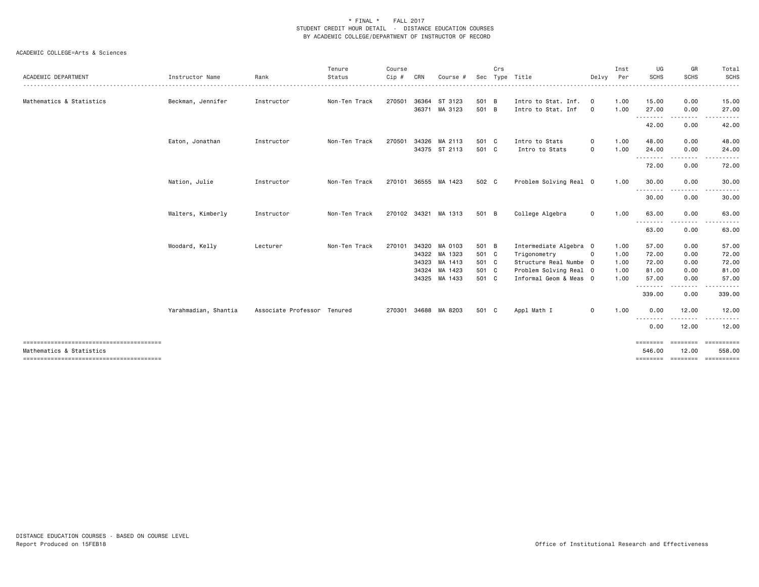\* FINAL \* FALL 2017
STUDENT CREDIT HOUR DETAIL - DISTANCE EDUCATION COURSES
BY ACADEMIC COLLEGE/DEPARTMENT OF INSTRUCTOR OF RECORD

ACADEMIC COLLEGE=Arts & Sciences

| ACADEMIC DEPARTMENT | Instructor Name | Rank | Tenure Status | Course Cip # | CRN | Course # | Sec | Crs Type | Title | Delvy | Inst Per | UG SCHS | GR SCHS | Total SCHS |
|---|---|---|---|---|---|---|---|---|---|---|---|---|---|---|
| Mathematics & Statistics | Beckman, Jennifer | Instructor | Non-Ten Track | 270501 | 36364 | ST 3123 | 501 | B | Intro to Stat. Inf. | O | 1.00 | 15.00 | 0.00 | 15.00 |
| | | | | | 36371 | MA 3123 | 501 | B | Intro to Stat. Inf | O | 1.00 | 27.00 | 0.00 | 27.00 |
| | | | | | | | | | | | | 42.00 | 0.00 | 42.00 |
| | Eaton, Jonathan | Instructor | Non-Ten Track | 270501 | 34326 | MA 2113 | 501 | C | Intro to Stats | O | 1.00 | 48.00 | 0.00 | 48.00 |
| | | | | | 34375 | ST 2113 | 501 | C | Intro to Stats | O | 1.00 | 24.00 | 0.00 | 24.00 |
| | | | | | | | | | | | | 72.00 | 0.00 | 72.00 |
| | Nation, Julie | Instructor | Non-Ten Track | 270101 | 36555 | MA 1423 | 502 | C | Problem Solving Real | O | 1.00 | 30.00 | 0.00 | 30.00 |
| | | | | | | | | | | | | 30.00 | 0.00 | 30.00 |
| | Walters, Kimberly | Instructor | Non-Ten Track | 270102 | 34321 | MA 1313 | 501 | B | College Algebra | O | 1.00 | 63.00 | 0.00 | 63.00 |
| | | | | | | | | | | | | 63.00 | 0.00 | 63.00 |
| | Woodard, Kelly | Lecturer | Non-Ten Track | 270101 | 34320 | MA 0103 | 501 | B | Intermediate Algebra | O | 1.00 | 57.00 | 0.00 | 57.00 |
| | | | | | 34322 | MA 1323 | 501 | C | Trigonometry | O | 1.00 | 72.00 | 0.00 | 72.00 |
| | | | | | 34323 | MA 1413 | 501 | C | Structure Real Numbe | O | 1.00 | 72.00 | 0.00 | 72.00 |
| | | | | | 34324 | MA 1423 | 501 | C | Problem Solving Real | O | 1.00 | 81.00 | 0.00 | 81.00 |
| | | | | | 34325 | MA 1433 | 501 | C | Informal Geom & Meas | O | 1.00 | 57.00 | 0.00 | 57.00 |
| | | | | | | | | | | | | 339.00 | 0.00 | 339.00 |
| | Yarahmadian, Shantia | Associate Professor | Tenured | 270301 | 34688 | MA 8203 | 501 | C | Appl Math I | O | 1.00 | 0.00 | 12.00 | 12.00 |
| | | | | | | | | | | | | 0.00 | 12.00 | 12.00 |
| Mathematics & Statistics | | | | | | | | | | | | 546.00 | 12.00 | 558.00 |

DISTANCE EDUCATION COURSES - BASED ON COURSE LEVEL
Report Produced on 15FEB18

Office of Institutional Research and Effectiveness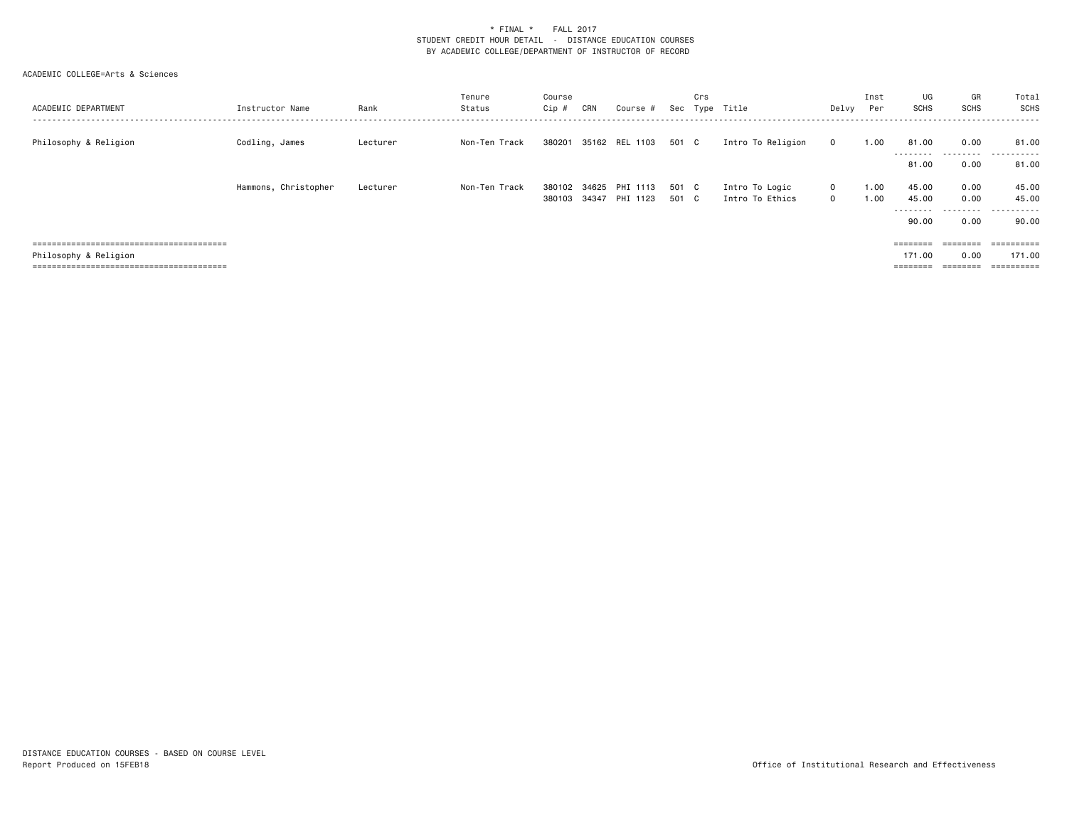\* FINAL \*    FALL 2017
STUDENT CREDIT HOUR DETAIL - DISTANCE EDUCATION COURSES
BY ACADEMIC COLLEGE/DEPARTMENT OF INSTRUCTOR OF RECORD

ACADEMIC COLLEGE=Arts & Sciences

| ACADEMIC DEPARTMENT | Instructor Name | Rank | Tenure Status | Course Cip # | CRN | Course # | Sec | Crs Type | Title | Delvy | Inst Per | UG SCHS | GR SCHS | Total SCHS |
|---|---|---|---|---|---|---|---|---|---|---|---|---|---|---|
| Philosophy & Religion | Codling, James | Lecturer | Non-Ten Track | 380201 | 35162 | REL 1103 | 501 | C | Intro To Religion | O | 1.00 | 81.00 | 0.00 | 81.00 |
| | | | | | | | | | | | | 81.00 | 0.00 | 81.00 |
| | Hammons, Christopher | Lecturer | Non-Ten Track | 380102 | 34625 | PHI 1113 | 501 | C | Intro To Logic | O | 1.00 | 45.00 | 0.00 | 45.00 |
| | | | | 380103 | 34347 | PHI 1123 | 501 | C | Intro To Ethics | O | 1.00 | 45.00 | 0.00 | 45.00 |
| | | | | | | | | | | | | 90.00 | 0.00 | 90.00 |
| Philosophy & Religion | | | | | | | | | | | | 171.00 | 0.00 | 171.00 |

DISTANCE EDUCATION COURSES - BASED ON COURSE LEVEL
Report Produced on 15FEB18

Office of Institutional Research and Effectiveness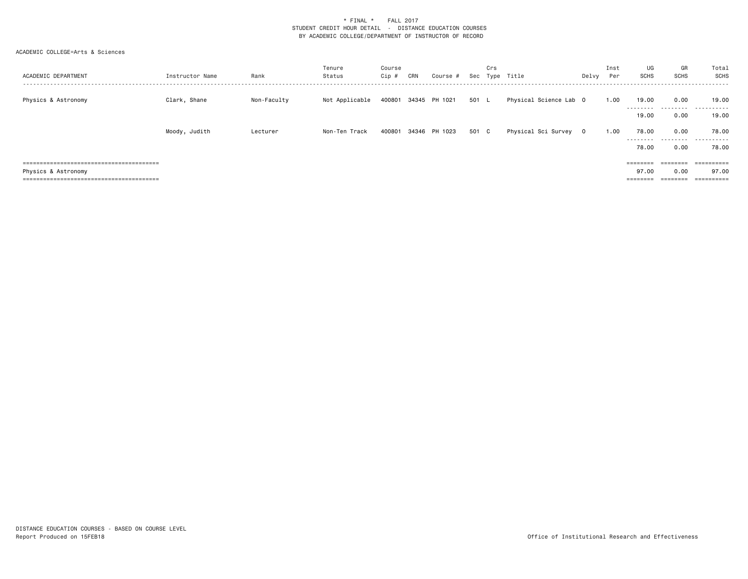\* FINAL \* FALL 2017
STUDENT CREDIT HOUR DETAIL - DISTANCE EDUCATION COURSES
BY ACADEMIC COLLEGE/DEPARTMENT OF INSTRUCTOR OF RECORD

ACADEMIC COLLEGE=Arts & Sciences

| ACADEMIC DEPARTMENT | Instructor Name | Rank | Tenure Status | Course Cip # | CRN | Course # | Sec | Crs Type | Title | Delvy | Inst Per | UG SCHS | GR SCHS | Total SCHS |
|---|---|---|---|---|---|---|---|---|---|---|---|---|---|---|
| Physics & Astronomy | Clark, Shane | Non-Faculty | Not Applicable | 400801 | 34345 | PH 1021 | 501 | L | Physical Science Lab | O | 1.00 | 19.00 | 0.00 | 19.00 |
| | | | | | | | | | | | | 19.00 | 0.00 | 19.00 |
| | Moody, Judith | Lecturer | Non-Ten Track | 400801 | 34346 | PH 1023 | 501 | C | Physical Sci Survey | O | 1.00 | 78.00 | 0.00 | 78.00 |
| | | | | | | | | | | | | 78.00 | 0.00 | 78.00 |
| Physics & Astronomy | | | | | | | | | | | | 97.00 | 0.00 | 97.00 |

DISTANCE EDUCATION COURSES - BASED ON COURSE LEVEL
Report Produced on 15FEB18

Office of Institutional Research and Effectiveness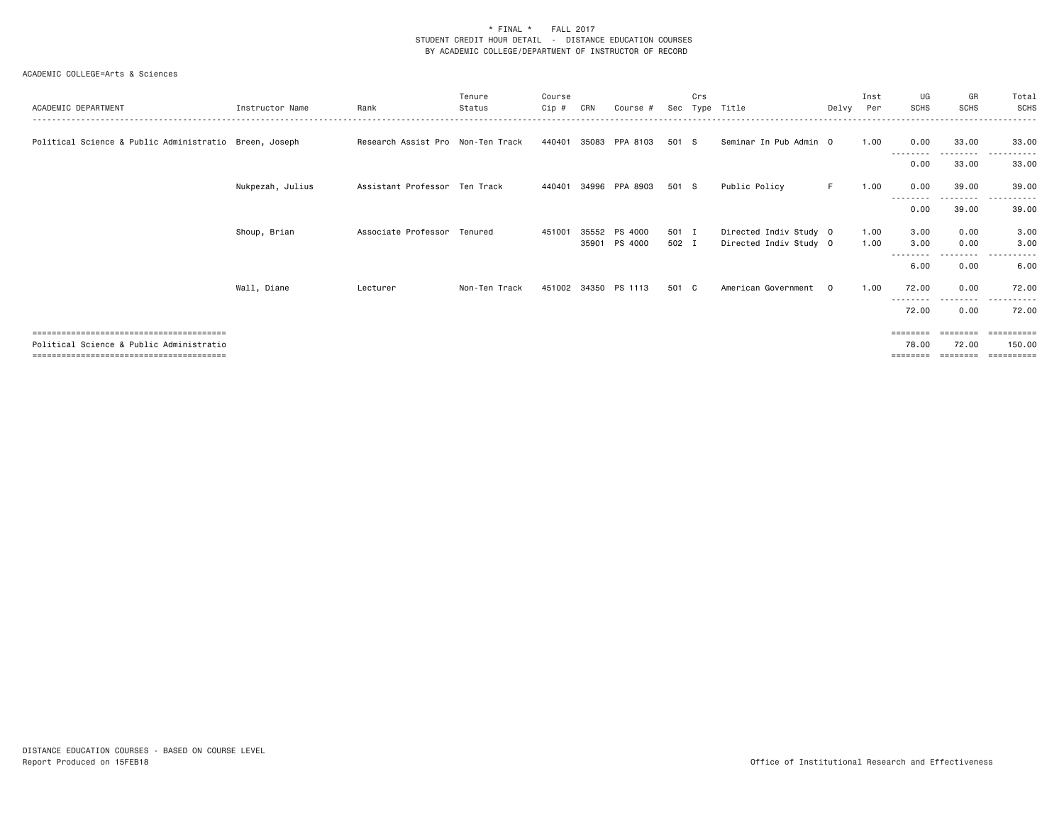\* FINAL \* FALL 2017
STUDENT CREDIT HOUR DETAIL - DISTANCE EDUCATION COURSES
BY ACADEMIC COLLEGE/DEPARTMENT OF INSTRUCTOR OF RECORD

ACADEMIC COLLEGE=Arts & Sciences

| ACADEMIC DEPARTMENT | Instructor Name | Rank | Tenure Status | Course Cip # | CRN | Course # | Sec | Crs Type | Title | Delvy | Inst Per | UG SCHS | GR SCHS | Total SCHS |
|---|---|---|---|---|---|---|---|---|---|---|---|---|---|---|
| Political Science & Public Administratio | Breen, Joseph | Research Assist Pro | Non-Ten Track | 440401 | 35083 | PPA 8103 | 501 | S | Seminar In Pub Admin | O | 1.00 | 0.00 | 33.00 | 33.00 |
| | | | | | | | | | | | | 0.00 | 33.00 | 33.00 |
| | Nukpezah, Julius | Assistant Professor | Ten Track | 440401 | 34996 | PPA 8903 | 501 | S | Public Policy | F | 1.00 | 0.00 | 39.00 | 39.00 |
| | | | | | | | | | | | | 0.00 | 39.00 | 39.00 |
| | Shoup, Brian | Associate Professor | Tenured | 451001 | 35552 | PS 4000 | 501 | I | Directed Indiv Study | O | 1.00 | 3.00 | 0.00 | 3.00 |
| | | | | | 35901 | PS 4000 | 502 | I | Directed Indiv Study | O | 1.00 | 3.00 | 0.00 | 3.00 |
| | | | | | | | | | | | | 6.00 | 0.00 | 6.00 |
| | Wall, Diane | Lecturer | Non-Ten Track | 451002 | 34350 | PS 1113 | 501 | C | American Government | O | 1.00 | 72.00 | 0.00 | 72.00 |
| | | | | | | | | | | | | 72.00 | 0.00 | 72.00 |
| Political Science & Public Administratio | | | | | | | | | | | | 78.00 | 72.00 | 150.00 |

DISTANCE EDUCATION COURSES - BASED ON COURSE LEVEL
Report Produced on 15FEB18

Office of Institutional Research and Effectiveness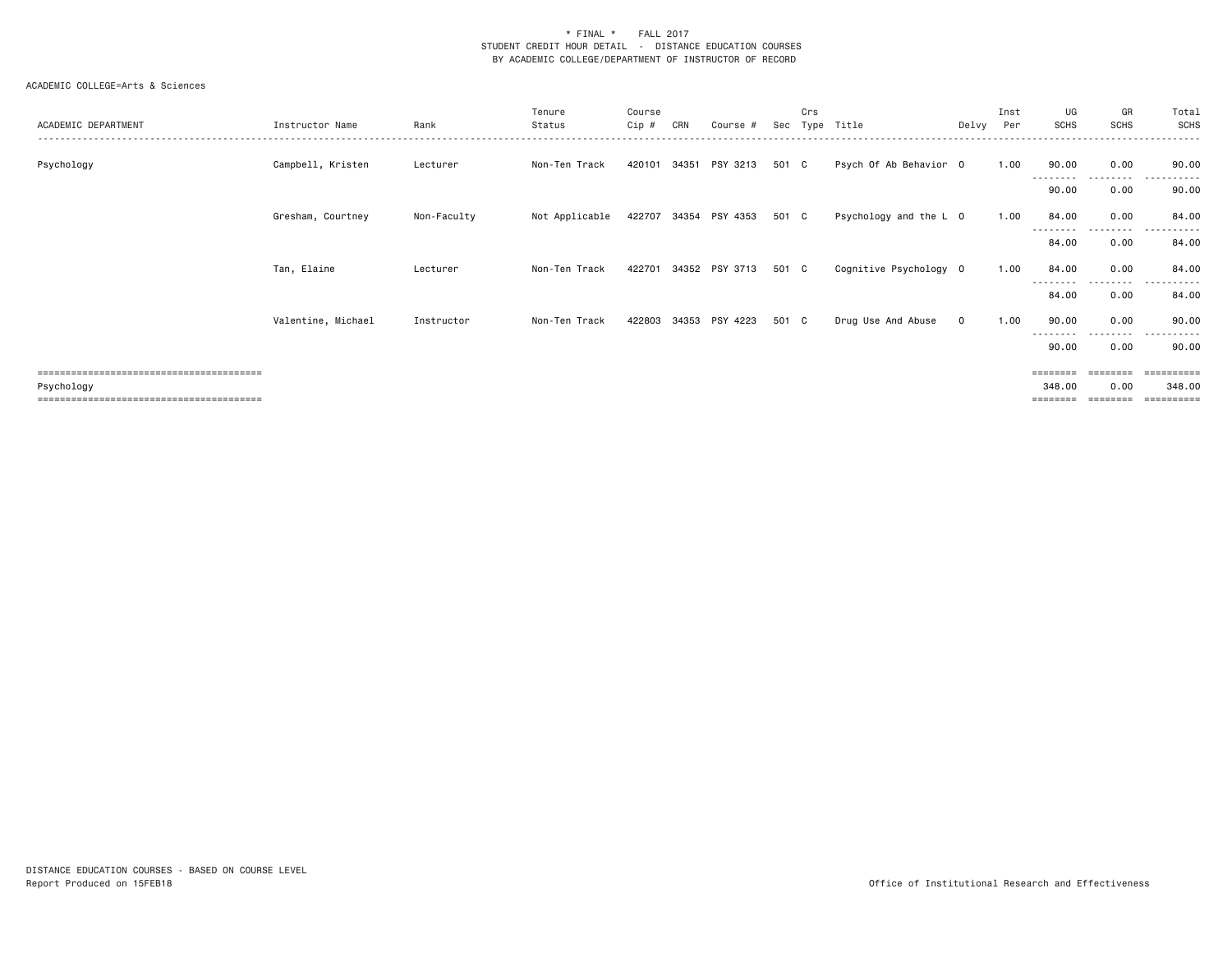\* FINAL \*    FALL 2017
STUDENT CREDIT HOUR DETAIL  -  DISTANCE EDUCATION COURSES
BY ACADEMIC COLLEGE/DEPARTMENT OF INSTRUCTOR OF RECORD

ACADEMIC COLLEGE=Arts & Sciences

| ACADEMIC DEPARTMENT | Instructor Name | Rank | Tenure Status | Course Cip # | CRN | Course # | Sec | Crs Type | Title | Delvy | Inst Per | UG SCHS | GR SCHS | Total SCHS |
|---|---|---|---|---|---|---|---|---|---|---|---|---|---|---|
| Psychology | Campbell, Kristen | Lecturer | Non-Ten Track | 420101 | 34351 | PSY 3213 | 501 | C | Psych Of Ab Behavior | O | 1.00 | 90.00 | 0.00 | 90.00 |
| | | | | | | | | | | | | 90.00 | 0.00 | 90.00 |
| | Gresham, Courtney | Non-Faculty | Not Applicable | 422707 | 34354 | PSY 4353 | 501 | C | Psychology and the L | O | 1.00 | 84.00 | 0.00 | 84.00 |
| | | | | | | | | | | | | 84.00 | 0.00 | 84.00 |
| | Tan, Elaine | Lecturer | Non-Ten Track | 422701 | 34352 | PSY 3713 | 501 | C | Cognitive Psychology | O | 1.00 | 84.00 | 0.00 | 84.00 |
| | | | | | | | | | | | | 84.00 | 0.00 | 84.00 |
| | Valentine, Michael | Instructor | Non-Ten Track | 422803 | 34353 | PSY 4223 | 501 | C | Drug Use And Abuse | O | 1.00 | 90.00 | 0.00 | 90.00 |
| | | | | | | | | | | | | 90.00 | 0.00 | 90.00 |
| Psychology | | | | | | | | | | | | 348.00 | 0.00 | 348.00 |

DISTANCE EDUCATION COURSES - BASED ON COURSE LEVEL
Report Produced on 15FEB18

Office of Institutional Research and Effectiveness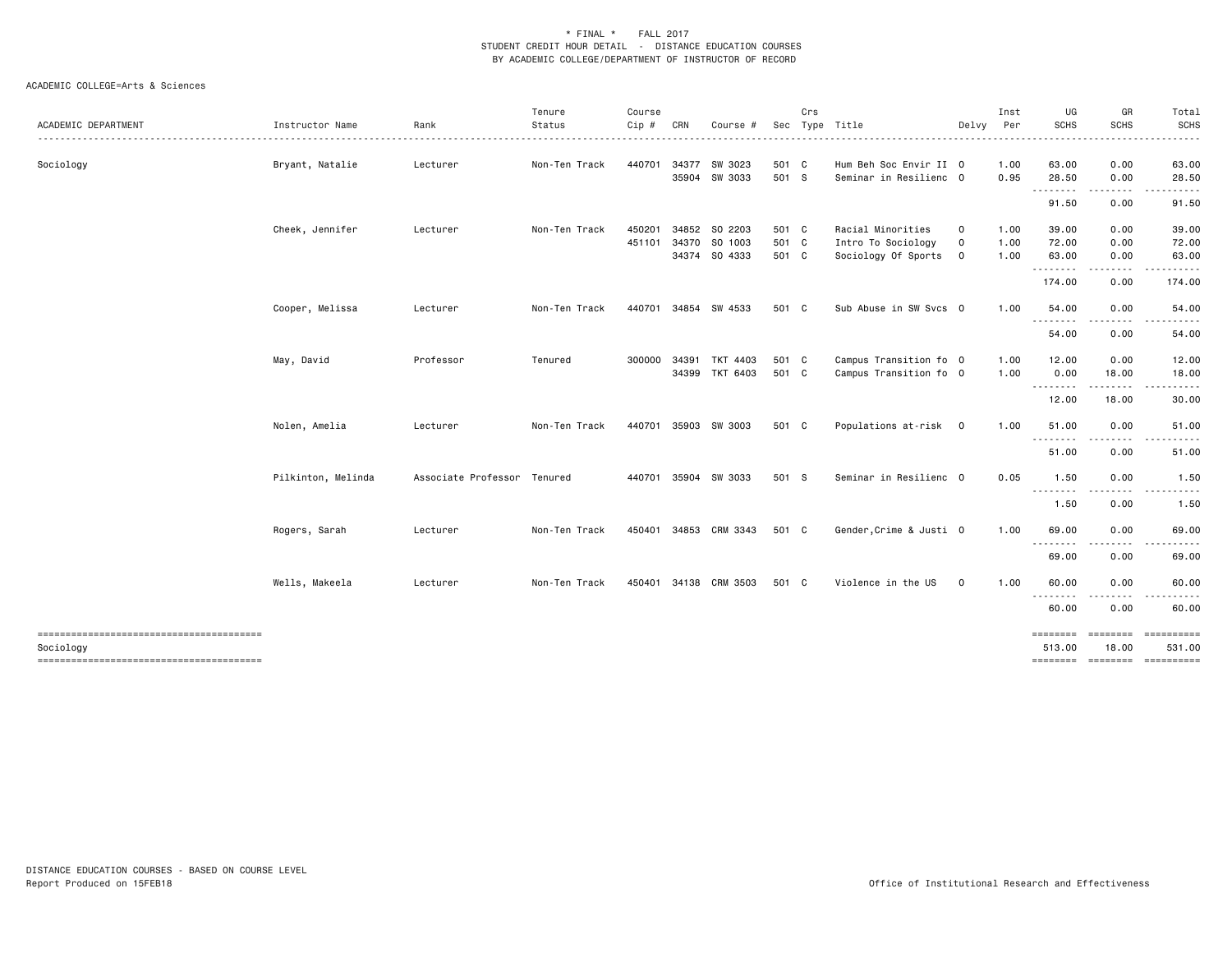\* FINAL \*    FALL 2017
STUDENT CREDIT HOUR DETAIL - DISTANCE EDUCATION COURSES
BY ACADEMIC COLLEGE/DEPARTMENT OF INSTRUCTOR OF RECORD

ACADEMIC COLLEGE=Arts & Sciences

| ACADEMIC DEPARTMENT | Instructor Name | Rank | Tenure Status | Course Cip # | CRN | Course # | Sec | Crs Type | Title | Delvy | Inst Per | UG SCHS | GR SCHS | Total SCHS |
|---|---|---|---|---|---|---|---|---|---|---|---|---|---|---|
| Sociology | Bryant, Natalie | Lecturer | Non-Ten Track | 440701 | 34377 | SW 3023 | 501 | C | Hum Beh Soc Envir II | O | 1.00 | 63.00 | 0.00 | 63.00 |
| | | | | | 35904 | SW 3033 | 501 | S | Seminar in Resilienc | O | 0.95 | 28.50 | 0.00 | 28.50 |
| | | | | | | | | | | | | 91.50 | 0.00 | 91.50 |
| | Cheek, Jennifer | Lecturer | Non-Ten Track | 450201 | 34852 | SO 2203 | 501 | C | Racial Minorities | O | 1.00 | 39.00 | 0.00 | 39.00 |
| | | | | 451101 | 34370 | SO 1003 | 501 | C | Intro To Sociology | O | 1.00 | 72.00 | 0.00 | 72.00 |
| | | | | | 34374 | SO 4333 | 501 | C | Sociology Of Sports | O | 1.00 | 63.00 | 0.00 | 63.00 |
| | | | | | | | | | | | | 174.00 | 0.00 | 174.00 |
| | Cooper, Melissa | Lecturer | Non-Ten Track | 440701 | 34854 | SW 4533 | 501 | C | Sub Abuse in SW Svcs | O | 1.00 | 54.00 | 0.00 | 54.00 |
| | | | | | | | | | | | | 54.00 | 0.00 | 54.00 |
| | May, David | Professor | Tenured | 300000 | 34391 | TKT 4403 | 501 | C | Campus Transition fo | O | 1.00 | 12.00 | 0.00 | 12.00 |
| | | | | | 34399 | TKT 6403 | 501 | C | Campus Transition fo | O | 1.00 | 0.00 | 18.00 | 18.00 |
| | | | | | | | | | | | | 12.00 | 18.00 | 30.00 |
| | Nolen, Amelia | Lecturer | Non-Ten Track | 440701 | 35903 | SW 3003 | 501 | C | Populations at-risk | O | 1.00 | 51.00 | 0.00 | 51.00 |
| | | | | | | | | | | | | 51.00 | 0.00 | 51.00 |
| | Pilkinton, Melinda | Associate Professor | Tenured | 440701 | 35904 | SW 3033 | 501 | S | Seminar in Resilienc | O | 0.05 | 1.50 | 0.00 | 1.50 |
| | | | | | | | | | | | | 1.50 | 0.00 | 1.50 |
| | Rogers, Sarah | Lecturer | Non-Ten Track | 450401 | 34853 | CRM 3343 | 501 | C | Gender,Crime & Justi | O | 1.00 | 69.00 | 0.00 | 69.00 |
| | | | | | | | | | | | | 69.00 | 0.00 | 69.00 |
| | Wells, Makeela | Lecturer | Non-Ten Track | 450401 | 34138 | CRM 3503 | 501 | C | Violence in the US | O | 1.00 | 60.00 | 0.00 | 60.00 |
| | | | | | | | | | | | | 60.00 | 0.00 | 60.00 |
| Sociology | | | | | | | | | | | | 513.00 | 18.00 | 531.00 |

DISTANCE EDUCATION COURSES - BASED ON COURSE LEVEL
Report Produced on 15FEB18

Office of Institutional Research and Effectiveness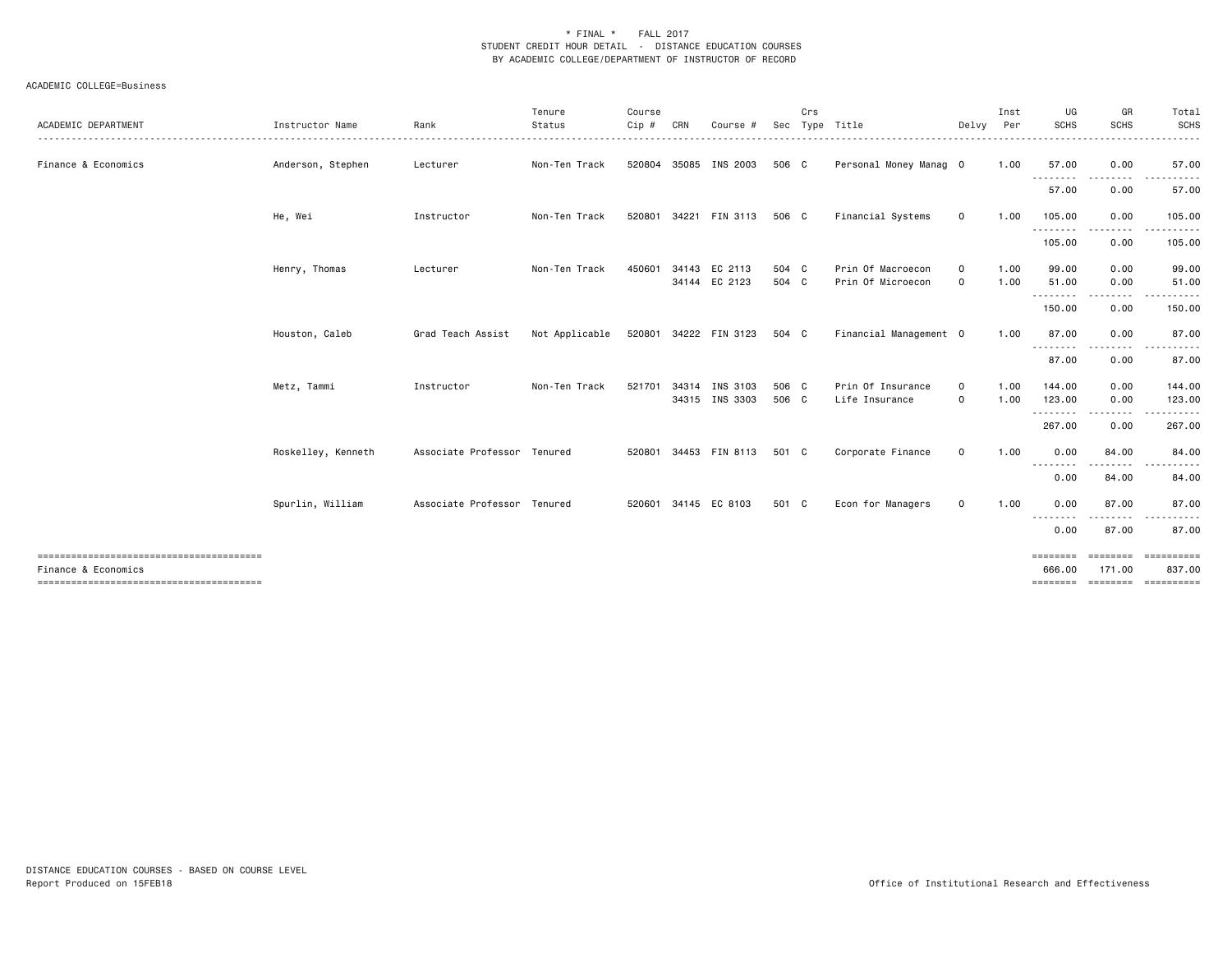\* FINAL \* FALL 2017
STUDENT CREDIT HOUR DETAIL - DISTANCE EDUCATION COURSES
BY ACADEMIC COLLEGE/DEPARTMENT OF INSTRUCTOR OF RECORD

ACADEMIC COLLEGE=Business

| ACADEMIC DEPARTMENT | Instructor Name | Rank | Tenure Status | Course Cip # | CRN | Course # | Sec | Crs Type | Title | Delvy | Inst Per | UG SCHS | GR SCHS | Total SCHS |
|---|---|---|---|---|---|---|---|---|---|---|---|---|---|---|
| Finance & Economics | Anderson, Stephen | Lecturer | Non-Ten Track | 520804 | 35085 | INS 2003 | 506 | C | Personal Money Manag | O | 1.00 | 57.00 | 0.00 | 57.00 |
| | | | | | | | | | | | | 57.00 | 0.00 | 57.00 |
| | He, Wei | Instructor | Non-Ten Track | 520801 | 34221 | FIN 3113 | 506 | C | Financial Systems | O | 1.00 | 105.00 | 0.00 | 105.00 |
| | | | | | | | | | | | | 105.00 | 0.00 | 105.00 |
| | Henry, Thomas | Lecturer | Non-Ten Track | 450601 | 34143 | EC 2113 | 504 | C | Prin Of Macroecon | O | 1.00 | 99.00 | 0.00 | 99.00 |
| | | | | | 34144 | EC 2123 | 504 | C | Prin Of Microecon | O | 1.00 | 51.00 | 0.00 | 51.00 |
| | | | | | | | | | | | | 150.00 | 0.00 | 150.00 |
| | Houston, Caleb | Grad Teach Assist | Not Applicable | 520801 | 34222 | FIN 3123 | 504 | C | Financial Management | O | 1.00 | 87.00 | 0.00 | 87.00 |
| | | | | | | | | | | | | 87.00 | 0.00 | 87.00 |
| | Metz, Tammi | Instructor | Non-Ten Track | 521701 | 34314 | INS 3103 | 506 | C | Prin Of Insurance | O | 1.00 | 144.00 | 0.00 | 144.00 |
| | | | | | 34315 | INS 3303 | 506 | C | Life Insurance | O | 1.00 | 123.00 | 0.00 | 123.00 |
| | | | | | | | | | | | | 267.00 | 0.00 | 267.00 |
| | Roskelley, Kenneth | Associate Professor | Tenured | 520801 | 34453 | FIN 8113 | 501 | C | Corporate Finance | O | 1.00 | 0.00 | 84.00 | 84.00 |
| | | | | | | | | | | | | 0.00 | 84.00 | 84.00 |
| | Spurlin, William | Associate Professor | Tenured | 520601 | 34145 | EC 8103 | 501 | C | Econ for Managers | O | 1.00 | 0.00 | 87.00 | 87.00 |
| | | | | | | | | | | | | 0.00 | 87.00 | 87.00 |
| Finance & Economics | | | | | | | | | | | | 666.00 | 171.00 | 837.00 |

DISTANCE EDUCATION COURSES - BASED ON COURSE LEVEL
Report Produced on 15FEB18

Office of Institutional Research and Effectiveness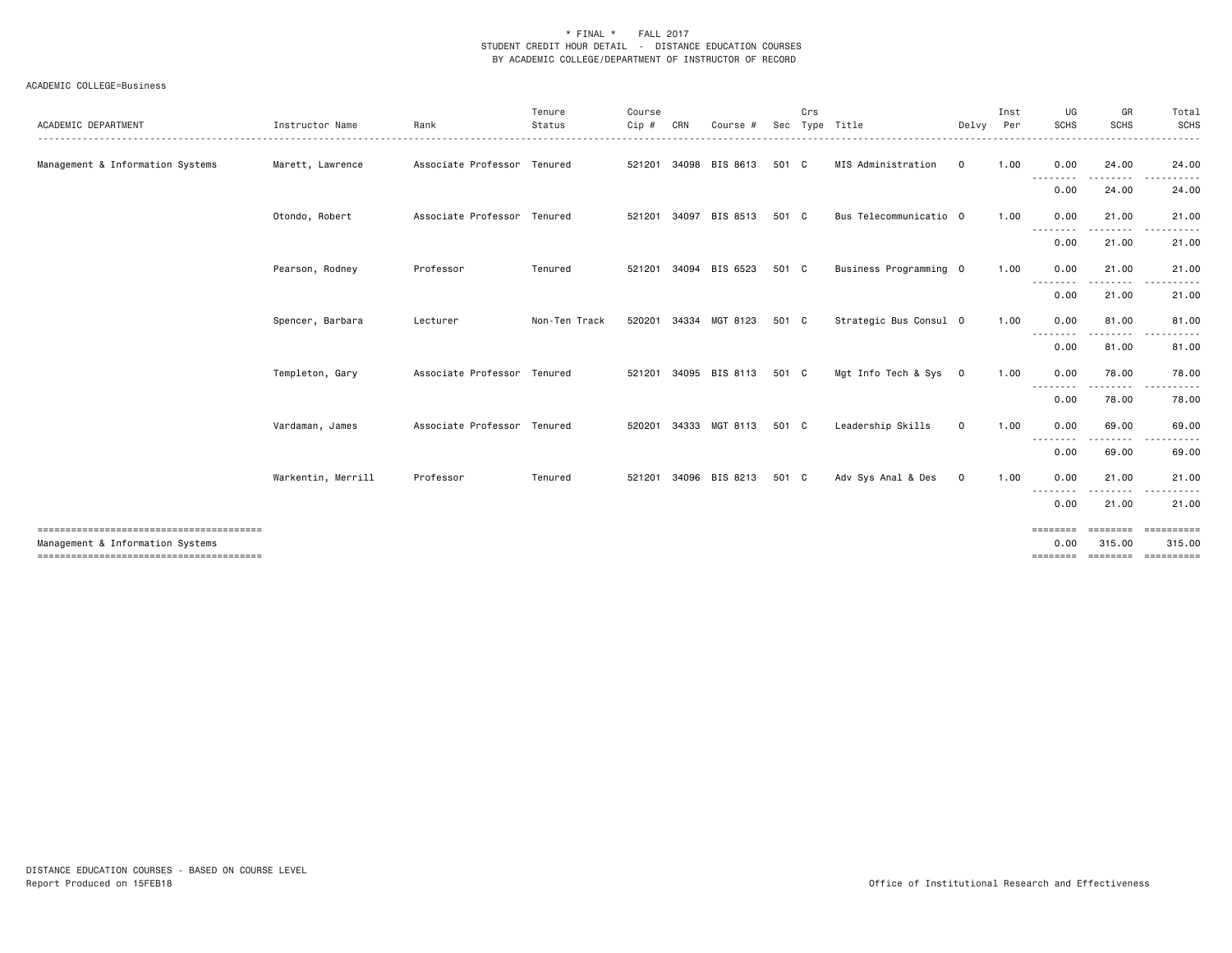\* FINAL \* FALL 2017
STUDENT CREDIT HOUR DETAIL - DISTANCE EDUCATION COURSES
BY ACADEMIC COLLEGE/DEPARTMENT OF INSTRUCTOR OF RECORD

ACADEMIC COLLEGE=Business

| ACADEMIC DEPARTMENT | Instructor Name | Rank | Tenure Status | Course Cip # | CRN | Course # | Sec | Crs Type | Title | Delvy | Inst Per | UG SCHS | GR SCHS | Total SCHS |
|---|---|---|---|---|---|---|---|---|---|---|---|---|---|---|
| Management & Information Systems | Marett, Lawrence | Associate Professor | Tenured | 521201 | 34098 | BIS 8613 | 501 | C | MIS Administration | O | 1.00 | 0.00 | 24.00 | 24.00 |
| | | | | | | | | | | | | 0.00 | 24.00 | 24.00 |
| | Otondo, Robert | Associate Professor | Tenured | 521201 | 34097 | BIS 8513 | 501 | C | Bus Telecommunicatio | O | 1.00 | 0.00 | 21.00 | 21.00 |
| | | | | | | | | | | | | 0.00 | 21.00 | 21.00 |
| | Pearson, Rodney | Professor | Tenured | 521201 | 34094 | BIS 6523 | 501 | C | Business Programming | O | 1.00 | 0.00 | 21.00 | 21.00 |
| | | | | | | | | | | | | 0.00 | 21.00 | 21.00 |
| | Spencer, Barbara | Lecturer | Non-Ten Track | 520201 | 34334 | MGT 8123 | 501 | C | Strategic Bus Consul | O | 1.00 | 0.00 | 81.00 | 81.00 |
| | | | | | | | | | | | | 0.00 | 81.00 | 81.00 |
| | Templeton, Gary | Associate Professor | Tenured | 521201 | 34095 | BIS 8113 | 501 | C | Mgt Info Tech & Sys | O | 1.00 | 0.00 | 78.00 | 78.00 |
| | | | | | | | | | | | | 0.00 | 78.00 | 78.00 |
| | Vardaman, James | Associate Professor | Tenured | 520201 | 34333 | MGT 8113 | 501 | C | Leadership Skills | O | 1.00 | 0.00 | 69.00 | 69.00 |
| | | | | | | | | | | | | 0.00 | 69.00 | 69.00 |
| | Warkentin, Merrill | Professor | Tenured | 521201 | 34096 | BIS 8213 | 501 | C | Adv Sys Anal & Des | O | 1.00 | 0.00 | 21.00 | 21.00 |
| | | | | | | | | | | | | 0.00 | 21.00 | 21.00 |
| Management & Information Systems | | | | | | | | | | | | 0.00 | 315.00 | 315.00 |

DISTANCE EDUCATION COURSES - BASED ON COURSE LEVEL
Report Produced on 15FEB18

Office of Institutional Research and Effectiveness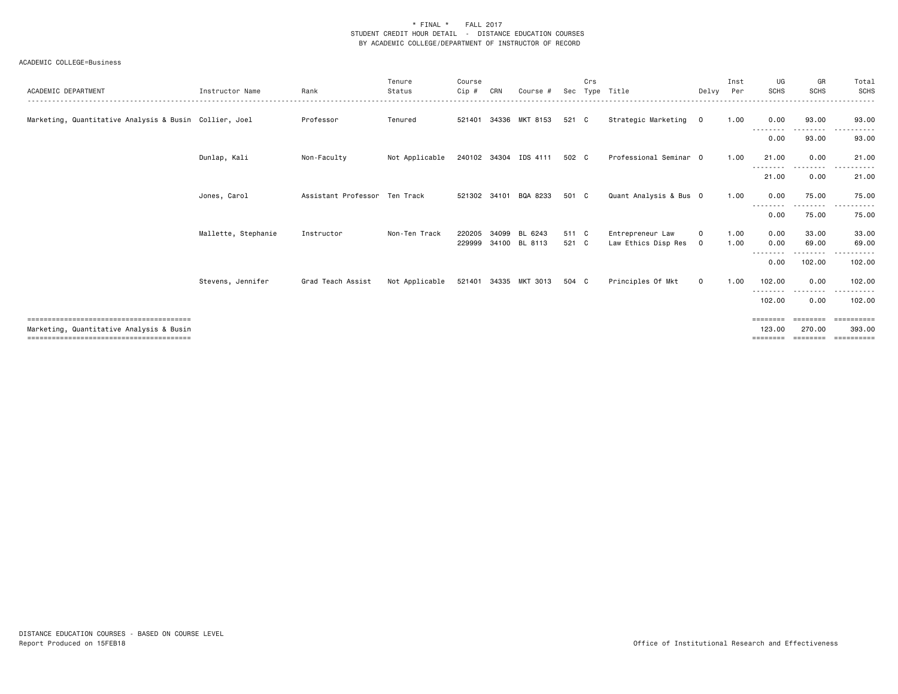\* FINAL \*    FALL 2017
STUDENT CREDIT HOUR DETAIL - DISTANCE EDUCATION COURSES
BY ACADEMIC COLLEGE/DEPARTMENT OF INSTRUCTOR OF RECORD

ACADEMIC COLLEGE=Business

| ACADEMIC DEPARTMENT | Instructor Name | Rank | Tenure Status | Course Cip # | CRN | Course # | Sec | Crs Type | Title | Delvy | Inst Per | UG SCHS | GR SCHS | Total SCHS |
|---|---|---|---|---|---|---|---|---|---|---|---|---|---|---|
| Marketing, Quantitative Analysis & Busin | Collier, Joel | Professor | Tenured | 521401 | 34336 | MKT 8153 | 521 | C | Strategic Marketing | O | 1.00 | 0.00 | 93.00 | 93.00 |
| | | | | | | | | | | | | 0.00 | 93.00 | 93.00 |
| | Dunlap, Kali | Non-Faculty | Not Applicable | 240102 | 34304 | IDS 4111 | 502 | C | Professional Seminar | O | 1.00 | 21.00 | 0.00 | 21.00 |
| | | | | | | | | | | | | 21.00 | 0.00 | 21.00 |
| | Jones, Carol | Assistant Professor | Ten Track | 521302 | 34101 | BQA 8233 | 501 | C | Quant Analysis & Bus | O | 1.00 | 0.00 | 75.00 | 75.00 |
| | | | | | | | | | | | | 0.00 | 75.00 | 75.00 |
| | Mallette, Stephanie | Instructor | Non-Ten Track | 220205 | 34099 | BL 6243 | 511 | C | Entrepreneur Law | O | 1.00 | 0.00 | 33.00 | 33.00 |
| | | | | 229999 | 34100 | BL 8113 | 521 | C | Law Ethics Disp Res | O | 1.00 | 0.00 | 69.00 | 69.00 |
| | | | | | | | | | | | | 0.00 | 102.00 | 102.00 |
| | Stevens, Jennifer | Grad Teach Assist | Not Applicable | 521401 | 34335 | MKT 3013 | 504 | C | Principles Of Mkt | O | 1.00 | 102.00 | 0.00 | 102.00 |
| | | | | | | | | | | | | 102.00 | 0.00 | 102.00 |
| Marketing, Quantitative Analysis & Busin | | | | | | | | | | | | 123.00 | 270.00 | 393.00 |

DISTANCE EDUCATION COURSES - BASED ON COURSE LEVEL
Report Produced on 15FEB18

Office of Institutional Research and Effectiveness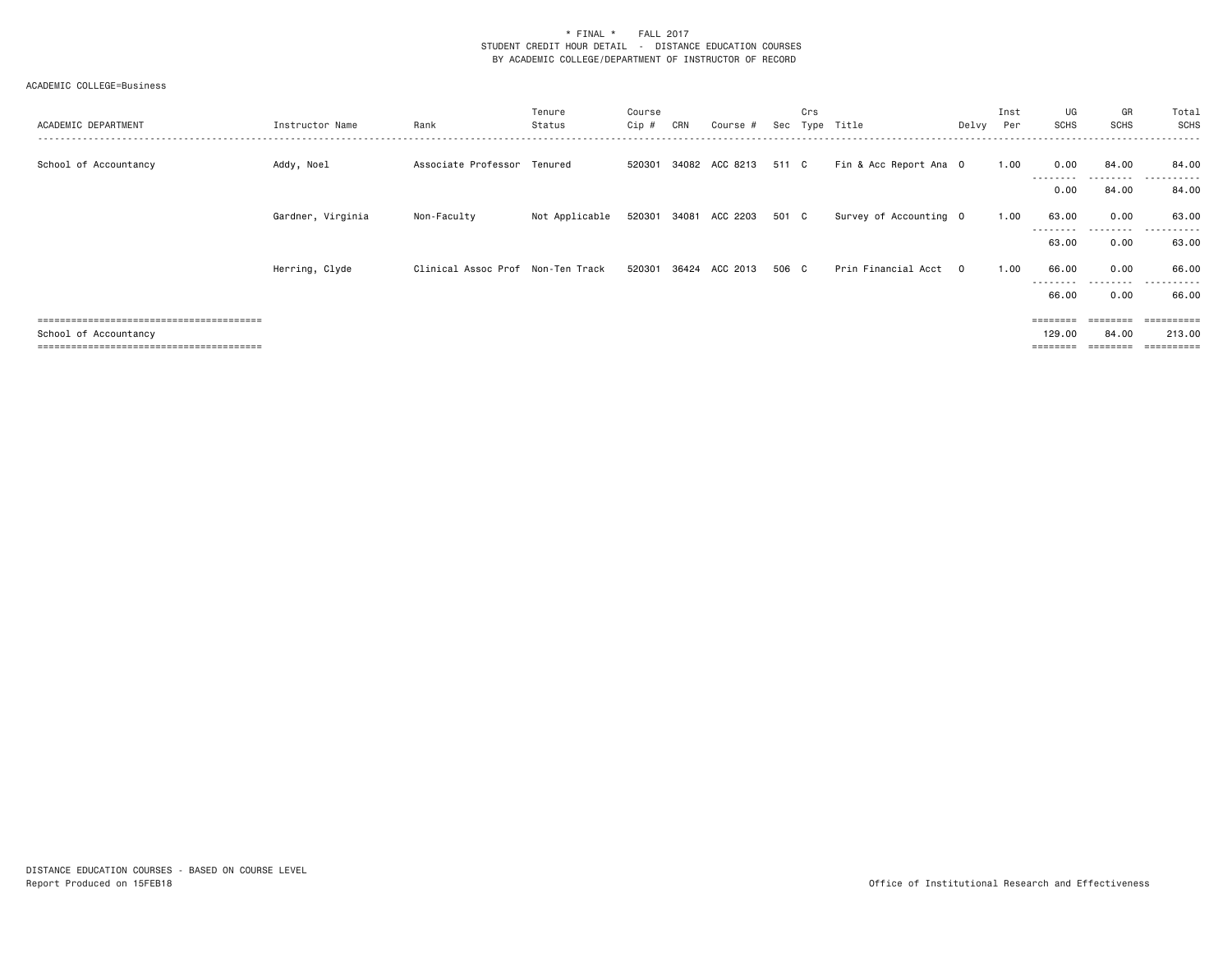\* FINAL \*    FALL 2017
STUDENT CREDIT HOUR DETAIL - DISTANCE EDUCATION COURSES
BY ACADEMIC COLLEGE/DEPARTMENT OF INSTRUCTOR OF RECORD

ACADEMIC COLLEGE=Business

| ACADEMIC DEPARTMENT | Instructor Name | Rank | Tenure Status | Course Cip # | CRN | Course # | Sec | Crs Type | Title | Delvy | Inst Per | UG SCHS | GR SCHS | Total SCHS |
|---|---|---|---|---|---|---|---|---|---|---|---|---|---|---|
| School of Accountancy | Addy, Noel | Associate Professor | Tenured | 520301 | 34082 | ACC 8213 | 511 | C | Fin & Acc Report Ana | O | 1.00 | 0.00 | 84.00 | 84.00 |
| | | | | | | | | | | | | 0.00 | 84.00 | 84.00 |
| | Gardner, Virginia | Non-Faculty | Not Applicable | 520301 | 34081 | ACC 2203 | 501 | C | Survey of Accounting | O | 1.00 | 63.00 | 0.00 | 63.00 |
| | | | | | | | | | | | | 63.00 | 0.00 | 63.00 |
| | Herring, Clyde | Clinical Assoc Prof | Non-Ten Track | 520301 | 36424 | ACC 2013 | 506 | C | Prin Financial Acct | O | 1.00 | 66.00 | 0.00 | 66.00 |
| | | | | | | | | | | | | 66.00 | 0.00 | 66.00 |
| School of Accountancy | | | | | | | | | | | | 129.00 | 84.00 | 213.00 |

DISTANCE EDUCATION COURSES - BASED ON COURSE LEVEL
Report Produced on 15FEB18

Office of Institutional Research and Effectiveness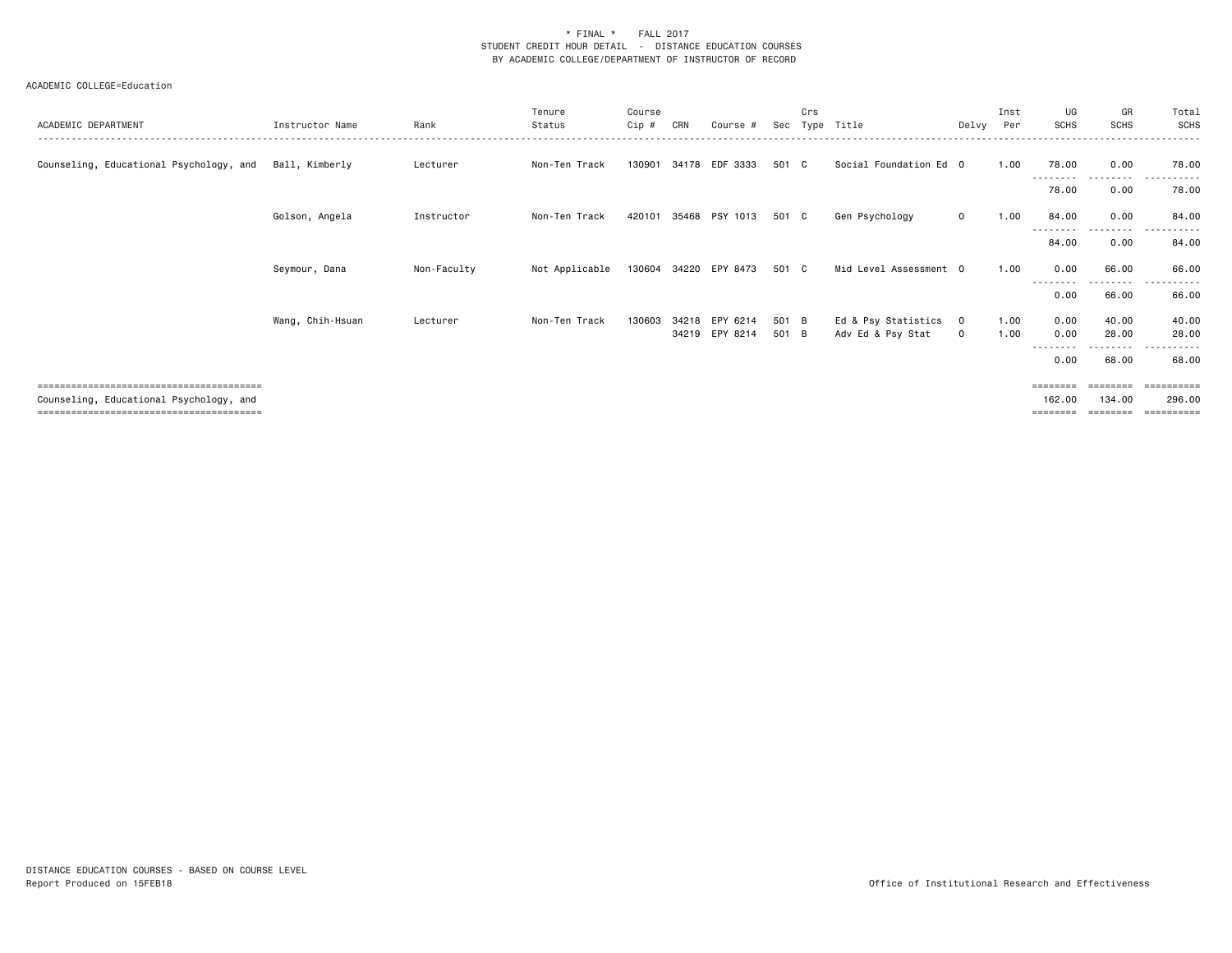\* FINAL \* FALL 2017
STUDENT CREDIT HOUR DETAIL - DISTANCE EDUCATION COURSES
BY ACADEMIC COLLEGE/DEPARTMENT OF INSTRUCTOR OF RECORD

ACADEMIC COLLEGE=Education

| ACADEMIC DEPARTMENT | Instructor Name | Rank | Tenure Status | Course Cip # | CRN | Course # | Sec | Crs Type | Title | Delvy | Inst Per | UG SCHS | GR SCHS | Total SCHS |
|---|---|---|---|---|---|---|---|---|---|---|---|---|---|---|
| Counseling, Educational Psychology, and | Ball, Kimberly | Lecturer | Non-Ten Track | 130901 | 34178 | EDF 3333 | 501 | C | Social Foundation Ed | O | 1.00 | 78.00 | 0.00 | 78.00 |
| | | | | | | | | | | | | 78.00 | 0.00 | 78.00 |
| | Golson, Angela | Instructor | Non-Ten Track | 420101 | 35468 | PSY 1013 | 501 | C | Gen Psychology | O | 1.00 | 84.00 | 0.00 | 84.00 |
| | | | | | | | | | | | | 84.00 | 0.00 | 84.00 |
| | Seymour, Dana | Non-Faculty | Not Applicable | 130604 | 34220 | EPY 8473 | 501 | C | Mid Level Assessment | O | 1.00 | 0.00 | 66.00 | 66.00 |
| | | | | | | | | | | | | 0.00 | 66.00 | 66.00 |
| | Wang, Chih-Hsuan | Lecturer | Non-Ten Track | 130603 | 34218 | EPY 6214 | 501 | B | Ed & Psy Statistics | O | 1.00 | 0.00 | 40.00 | 40.00 |
| | | | | | 34219 | EPY 8214 | 501 | B | Adv Ed & Psy Stat | O | 1.00 | 0.00 | 28.00 | 28.00 |
| | | | | | | | | | | | | 0.00 | 68.00 | 68.00 |
| Counseling, Educational Psychology, and | | | | | | | | | | | | 162.00 | 134.00 | 296.00 |

DISTANCE EDUCATION COURSES - BASED ON COURSE LEVEL
Report Produced on 15FEB18

Office of Institutional Research and Effectiveness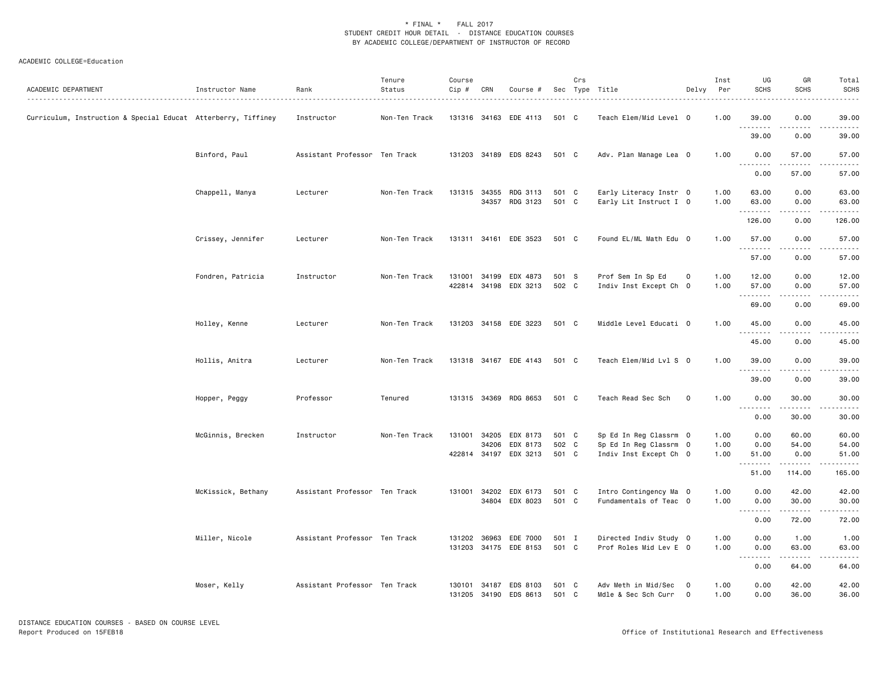\* FINAL \*    FALL 2017
STUDENT CREDIT HOUR DETAIL - DISTANCE EDUCATION COURSES
BY ACADEMIC COLLEGE/DEPARTMENT OF INSTRUCTOR OF RECORD

ACADEMIC COLLEGE=Education

| ACADEMIC DEPARTMENT | Instructor Name | Rank | Tenure Status | Course Cip # | CRN | Course # | Sec | Crs Type | Title | Delvy | Inst Per | UG SCHS | GR SCHS | Total SCHS |
|---|---|---|---|---|---|---|---|---|---|---|---|---|---|---|
| Curriculum, Instruction & Special Educat | Atterberry, Tiffiney | Instructor | Non-Ten Track | 131316 | 34163 | EDE 4113 | 501 | C | Teach Elem/Mid Level | O | 1.00 | 39.00 | 0.00 | 39.00 |
| | | | | | | | | | | | | 39.00 | 0.00 | 39.00 |
| | Binford, Paul | Assistant Professor | Ten Track | 131203 | 34189 | EDS 8243 | 501 | C | Adv. Plan Manage Lea | O | 1.00 | 0.00 | 57.00 | 57.00 |
| | | | | | | | | | | | | 0.00 | 57.00 | 57.00 |
| | Chappell, Manya | Lecturer | Non-Ten Track | 131315 | 34355 | RDG 3113 | 501 | C | Early Literacy Instr | O | 1.00 | 63.00 | 0.00 | 63.00 |
| | | | | | 34357 | RDG 3123 | 501 | C | Early Lit Instruct I | O | 1.00 | 63.00 | 0.00 | 63.00 |
| | | | | | | | | | | | | 126.00 | 0.00 | 126.00 |
| | Crissey, Jennifer | Lecturer | Non-Ten Track | 131311 | 34161 | EDE 3523 | 501 | C | Found EL/ML Math Edu | O | 1.00 | 57.00 | 0.00 | 57.00 |
| | | | | | | | | | | | | 57.00 | 0.00 | 57.00 |
| | Fondren, Patricia | Instructor | Non-Ten Track | 131001 | 34199 | EDX 4873 | 501 | S | Prof Sem In Sp Ed | O | 1.00 | 12.00 | 0.00 | 12.00 |
| | | | | 422814 | 34198 | EDX 3213 | 502 | C | Indiv Inst Except Ch | O | 1.00 | 57.00 | 0.00 | 57.00 |
| | | | | | | | | | | | | 69.00 | 0.00 | 69.00 |
| | Holley, Kenne | Lecturer | Non-Ten Track | 131203 | 34158 | EDE 3223 | 501 | C | Middle Level Educati | O | 1.00 | 45.00 | 0.00 | 45.00 |
| | | | | | | | | | | | | 45.00 | 0.00 | 45.00 |
| | Hollis, Anitra | Lecturer | Non-Ten Track | 131318 | 34167 | EDE 4143 | 501 | C | Teach Elem/Mid Lvl S | O | 1.00 | 39.00 | 0.00 | 39.00 |
| | | | | | | | | | | | | 39.00 | 0.00 | 39.00 |
| | Hopper, Peggy | Professor | Tenured | 131315 | 34369 | RDG 8653 | 501 | C | Teach Read Sec Sch | O | 1.00 | 0.00 | 30.00 | 30.00 |
| | | | | | | | | | | | | 0.00 | 30.00 | 30.00 |
| | McGinnis, Brecken | Instructor | Non-Ten Track | 131001 | 34205 | EDX 8173 | 501 | C | Sp Ed In Reg Classrm | O | 1.00 | 0.00 | 60.00 | 60.00 |
| | | | | | 34206 | EDX 8173 | 502 | C | Sp Ed In Reg Classrm | O | 1.00 | 0.00 | 54.00 | 54.00 |
| | | | | 422814 | 34197 | EDX 3213 | 501 | C | Indiv Inst Except Ch | O | 1.00 | 51.00 | 0.00 | 51.00 |
| | | | | | | | | | | | | 51.00 | 114.00 | 165.00 |
| | McKissick, Bethany | Assistant Professor | Ten Track | 131001 | 34202 | EDX 6173 | 501 | C | Intro Contingency Ma | O | 1.00 | 0.00 | 42.00 | 42.00 |
| | | | | | 34804 | EDX 8023 | 501 | C | Fundamentals of Teac | O | 1.00 | 0.00 | 30.00 | 30.00 |
| | | | | | | | | | | | | 0.00 | 72.00 | 72.00 |
| | Miller, Nicole | Assistant Professor | Ten Track | 131202 | 36963 | EDE 7000 | 501 | I | Directed Indiv Study | O | 1.00 | 0.00 | 1.00 | 1.00 |
| | | | | 131203 | 34175 | EDE 8153 | 501 | C | Prof Roles Mid Lev E | O | 1.00 | 0.00 | 63.00 | 63.00 |
| | | | | | | | | | | | | 0.00 | 64.00 | 64.00 |
| | Moser, Kelly | Assistant Professor | Ten Track | 130101 | 34187 | EDS 8103 | 501 | C | Adv Meth in Mid/Sec | O | 1.00 | 0.00 | 42.00 | 42.00 |
| | | | | 131205 | 34190 | EDS 8613 | 501 | C | Mdle & Sec Sch Curr | O | 1.00 | 0.00 | 36.00 | 36.00 |

DISTANCE EDUCATION COURSES - BASED ON COURSE LEVEL
Report Produced on 15FEB18    Office of Institutional Research and Effectiveness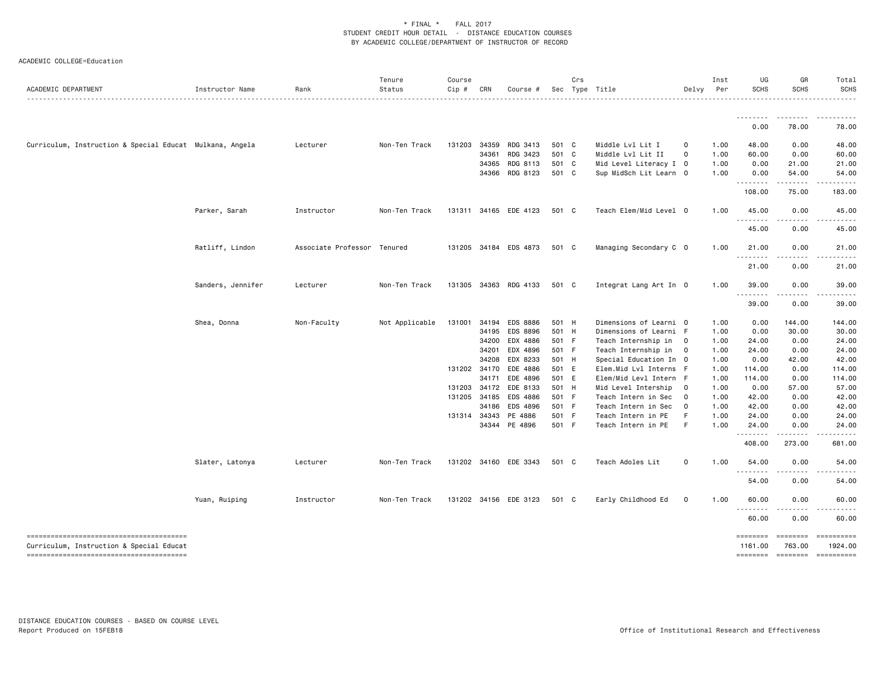\* FINAL \* FALL 2017
STUDENT CREDIT HOUR DETAIL - DISTANCE EDUCATION COURSES
BY ACADEMIC COLLEGE/DEPARTMENT OF INSTRUCTOR OF RECORD

ACADEMIC COLLEGE=Education

| ACADEMIC DEPARTMENT | Instructor Name | Rank | Tenure Status | Course Cip # | CRN | Course # | Sec | Crs Type | Title | Delvy | Inst Per | UG SCHS | GR SCHS | Total SCHS |
|---|---|---|---|---|---|---|---|---|---|---|---|---|---|---|
| | | | | | | | | | | | | 0.00 | 78.00 | 78.00 |
| Curriculum, Instruction & Special Educat | Mulkana, Angela | Lecturer | Non-Ten Track | 131203 | 34359 | RDG 3413 | 501 | C | Middle Lvl Lit I | O | 1.00 | 48.00 | 0.00 | 48.00 |
| | | | | | 34361 | RDG 3423 | 501 | C | Middle Lvl Lit II | O | 1.00 | 60.00 | 0.00 | 60.00 |
| | | | | | 34365 | RDG 8113 | 501 | C | Mid Level Literacy I | O | 1.00 | 0.00 | 21.00 | 21.00 |
| | | | | | 34366 | RDG 8123 | 501 | C | Sup MidSch Lit Learn | O | 1.00 | 0.00 | 54.00 | 54.00 |
| | | | | | | | | | | | | 108.00 | 75.00 | 183.00 |
| | Parker, Sarah | Instructor | Non-Ten Track | 131311 | 34165 | EDE 4123 | 501 | C | Teach Elem/Mid Level | O | 1.00 | 45.00 | 0.00 | 45.00 |
| | | | | | | | | | | | | 45.00 | 0.00 | 45.00 |
| | Ratliff, Lindon | Associate Professor | Tenured | 131205 | 34184 | EDS 4873 | 501 | C | Managing Secondary C | O | 1.00 | 21.00 | 0.00 | 21.00 |
| | | | | | | | | | | | | 21.00 | 0.00 | 21.00 |
| | Sanders, Jennifer | Lecturer | Non-Ten Track | 131305 | 34363 | RDG 4133 | 501 | C | Integrat Lang Art In | O | 1.00 | 39.00 | 0.00 | 39.00 |
| | | | | | | | | | | | | 39.00 | 0.00 | 39.00 |
| | Shea, Donna | Non-Faculty | Not Applicable | 131001 | 34194 | EDS 8886 | 501 | H | Dimensions of Learni | O | 1.00 | 0.00 | 144.00 | 144.00 |
| | | | | | 34195 | EDS 8896 | 501 | H | Dimensions of Learni | F | 1.00 | 0.00 | 30.00 | 30.00 |
| | | | | | 34200 | EDX 4886 | 501 | F | Teach Internship in | O | 1.00 | 24.00 | 0.00 | 24.00 |
| | | | | | 34201 | EDX 4896 | 501 | F | Teach Internship in | O | 1.00 | 24.00 | 0.00 | 24.00 |
| | | | | | 34208 | EDX 8233 | 501 | H | Special Education In | O | 1.00 | 0.00 | 42.00 | 42.00 |
| | | | | 131202 | 34170 | EDE 4886 | 501 | E | Elem.Mid Lvl Interns | F | 1.00 | 114.00 | 0.00 | 114.00 |
| | | | | | 34171 | EDE 4896 | 501 | E | Elem/Mid Levl Intern | F | 1.00 | 114.00 | 0.00 | 114.00 |
| | | | | 131203 | 34172 | EDE 8133 | 501 | H | Mid Level Intership | O | 1.00 | 0.00 | 57.00 | 57.00 |
| | | | | 131205 | 34185 | EDS 4886 | 501 | F | Teach Intern in Sec | O | 1.00 | 42.00 | 0.00 | 42.00 |
| | | | | | 34186 | EDS 4896 | 501 | F | Teach Intern in Sec | O | 1.00 | 42.00 | 0.00 | 42.00 |
| | | | | 131314 | 34343 | PE 4886 | 501 | F | Teach Intern in PE | F | 1.00 | 24.00 | 0.00 | 24.00 |
| | | | | | 34344 | PE 4896 | 501 | F | Teach Intern in PE | F | 1.00 | 24.00 | 0.00 | 24.00 |
| | | | | | | | | | | | | 408.00 | 273.00 | 681.00 |
| | Slater, Latonya | Lecturer | Non-Ten Track | 131202 | 34160 | EDE 3343 | 501 | C | Teach Adoles Lit | O | 1.00 | 54.00 | 0.00 | 54.00 |
| | | | | | | | | | | | | 54.00 | 0.00 | 54.00 |
| | Yuan, Ruiping | Instructor | Non-Ten Track | 131202 | 34156 | EDE 3123 | 501 | C | Early Childhood Ed | O | 1.00 | 60.00 | 0.00 | 60.00 |
| | | | | | | | | | | | | 60.00 | 0.00 | 60.00 |
| Curriculum, Instruction & Special Educat | | | | | | | | | | | | 1161.00 | 763.00 | 1924.00 |

DISTANCE EDUCATION COURSES - BASED ON COURSE LEVEL
Report Produced on 15FEB18

Office of Institutional Research and Effectiveness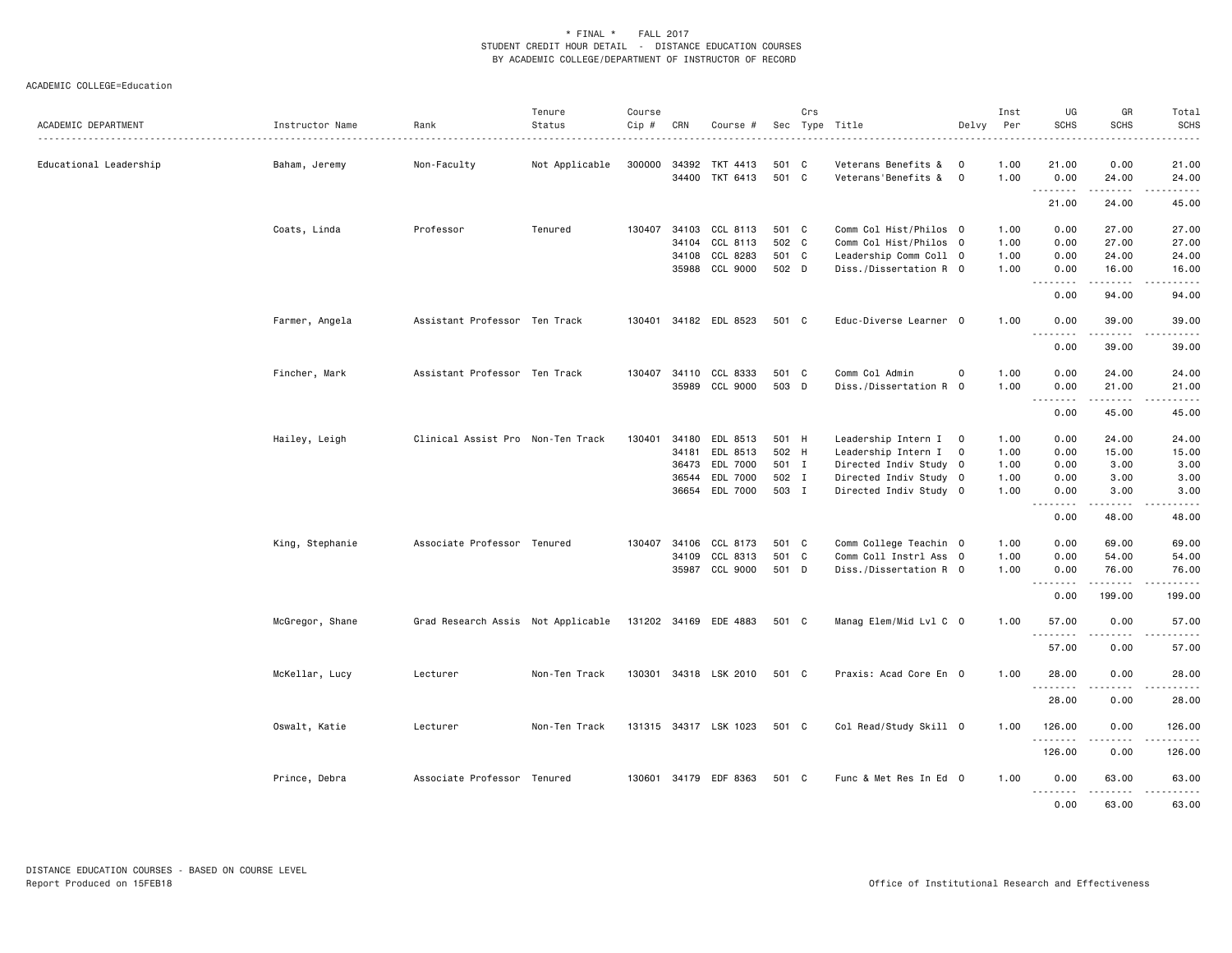\* FINAL \* FALL 2017
STUDENT CREDIT HOUR DETAIL - DISTANCE EDUCATION COURSES
BY ACADEMIC COLLEGE/DEPARTMENT OF INSTRUCTOR OF RECORD

ACADEMIC COLLEGE=Education

| ACADEMIC DEPARTMENT | Instructor Name | Rank | Tenure Status | Course Cip # | CRN | Course # | Sec | Crs Type | Title | Delvy | Inst Per | UG SCHS | GR SCHS | Total SCHS |
|---|---|---|---|---|---|---|---|---|---|---|---|---|---|---|
| Educational Leadership | Baham, Jeremy | Non-Faculty | Not Applicable | 300000 | 34392 | TKT 4413 | 501 | C | Veterans Benefits & | O | 1.00 | 21.00 | 0.00 | 21.00 |
| | | | | | 34400 | TKT 6413 | 501 | C | Veterans'Benefits & | O | 1.00 | 0.00 | 24.00 | 24.00 |
| | | | | | | | | | | | | 21.00 | 24.00 | 45.00 |
| | Coats, Linda | Professor | Tenured | 130407 | 34103 | CCL 8113 | 501 | C | Comm Col Hist/Philos | O | 1.00 | 0.00 | 27.00 | 27.00 |
| | | | | | 34104 | CCL 8113 | 502 | C | Comm Col Hist/Philos | O | 1.00 | 0.00 | 27.00 | 27.00 |
| | | | | | 34108 | CCL 8283 | 501 | C | Leadership Comm Coll | O | 1.00 | 0.00 | 24.00 | 24.00 |
| | | | | | 35988 | CCL 9000 | 502 | D | Diss./Dissertation R | O | 1.00 | 0.00 | 16.00 | 16.00 |
| | | | | | | | | | | | | 0.00 | 94.00 | 94.00 |
| | Farmer, Angela | Assistant Professor | Ten Track | 130401 | 34182 | EDL 8523 | 501 | C | Educ-Diverse Learner | O | 1.00 | 0.00 | 39.00 | 39.00 |
| | | | | | | | | | | | | 0.00 | 39.00 | 39.00 |
| | Fincher, Mark | Assistant Professor | Ten Track | 130407 | 34110 | CCL 8333 | 501 | C | Comm Col Admin | O | 1.00 | 0.00 | 24.00 | 24.00 |
| | | | | | 35989 | CCL 9000 | 503 | D | Diss./Dissertation R | O | 1.00 | 0.00 | 21.00 | 21.00 |
| | | | | | | | | | | | | 0.00 | 45.00 | 45.00 |
| | Hailey, Leigh | Clinical Assist Pro | Non-Ten Track | 130401 | 34180 | EDL 8513 | 501 | H | Leadership Intern I | O | 1.00 | 0.00 | 24.00 | 24.00 |
| | | | | | 34181 | EDL 8513 | 502 | H | Leadership Intern I | O | 1.00 | 0.00 | 15.00 | 15.00 |
| | | | | | 36473 | EDL 7000 | 501 | I | Directed Indiv Study | O | 1.00 | 0.00 | 3.00 | 3.00 |
| | | | | | 36544 | EDL 7000 | 502 | I | Directed Indiv Study | O | 1.00 | 0.00 | 3.00 | 3.00 |
| | | | | | 36654 | EDL 7000 | 503 | I | Directed Indiv Study | O | 1.00 | 0.00 | 3.00 | 3.00 |
| | | | | | | | | | | | | 0.00 | 48.00 | 48.00 |
| | King, Stephanie | Associate Professor | Tenured | 130407 | 34106 | CCL 8173 | 501 | C | Comm College Teachin | O | 1.00 | 0.00 | 69.00 | 69.00 |
| | | | | | 34109 | CCL 8313 | 501 | C | Comm Coll Instrl Ass | O | 1.00 | 0.00 | 54.00 | 54.00 |
| | | | | | 35987 | CCL 9000 | 501 | D | Diss./Dissertation R | O | 1.00 | 0.00 | 76.00 | 76.00 |
| | | | | | | | | | | | | 0.00 | 199.00 | 199.00 |
| | McGregor, Shane | Grad Research Assis | Not Applicable | 131202 | 34169 | EDE 4883 | 501 | C | Manag Elem/Mid Lvl C | O | 1.00 | 57.00 | 0.00 | 57.00 |
| | | | | | | | | | | | | 57.00 | 0.00 | 57.00 |
| | McKellar, Lucy | Lecturer | Non-Ten Track | 130301 | 34318 | LSK 2010 | 501 | C | Praxis: Acad Core En | O | 1.00 | 28.00 | 0.00 | 28.00 |
| | | | | | | | | | | | | 28.00 | 0.00 | 28.00 |
| | Oswalt, Katie | Lecturer | Non-Ten Track | 131315 | 34317 | LSK 1023 | 501 | C | Col Read/Study Skill | O | 1.00 | 126.00 | 0.00 | 126.00 |
| | | | | | | | | | | | | 126.00 | 0.00 | 126.00 |
| | Prince, Debra | Associate Professor | Tenured | 130601 | 34179 | EDF 8363 | 501 | C | Func & Met Res In Ed | O | 1.00 | 0.00 | 63.00 | 63.00 |
| | | | | | | | | | | | | 0.00 | 63.00 | 63.00 |

DISTANCE EDUCATION COURSES - BASED ON COURSE LEVEL
Report Produced on 15FEB18

Office of Institutional Research and Effectiveness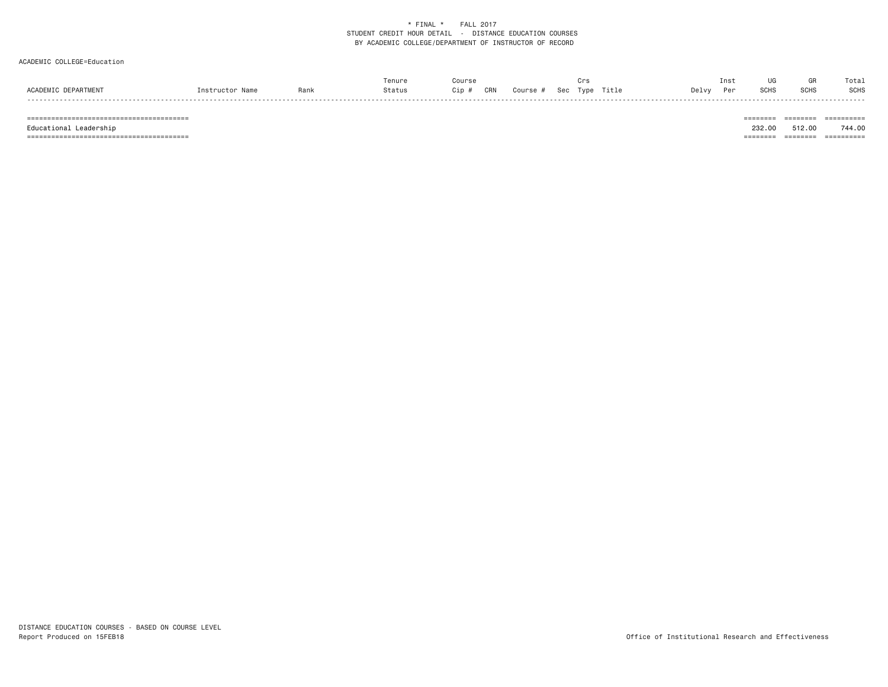\* FINAL \*    FALL 2017
STUDENT CREDIT HOUR DETAIL - DISTANCE EDUCATION COURSES
BY ACADEMIC COLLEGE/DEPARTMENT OF INSTRUCTOR OF RECORD

ACADEMIC COLLEGE=Education

| ACADEMIC DEPARTMENT | Instructor Name | Rank | Tenure Status | Course Cip # | CRN | Course # | Sec | Crs Type | Title | Delvy | Inst Per | UG SCHS | GR SCHS | Total SCHS |
|---|---|---|---|---|---|---|---|---|---|---|---|---|---|---|
| Educational Leadership | | | | | | | | | | | | 232.00 | 512.00 | 744.00 |

DISTANCE EDUCATION COURSES - BASED ON COURSE LEVEL
Report Produced on 15FEB18

Office of Institutional Research and Effectiveness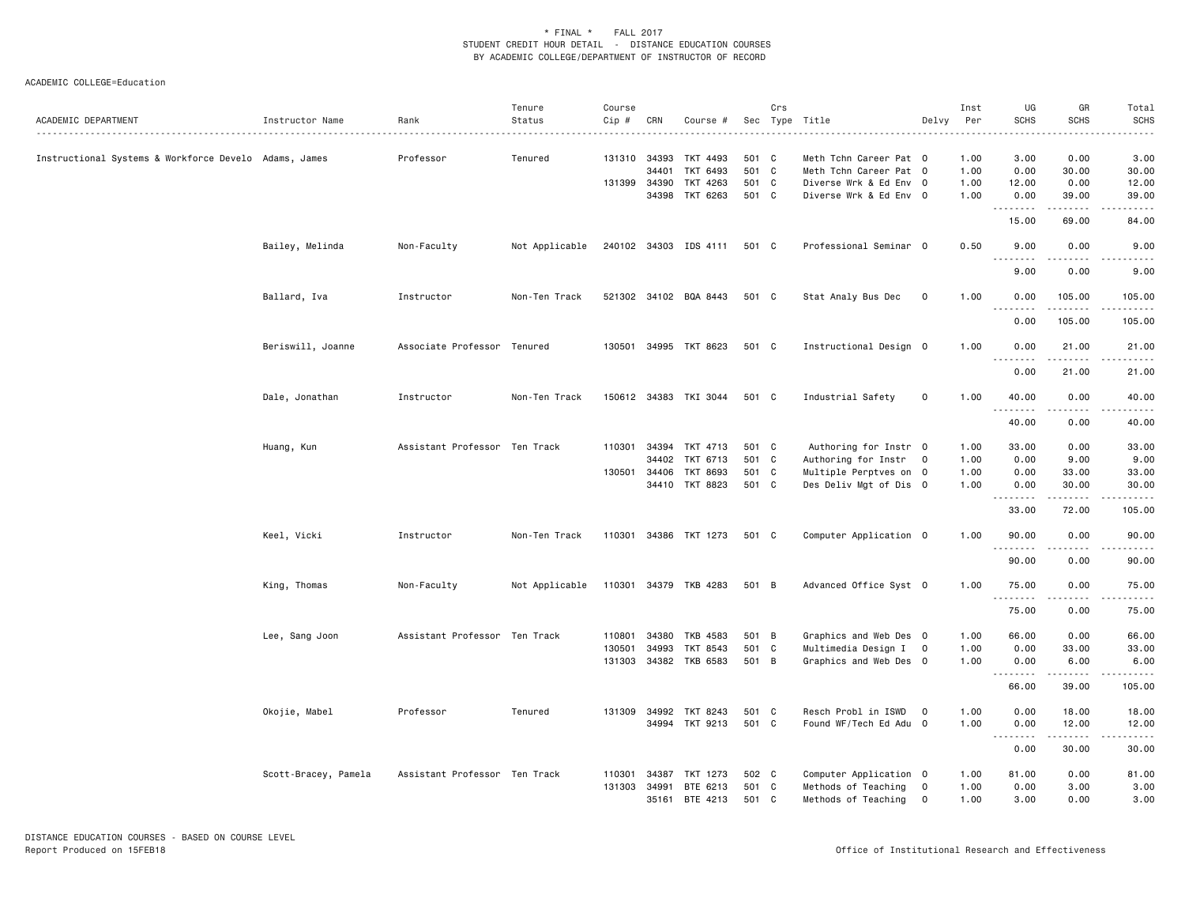\* FINAL \* FALL 2017
STUDENT CREDIT HOUR DETAIL - DISTANCE EDUCATION COURSES
BY ACADEMIC COLLEGE/DEPARTMENT OF INSTRUCTOR OF RECORD

ACADEMIC COLLEGE=Education

| ACADEMIC DEPARTMENT | Instructor Name | Rank | Tenure Status | Course Cip # | CRN | Course # | Sec | Crs Type | Title | Delvy | Inst Per | UG SCHS | GR SCHS | Total SCHS |
|---|---|---|---|---|---|---|---|---|---|---|---|---|---|---|
| Instructional Systems & Workforce Develo | Adams, James | Professor | Tenured | 131310 | 34393 | TKT 4493 | 501 | C | Meth Tchn Career Pat | O | 1.00 | 3.00 | 0.00 | 3.00 |
| | | | | | 34401 | TKT 6493 | 501 | C | Meth Tchn Career Pat | O | 1.00 | 0.00 | 30.00 | 30.00 |
| | | | | 131399 | 34390 | TKT 4263 | 501 | C | Diverse Wrk & Ed Env | O | 1.00 | 12.00 | 0.00 | 12.00 |
| | | | | | 34398 | TKT 6263 | 501 | C | Diverse Wrk & Ed Env | O | 1.00 | 0.00 | 39.00 | 39.00 |
| | | | | | | | | | | | | 15.00 | 69.00 | 84.00 |
| | Bailey, Melinda | Non-Faculty | Not Applicable | 240102 | 34303 | IDS 4111 | 501 | C | Professional Seminar | O | 0.50 | 9.00 | 0.00 | 9.00 |
| | | | | | | | | | | | | 9.00 | 0.00 | 9.00 |
| | Ballard, Iva | Instructor | Non-Ten Track | 521302 | 34102 | BQA 8443 | 501 | C | Stat Analy Bus Dec | O | 1.00 | 0.00 | 105.00 | 105.00 |
| | | | | | | | | | | | | 0.00 | 105.00 | 105.00 |
| | Beriswill, Joanne | Associate Professor | Tenured | 130501 | 34995 | TKT 8623 | 501 | C | Instructional Design | O | 1.00 | 0.00 | 21.00 | 21.00 |
| | | | | | | | | | | | | 0.00 | 21.00 | 21.00 |
| | Dale, Jonathan | Instructor | Non-Ten Track | 150612 | 34383 | TKI 3044 | 501 | C | Industrial Safety | O | 1.00 | 40.00 | 0.00 | 40.00 |
| | | | | | | | | | | | | 40.00 | 0.00 | 40.00 |
| | Huang, Kun | Assistant Professor | Ten Track | 110301 | 34394 | TKT 4713 | 501 | C | Authoring for Instr | O | 1.00 | 33.00 | 0.00 | 33.00 |
| | | | | | 34402 | TKT 6713 | 501 | C | Authoring for Instr | O | 1.00 | 0.00 | 9.00 | 9.00 |
| | | | | 130501 | 34406 | TKT 8693 | 501 | C | Multiple Perptves on | O | 1.00 | 0.00 | 33.00 | 33.00 |
| | | | | | 34410 | TKT 8823 | 501 | C | Des Deliv Mgt of Dis | O | 1.00 | 0.00 | 30.00 | 30.00 |
| | | | | | | | | | | | | 33.00 | 72.00 | 105.00 |
| | Keel, Vicki | Instructor | Non-Ten Track | 110301 | 34386 | TKT 1273 | 501 | C | Computer Application | O | 1.00 | 90.00 | 0.00 | 90.00 |
| | | | | | | | | | | | | 90.00 | 0.00 | 90.00 |
| | King, Thomas | Non-Faculty | Not Applicable | 110301 | 34379 | TKB 4283 | 501 | B | Advanced Office Syst | O | 1.00 | 75.00 | 0.00 | 75.00 |
| | | | | | | | | | | | | 75.00 | 0.00 | 75.00 |
| | Lee, Sang Joon | Assistant Professor | Ten Track | 110801 | 34380 | TKB 4583 | 501 | B | Graphics and Web Des | O | 1.00 | 66.00 | 0.00 | 66.00 |
| | | | | 130501 | 34993 | TKT 8543 | 501 | C | Multimedia Design I | O | 1.00 | 0.00 | 33.00 | 33.00 |
| | | | | 131303 | 34382 | TKB 6583 | 501 | B | Graphics and Web Des | O | 1.00 | 0.00 | 6.00 | 6.00 |
| | | | | | | | | | | | | 66.00 | 39.00 | 105.00 |
| | Okojie, Mabel | Professor | Tenured | 131309 | 34992 | TKT 8243 | 501 | C | Resch Probl in ISWD | O | 1.00 | 0.00 | 18.00 | 18.00 |
| | | | | | 34994 | TKT 9213 | 501 | C | Found WF/Tech Ed Adu | O | 1.00 | 0.00 | 12.00 | 12.00 |
| | | | | | | | | | | | | 0.00 | 30.00 | 30.00 |
| | Scott-Bracey, Pamela | Assistant Professor | Ten Track | 110301 | 34387 | TKT 1273 | 502 | C | Computer Application | O | 1.00 | 81.00 | 0.00 | 81.00 |
| | | | | 131303 | 34991 | BTE 6213 | 501 | C | Methods of Teaching | O | 1.00 | 0.00 | 3.00 | 3.00 |
| | | | | | 35161 | BTE 4213 | 501 | C | Methods of Teaching | O | 1.00 | 3.00 | 0.00 | 3.00 |

DISTANCE EDUCATION COURSES - BASED ON COURSE LEVEL
Report Produced on 15FEB18

Office of Institutional Research and Effectiveness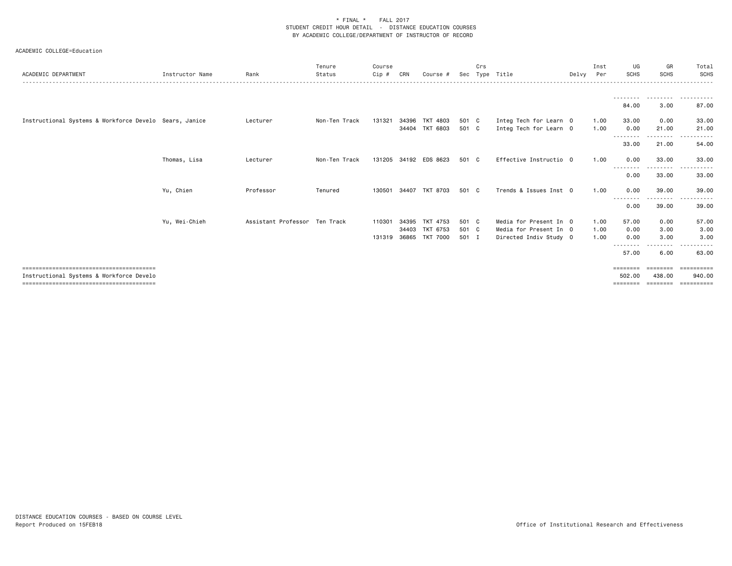\* FINAL \*    FALL 2017
STUDENT CREDIT HOUR DETAIL - DISTANCE EDUCATION COURSES
BY ACADEMIC COLLEGE/DEPARTMENT OF INSTRUCTOR OF RECORD

ACADEMIC COLLEGE=Education

| ACADEMIC DEPARTMENT | Instructor Name | Rank | Tenure Status | Course Cip # | CRN | Course # | Sec | Crs Type | Title | Delvy | Inst Per | UG SCHS | GR SCHS | Total SCHS |
|---|---|---|---|---|---|---|---|---|---|---|---|---|---|---|
| | | | | | | | | | | | | 84.00 | 3.00 | 87.00 |
| Instructional Systems & Workforce Develo | Sears, Janice | Lecturer | Non-Ten Track | 131321 | 34396 | TKT 4803 | 501 | C | Integ Tech for Learn | O | 1.00 | 33.00 | 0.00 | 33.00 |
| | | | | | 34404 | TKT 6803 | 501 | C | Integ Tech for Learn | O | 1.00 | 0.00 | 21.00 | 21.00 |
| | | | | | | | | | | | | 33.00 | 21.00 | 54.00 |
| | Thomas, Lisa | Lecturer | Non-Ten Track | 131205 | 34192 | EDS 8623 | 501 | C | Effective Instructio | O | 1.00 | 0.00 | 33.00 | 33.00 |
| | | | | | | | | | | | | 0.00 | 33.00 | 33.00 |
| | Yu, Chien | Professor | Tenured | 130501 | 34407 | TKT 8703 | 501 | C | Trends & Issues Inst | O | 1.00 | 0.00 | 39.00 | 39.00 |
| | | | | | | | | | | | | 0.00 | 39.00 | 39.00 |
| | Yu, Wei-Chieh | Assistant Professor | Ten Track | 110301 | 34395 | TKT 4753 | 501 | C | Media for Present In | O | 1.00 | 57.00 | 0.00 | 57.00 |
| | | | | | 34403 | TKT 6753 | 501 | C | Media for Present In | O | 1.00 | 0.00 | 3.00 | 3.00 |
| | | | | 131319 | 36865 | TKT 7000 | 501 | I | Directed Indiv Study | O | 1.00 | 0.00 | 3.00 | 3.00 |
| | | | | | | | | | | | | 57.00 | 6.00 | 63.00 |
| Instructional Systems & Workforce Develo | | | | | | | | | | | | 502.00 | 438.00 | 940.00 |

DISTANCE EDUCATION COURSES - BASED ON COURSE LEVEL
Report Produced on 15FEB18

Office of Institutional Research and Effectiveness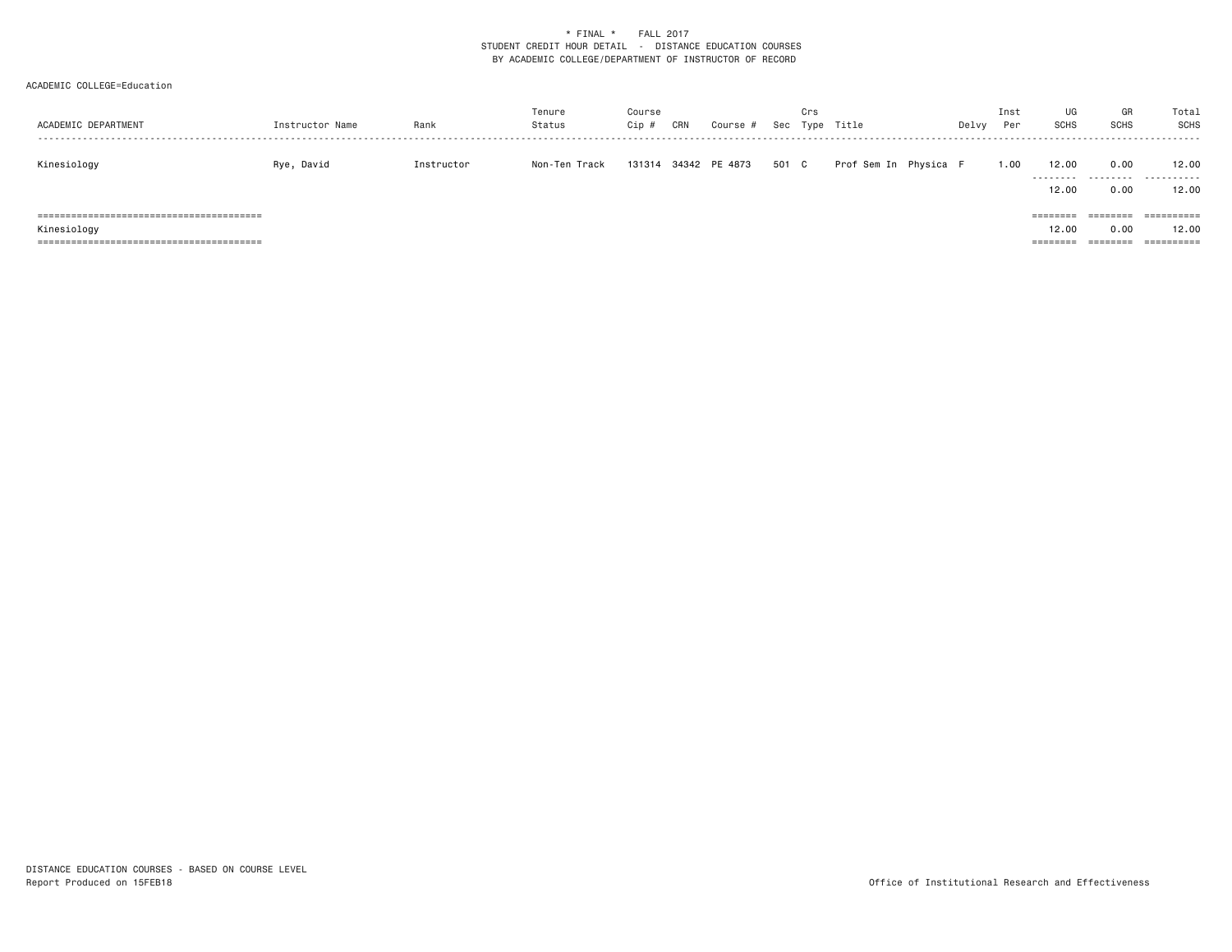\* FINAL \*    FALL 2017
STUDENT CREDIT HOUR DETAIL - DISTANCE EDUCATION COURSES
BY ACADEMIC COLLEGE/DEPARTMENT OF INSTRUCTOR OF RECORD

ACADEMIC COLLEGE=Education

| ACADEMIC DEPARTMENT | Instructor Name | Rank | Tenure Status | Course Cip # | CRN | Course # | Sec | Crs Type | Title | Delvy | Inst Per | UG SCHS | GR SCHS | Total SCHS |
|---|---|---|---|---|---|---|---|---|---|---|---|---|---|---|
| Kinesiology | Rye, David | Instructor | Non-Ten Track | 131314 | 34342 | PE 4873 | 501 | C | Prof Sem In Physica | F | 1.00 | 12.00 | 0.00 | 12.00 |
| | | | | | | | | | | | | 12.00 | 0.00 | 12.00 |
| Kinesiology | | | | | | | | | | | | 12.00 | 0.00 | 12.00 |

DISTANCE EDUCATION COURSES - BASED ON COURSE LEVEL
Report Produced on 15FEB18

Office of Institutional Research and Effectiveness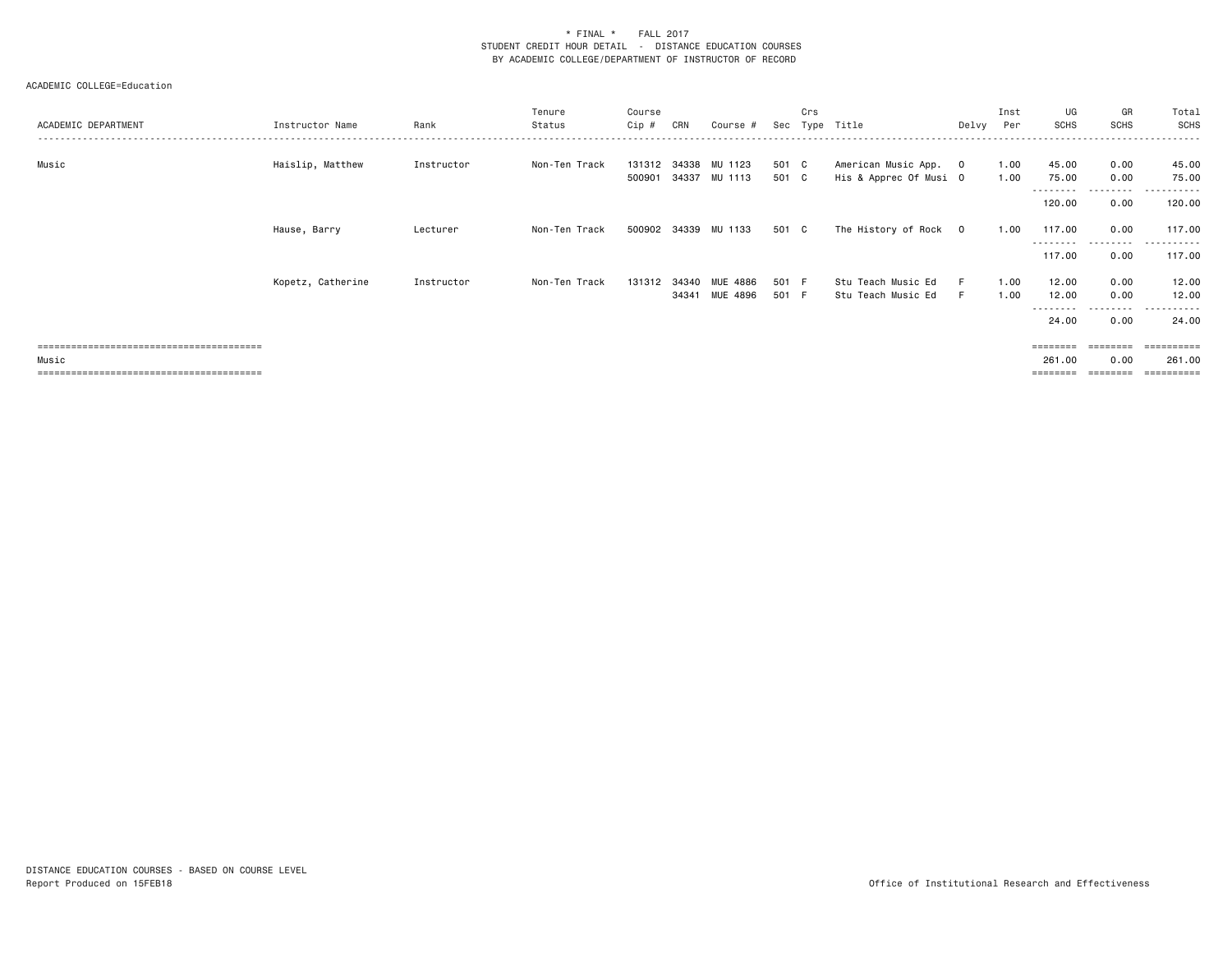\* FINAL \* FALL 2017
STUDENT CREDIT HOUR DETAIL - DISTANCE EDUCATION COURSES
BY ACADEMIC COLLEGE/DEPARTMENT OF INSTRUCTOR OF RECORD

ACADEMIC COLLEGE=Education

| ACADEMIC DEPARTMENT | Instructor Name | Rank | Tenure Status | Course Cip # | CRN | Course # | Sec | Crs Type | Title | Delvy | Inst Per | UG SCHS | GR SCHS | Total SCHS |
|---|---|---|---|---|---|---|---|---|---|---|---|---|---|---|
| Music | Haislip, Matthew | Instructor | Non-Ten Track | 131312 | 34338 | MU 1123 | 501 | C | American Music App. | O | 1.00 | 45.00 | 0.00 | 45.00 |
| | | | | 500901 | 34337 | MU 1113 | 501 | C | His & Apprec Of Musi | O | 1.00 | 75.00 | 0.00 | 75.00 |
| | | | | | | | | | | | | 120.00 | 0.00 | 120.00 |
| | Hause, Barry | Lecturer | Non-Ten Track | 500902 | 34339 | MU 1133 | 501 | C | The History of Rock | O | 1.00 | 117.00 | 0.00 | 117.00 |
| | | | | | | | | | | | | 117.00 | 0.00 | 117.00 |
| | Kopetz, Catherine | Instructor | Non-Ten Track | 131312 | 34340 | MUE 4886 | 501 | F | Stu Teach Music Ed | F | 1.00 | 12.00 | 0.00 | 12.00 |
| | | | | | 34341 | MUE 4896 | 501 | F | Stu Teach Music Ed | F | 1.00 | 12.00 | 0.00 | 12.00 |
| | | | | | | | | | | | | 24.00 | 0.00 | 24.00 |
| Music | | | | | | | | | | | | 261.00 | 0.00 | 261.00 |

DISTANCE EDUCATION COURSES - BASED ON COURSE LEVEL
Report Produced on 15FEB18

Office of Institutional Research and Effectiveness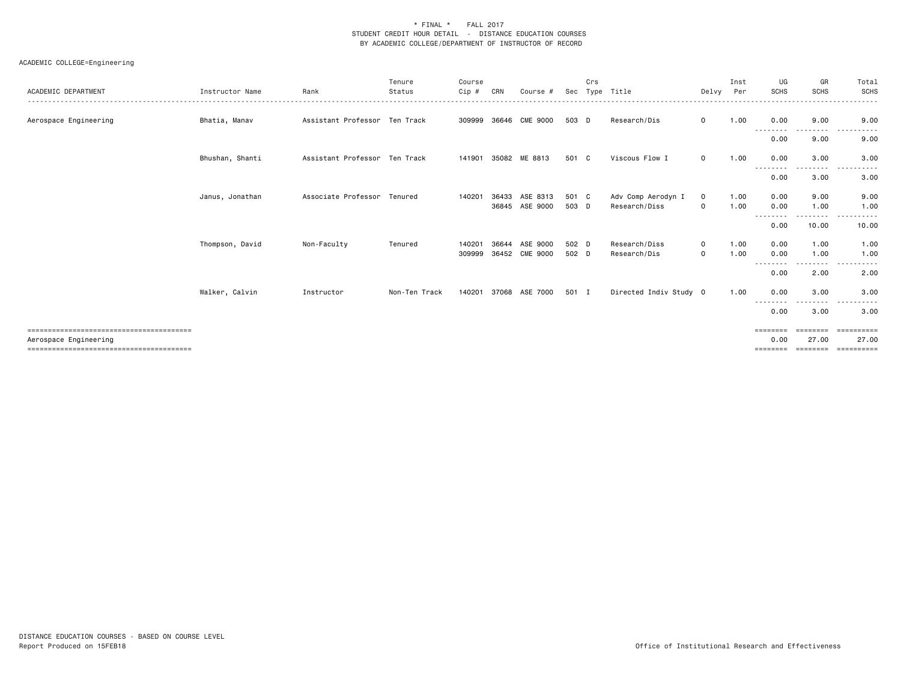\* FINAL \* FALL 2017
STUDENT CREDIT HOUR DETAIL - DISTANCE EDUCATION COURSES
BY ACADEMIC COLLEGE/DEPARTMENT OF INSTRUCTOR OF RECORD

ACADEMIC COLLEGE=Engineering

| ACADEMIC DEPARTMENT | Instructor Name | Rank | Tenure Status | Course Cip # | CRN | Course # | Sec | Crs Type | Title | Delvy | Inst Per | UG SCHS | GR SCHS | Total SCHS |
|---|---|---|---|---|---|---|---|---|---|---|---|---|---|---|
| Aerospace Engineering | Bhatia, Manav | Assistant Professor | Ten Track | 309999 | 36646 | CME 9000 | 503 | D | Research/Dis | O | 1.00 | 0.00 | 9.00 | 9.00 |
| | | | | | | | | | | | | 0.00 | 9.00 | 9.00 |
| | Bhushan, Shanti | Assistant Professor | Ten Track | 141901 | 35082 | ME 8813 | 501 | C | Viscous Flow I | O | 1.00 | 0.00 | 3.00 | 3.00 |
| | | | | | | | | | | | | 0.00 | 3.00 | 3.00 |
| | Janus, Jonathan | Associate Professor | Tenured | 140201 | 36433 | ASE 8313 | 501 | C | Adv Comp Aerodyn I | O | 1.00 | 0.00 | 9.00 | 9.00 |
| | | | | | 36845 | ASE 9000 | 503 | D | Research/Diss | O | 1.00 | 0.00 | 1.00 | 1.00 |
| | | | | | | | | | | | | 0.00 | 10.00 | 10.00 |
| | Thompson, David | Non-Faculty | Tenured | 140201 | 36644 | ASE 9000 | 502 | D | Research/Diss | O | 1.00 | 0.00 | 1.00 | 1.00 |
| | | | | 309999 | 36452 | CME 9000 | 502 | D | Research/Dis | O | 1.00 | 0.00 | 1.00 | 1.00 |
| | | | | | | | | | | | | 0.00 | 2.00 | 2.00 |
| | Walker, Calvin | Instructor | Non-Ten Track | 140201 | 37068 | ASE 7000 | 501 | I | Directed Indiv Study | O | 1.00 | 0.00 | 3.00 | 3.00 |
| | | | | | | | | | | | | 0.00 | 3.00 | 3.00 |
| Aerospace Engineering | | | | | | | | | | | | 0.00 | 27.00 | 27.00 |

DISTANCE EDUCATION COURSES - BASED ON COURSE LEVEL
Report Produced on 15FEB18

Office of Institutional Research and Effectiveness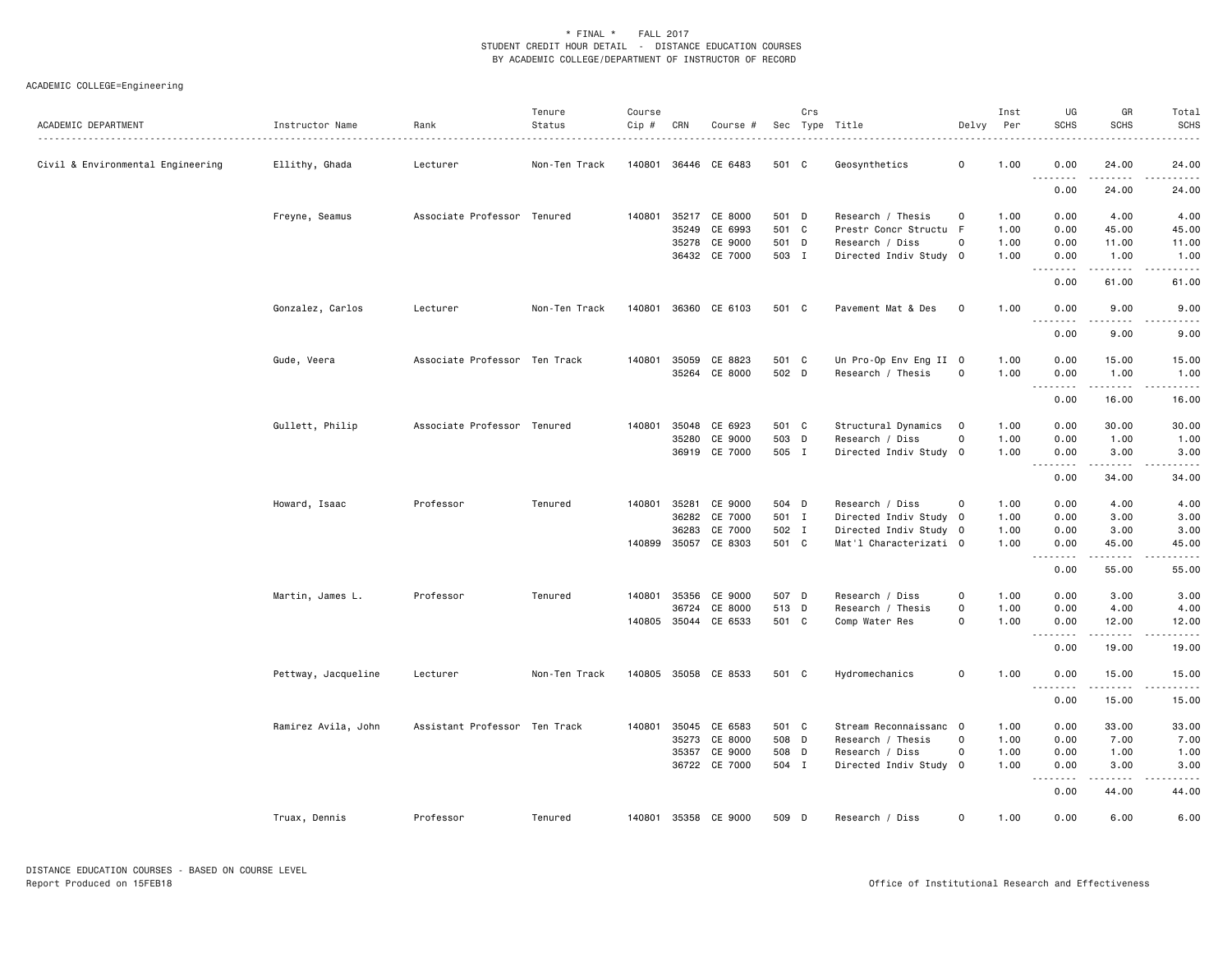\* FINAL \* FALL 2017
STUDENT CREDIT HOUR DETAIL - DISTANCE EDUCATION COURSES
BY ACADEMIC COLLEGE/DEPARTMENT OF INSTRUCTOR OF RECORD

ACADEMIC COLLEGE=Engineering

| ACADEMIC DEPARTMENT | Instructor Name | Rank | Tenure Status | Course Cip # | CRN | Course # | Sec | Crs Type | Title | Delvy | Inst Per | UG SCHS | GR SCHS | Total SCHS |
|---|---|---|---|---|---|---|---|---|---|---|---|---|---|---|
| Civil & Environmental Engineering | Ellithy, Ghada | Lecturer | Non-Ten Track | 140801 | 36446 | CE 6483 | 501 | C | Geosynthetics | O | 1.00 | 0.00 | 24.00 | 24.00 |
| | | | | | | | | | | | | 0.00 | 24.00 | 24.00 |
| | Freyne, Seamus | Associate Professor | Tenured | 140801 | 35217 | CE 8000 | 501 | D | Research / Thesis | O | 1.00 | 0.00 | 4.00 | 4.00 |
| | | | | | 35249 | CE 6993 | 501 | C | Prestr Concr Structu | F | 1.00 | 0.00 | 45.00 | 45.00 |
| | | | | | 35278 | CE 9000 | 501 | D | Research / Diss | O | 1.00 | 0.00 | 11.00 | 11.00 |
| | | | | | 36432 | CE 7000 | 503 | I | Directed Indiv Study | O | 1.00 | 0.00 | 1.00 | 1.00 |
| | | | | | | | | | | | | 0.00 | 61.00 | 61.00 |
| | Gonzalez, Carlos | Lecturer | Non-Ten Track | 140801 | 36360 | CE 6103 | 501 | C | Pavement Mat & Des | O | 1.00 | 0.00 | 9.00 | 9.00 |
| | | | | | | | | | | | | 0.00 | 9.00 | 9.00 |
| | Gude, Veera | Associate Professor | Ten Track | 140801 | 35059 | CE 8823 | 501 | C | Un Pro-Op Env Eng II | O | 1.00 | 0.00 | 15.00 | 15.00 |
| | | | | | 35264 | CE 8000 | 502 | D | Research / Thesis | O | 1.00 | 0.00 | 1.00 | 1.00 |
| | | | | | | | | | | | | 0.00 | 16.00 | 16.00 |
| | Gullett, Philip | Associate Professor | Tenured | 140801 | 35048 | CE 6923 | 501 | C | Structural Dynamics | O | 1.00 | 0.00 | 30.00 | 30.00 |
| | | | | | 35280 | CE 9000 | 503 | D | Research / Diss | O | 1.00 | 0.00 | 1.00 | 1.00 |
| | | | | | 36919 | CE 7000 | 505 | I | Directed Indiv Study | O | 1.00 | 0.00 | 3.00 | 3.00 |
| | | | | | | | | | | | | 0.00 | 34.00 | 34.00 |
| | Howard, Isaac | Professor | Tenured | 140801 | 35281 | CE 9000 | 504 | D | Research / Diss | O | 1.00 | 0.00 | 4.00 | 4.00 |
| | | | | | 36282 | CE 7000 | 501 | I | Directed Indiv Study | O | 1.00 | 0.00 | 3.00 | 3.00 |
| | | | | | 36283 | CE 7000 | 502 | I | Directed Indiv Study | O | 1.00 | 0.00 | 3.00 | 3.00 |
| | | | | 140899 | 35057 | CE 8303 | 501 | C | Mat'l Characterizati | O | 1.00 | 0.00 | 45.00 | 45.00 |
| | | | | | | | | | | | | 0.00 | 55.00 | 55.00 |
| | Martin, James L. | Professor | Tenured | 140801 | 35356 | CE 9000 | 507 | D | Research / Diss | O | 1.00 | 0.00 | 3.00 | 3.00 |
| | | | | | 36724 | CE 8000 | 513 | D | Research / Thesis | O | 1.00 | 0.00 | 4.00 | 4.00 |
| | | | | 140805 | 35044 | CE 6533 | 501 | C | Comp Water Res | O | 1.00 | 0.00 | 12.00 | 12.00 |
| | | | | | | | | | | | | 0.00 | 19.00 | 19.00 |
| | Pettway, Jacqueline | Lecturer | Non-Ten Track | 140805 | 35058 | CE 8533 | 501 | C | Hydromechanics | O | 1.00 | 0.00 | 15.00 | 15.00 |
| | | | | | | | | | | | | 0.00 | 15.00 | 15.00 |
| | Ramirez Avila, John | Assistant Professor | Ten Track | 140801 | 35045 | CE 6583 | 501 | C | Stream Reconnaissanc | O | 1.00 | 0.00 | 33.00 | 33.00 |
| | | | | | 35273 | CE 8000 | 508 | D | Research / Thesis | O | 1.00 | 0.00 | 7.00 | 7.00 |
| | | | | | 35357 | CE 9000 | 508 | D | Research / Diss | O | 1.00 | 0.00 | 1.00 | 1.00 |
| | | | | | 36722 | CE 7000 | 504 | I | Directed Indiv Study | O | 1.00 | 0.00 | 3.00 | 3.00 |
| | | | | | | | | | | | | 0.00 | 44.00 | 44.00 |
| | Truax, Dennis | Professor | Tenured | 140801 | 35358 | CE 9000 | 509 | D | Research / Diss | O | 1.00 | 0.00 | 6.00 | 6.00 |

DISTANCE EDUCATION COURSES - BASED ON COURSE LEVEL
Report Produced on 15FEB18

Office of Institutional Research and Effectiveness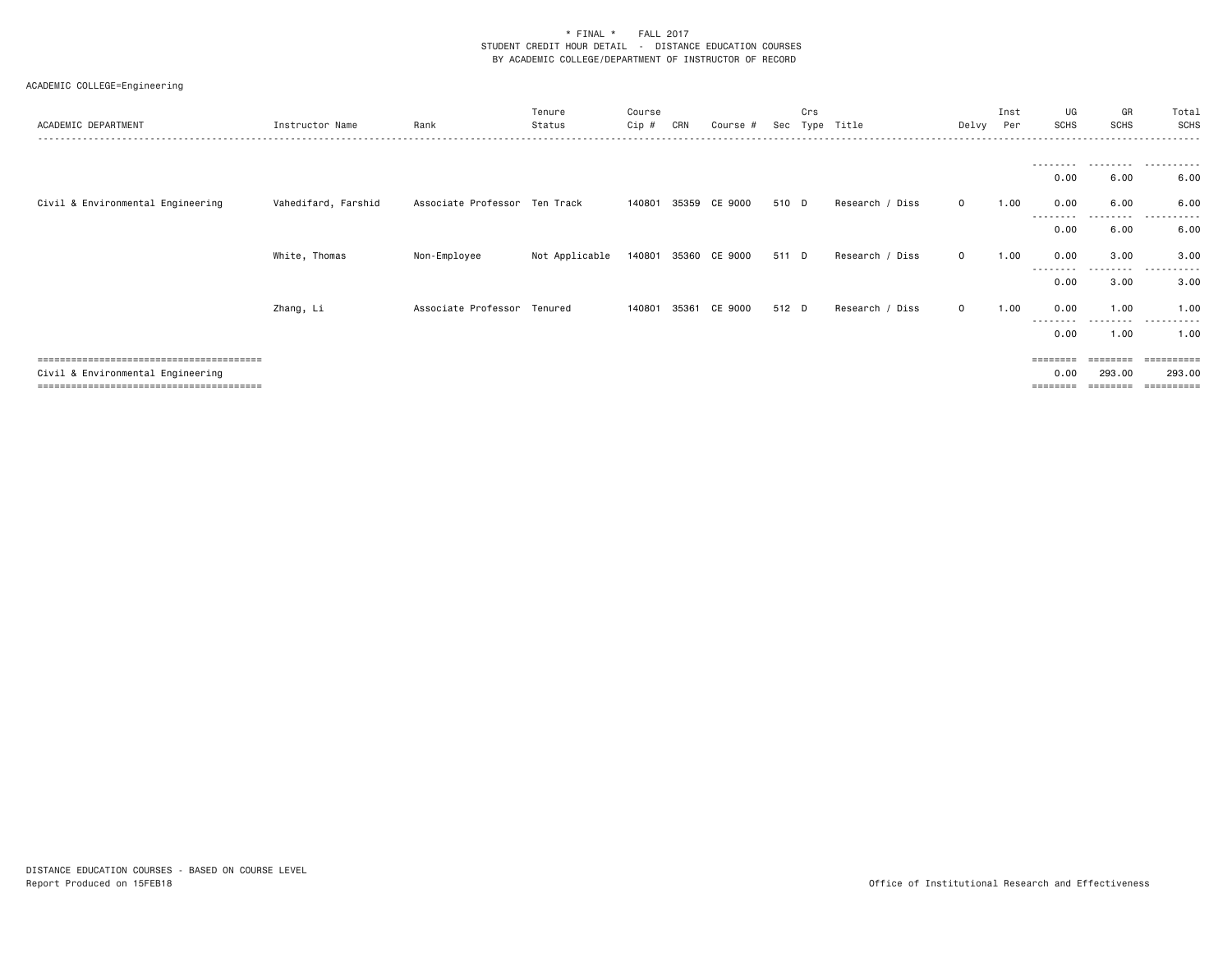* FINAL * FALL 2017
STUDENT CREDIT HOUR DETAIL - DISTANCE EDUCATION COURSES
BY ACADEMIC COLLEGE/DEPARTMENT OF INSTRUCTOR OF RECORD

ACADEMIC COLLEGE=Engineering

| ACADEMIC DEPARTMENT | Instructor Name | Rank | Tenure Status | Course Cip # | CRN | Course # | Sec | Crs Type | Title | Delvy | Inst Per | UG SCHS | GR SCHS | Total SCHS |
|---|---|---|---|---|---|---|---|---|---|---|---|---|---|---|
| | | | | | | | | | | | | 0.00 | 6.00 | 6.00 |
| Civil & Environmental Engineering | Vahedifard, Farshid | Associate Professor | Ten Track | 140801 | 35359 | CE 9000 | 510 | D | Research / Diss | O | 1.00 | 0.00 | 6.00 | 6.00 |
| | | | | | | | | | | | | 0.00 | 6.00 | 6.00 |
| | White, Thomas | Non-Employee | Not Applicable | 140801 | 35360 | CE 9000 | 511 | D | Research / Diss | O | 1.00 | 0.00 | 3.00 | 3.00 |
| | | | | | | | | | | | | 0.00 | 3.00 | 3.00 |
| | Zhang, Li | Associate Professor | Tenured | 140801 | 35361 | CE 9000 | 512 | D | Research / Diss | O | 1.00 | 0.00 | 1.00 | 1.00 |
| | | | | | | | | | | | | 0.00 | 1.00 | 1.00 |
| Civil & Environmental Engineering | | | | | | | | | | | | 0.00 | 293.00 | 293.00 |

DISTANCE EDUCATION COURSES - BASED ON COURSE LEVEL
Report Produced on 15FEB18

Office of Institutional Research and Effectiveness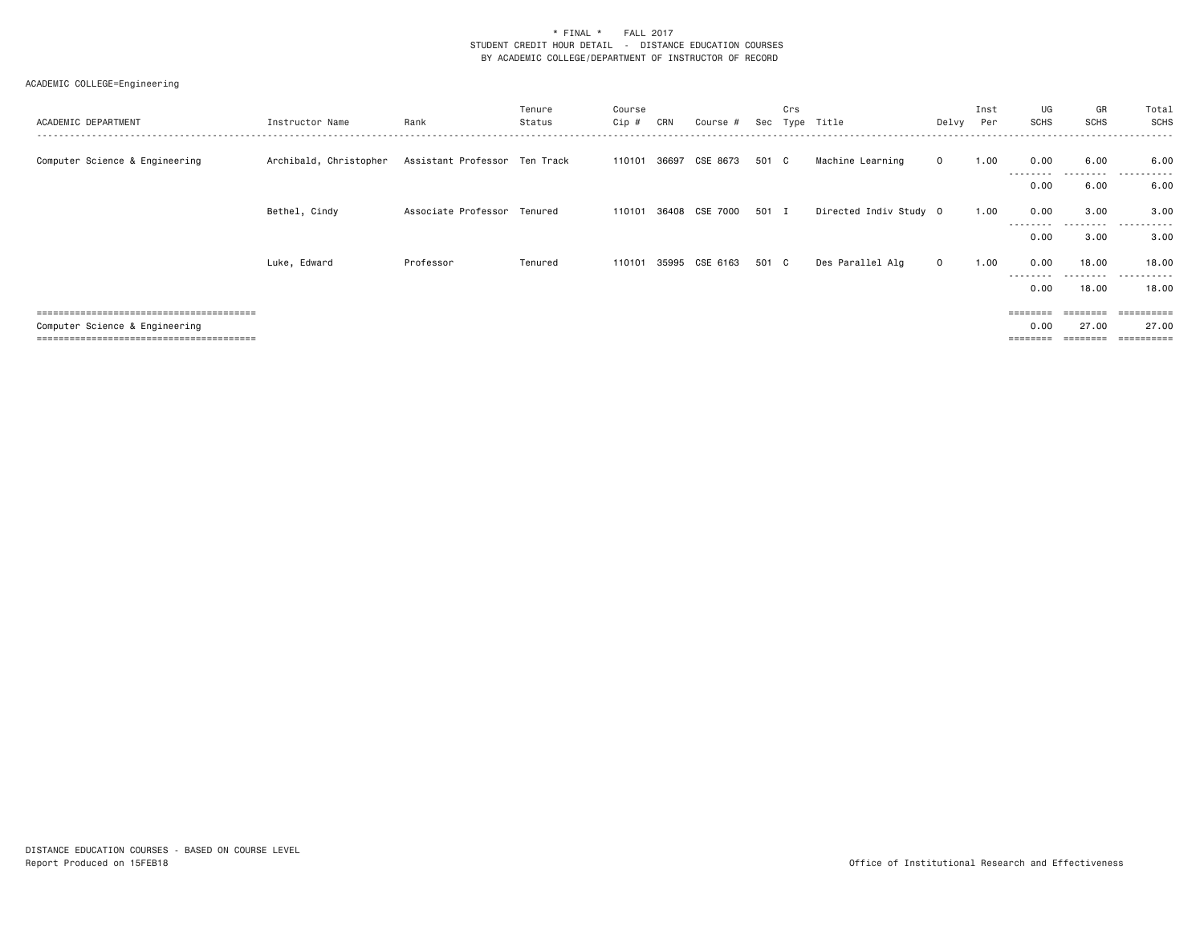\* FINAL \* FALL 2017
STUDENT CREDIT HOUR DETAIL - DISTANCE EDUCATION COURSES
BY ACADEMIC COLLEGE/DEPARTMENT OF INSTRUCTOR OF RECORD

ACADEMIC COLLEGE=Engineering

| ACADEMIC DEPARTMENT | Instructor Name | Rank | Tenure Status | Course Cip # | CRN | Course # | Sec | Crs Type | Title | Delvy | Inst Per | UG SCHS | GR SCHS | Total SCHS |
|---|---|---|---|---|---|---|---|---|---|---|---|---|---|---|
| Computer Science & Engineering | Archibald, Christopher | Assistant Professor | Ten Track | 110101 | 36697 | CSE 8673 | 501 | C | Machine Learning | O | 1.00 | 0.00 | 6.00 | 6.00 |
| | | | | | | | | | | | | 0.00 | 6.00 | 6.00 |
| | Bethel, Cindy | Associate Professor | Tenured | 110101 | 36408 | CSE 7000 | 501 | I | Directed Indiv Study | O | 1.00 | 0.00 | 3.00 | 3.00 |
| | | | | | | | | | | | | 0.00 | 3.00 | 3.00 |
| | Luke, Edward | Professor | Tenured | 110101 | 35995 | CSE 6163 | 501 | C | Des Parallel Alg | O | 1.00 | 0.00 | 18.00 | 18.00 |
| | | | | | | | | | | | | 0.00 | 18.00 | 18.00 |
| Computer Science & Engineering | | | | | | | | | | | | 0.00 | 27.00 | 27.00 |

DISTANCE EDUCATION COURSES - BASED ON COURSE LEVEL
Report Produced on 15FEB18

Office of Institutional Research and Effectiveness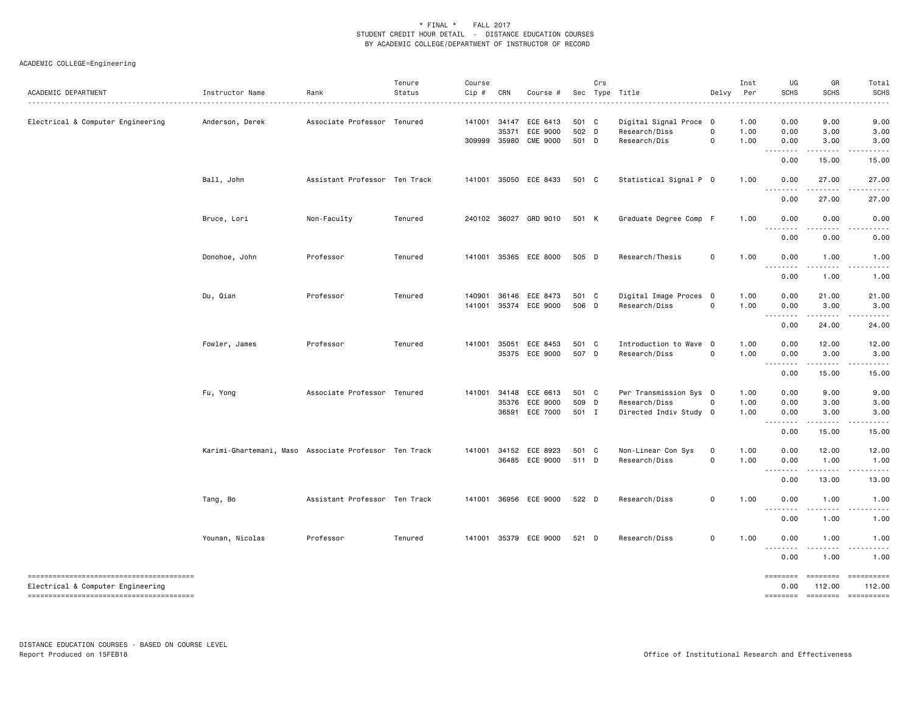\* FINAL \* FALL 2017
STUDENT CREDIT HOUR DETAIL - DISTANCE EDUCATION COURSES
BY ACADEMIC COLLEGE/DEPARTMENT OF INSTRUCTOR OF RECORD

ACADEMIC COLLEGE=Engineering

| ACADEMIC DEPARTMENT | Instructor Name | Rank | Tenure Status | Course Cip # | CRN | Course # | Sec | Crs Type | Title | Delvy | Inst Per | UG SCHS | GR SCHS | Total SCHS |
|---|---|---|---|---|---|---|---|---|---|---|---|---|---|---|
| Electrical & Computer Engineering | Anderson, Derek | Associate Professor | Tenured | 141001 | 34147 | ECE 6413 | 501 | C | Digital Signal Proce | O | 1.00 | 0.00 | 9.00 | 9.00 |
| | | | | | 35371 | ECE 9000 | 502 | D | Research/Diss | O | 1.00 | 0.00 | 3.00 | 3.00 |
| | | | | 309999 | 35980 | CME 9000 | 501 | D | Research/Dis | O | 1.00 | 0.00 | 3.00 | 3.00 |
| | | | | | | | | | | | | 0.00 | 15.00 | 15.00 |
| | Ball, John | Assistant Professor | Ten Track | 141001 | 35050 | ECE 8433 | 501 | C | Statistical Signal P | O | 1.00 | 0.00 | 27.00 | 27.00 |
| | | | | | | | | | | | | 0.00 | 27.00 | 27.00 |
| | Bruce, Lori | Non-Faculty | Tenured | 240102 | 36027 | GRD 9010 | 501 | K | Graduate Degree Comp | F | 1.00 | 0.00 | 0.00 | 0.00 |
| | | | | | | | | | | | | 0.00 | 0.00 | 0.00 |
| | Donohoe, John | Professor | Tenured | 141001 | 35365 | ECE 8000 | 505 | D | Research/Thesis | O | 1.00 | 0.00 | 1.00 | 1.00 |
| | | | | | | | | | | | | 0.00 | 1.00 | 1.00 |
| | Du, Qian | Professor | Tenured | 140901 | 36146 | ECE 8473 | 501 | C | Digital Image Proces | O | 1.00 | 0.00 | 21.00 | 21.00 |
| | | | | 141001 | 35374 | ECE 9000 | 506 | D | Research/Diss | O | 1.00 | 0.00 | 3.00 | 3.00 |
| | | | | | | | | | | | | 0.00 | 24.00 | 24.00 |
| | Fowler, James | Professor | Tenured | 141001 | 35051 | ECE 8453 | 501 | C | Introduction to Wave | O | 1.00 | 0.00 | 12.00 | 12.00 |
| | | | | | 35375 | ECE 9000 | 507 | D | Research/Diss | O | 1.00 | 0.00 | 3.00 | 3.00 |
| | | | | | | | | | | | | 0.00 | 15.00 | 15.00 |
| | Fu, Yong | Associate Professor | Tenured | 141001 | 34148 | ECE 6613 | 501 | C | Pwr Transmission Sys | O | 1.00 | 0.00 | 9.00 | 9.00 |
| | | | | | 35376 | ECE 9000 | 509 | D | Research/Diss | O | 1.00 | 0.00 | 3.00 | 3.00 |
| | | | | | 36591 | ECE 7000 | 501 | I | Directed Indiv Study | O | 1.00 | 0.00 | 3.00 | 3.00 |
| | | | | | | | | | | | | 0.00 | 15.00 | 15.00 |
| | Karimi-Ghartemani, Maso | Associate Professor | Ten Track | 141001 | 34152 | ECE 8923 | 501 | C | Non-Linear Con Sys | O | 1.00 | 0.00 | 12.00 | 12.00 |
| | | | | | 36485 | ECE 9000 | 511 | D | Research/Diss | O | 1.00 | 0.00 | 1.00 | 1.00 |
| | | | | | | | | | | | | 0.00 | 13.00 | 13.00 |
| | Tang, Bo | Assistant Professor | Ten Track | 141001 | 36956 | ECE 9000 | 522 | D | Research/Diss | O | 1.00 | 0.00 | 1.00 | 1.00 |
| | | | | | | | | | | | | 0.00 | 1.00 | 1.00 |
| | Younan, Nicolas | Professor | Tenured | 141001 | 35379 | ECE 9000 | 521 | D | Research/Diss | O | 1.00 | 0.00 | 1.00 | 1.00 |
| | | | | | | | | | | | | 0.00 | 1.00 | 1.00 |
| Electrical & Computer Engineering | | | | | | | | | | | | 0.00 | 112.00 | 112.00 |

DISTANCE EDUCATION COURSES - BASED ON COURSE LEVEL
Report Produced on 15FEB18

Office of Institutional Research and Effectiveness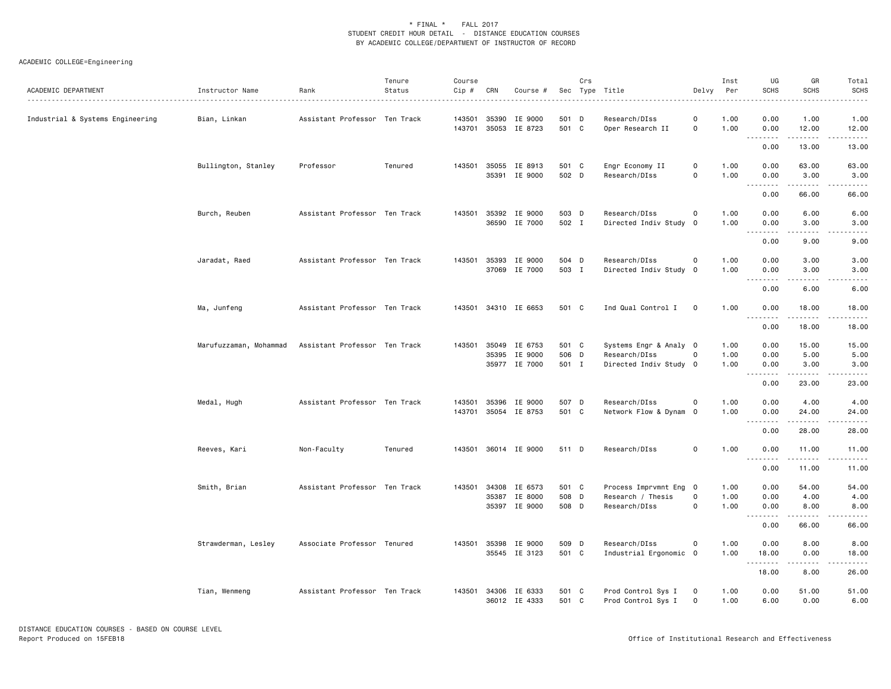\* FINAL \* FALL 2017
STUDENT CREDIT HOUR DETAIL - DISTANCE EDUCATION COURSES
BY ACADEMIC COLLEGE/DEPARTMENT OF INSTRUCTOR OF RECORD

ACADEMIC COLLEGE=Engineering

| ACADEMIC DEPARTMENT | Instructor Name | Rank | Tenure Status | Course Cip # | CRN | Course # | Sec | Crs Type | Title | Delvy | Inst Per | UG SCHS | GR SCHS | Total SCHS |
|---|---|---|---|---|---|---|---|---|---|---|---|---|---|---|
| Industrial & Systems Engineering | Bian, Linkan | Assistant Professor | Ten Track | 143501 | 35390 | IE 9000 | 501 | D | Research/DIss | O | 1.00 | 0.00 | 1.00 | 1.00 |
| | | | | 143701 | 35053 | IE 8723 | 501 | C | Oper Research II | O | 1.00 | 0.00 | 12.00 | 12.00 |
| | | | | | | | | | | | | 0.00 | 13.00 | 13.00 |
| | Bullington, Stanley | Professor | Tenured | 143501 | 35055 | IE 8913 | 501 | C | Engr Economy II | O | 1.00 | 0.00 | 63.00 | 63.00 |
| | | | | | 35391 | IE 9000 | 502 | D | Research/DIss | O | 1.00 | 0.00 | 3.00 | 3.00 |
| | | | | | | | | | | | | 0.00 | 66.00 | 66.00 |
| | Burch, Reuben | Assistant Professor | Ten Track | 143501 | 35392 | IE 9000 | 503 | D | Research/DIss | O | 1.00 | 0.00 | 6.00 | 6.00 |
| | | | | | 36590 | IE 7000 | 502 | I | Directed Indiv Study | O | 1.00 | 0.00 | 3.00 | 3.00 |
| | | | | | | | | | | | | 0.00 | 9.00 | 9.00 |
| | Jaradat, Raed | Assistant Professor | Ten Track | 143501 | 35393 | IE 9000 | 504 | D | Research/DIss | O | 1.00 | 0.00 | 3.00 | 3.00 |
| | | | | | 37069 | IE 7000 | 503 | I | Directed Indiv Study | O | 1.00 | 0.00 | 3.00 | 3.00 |
| | | | | | | | | | | | | 0.00 | 6.00 | 6.00 |
| | Ma, Junfeng | Assistant Professor | Ten Track | 143501 | 34310 | IE 6653 | 501 | C | Ind Qual Control I | O | 1.00 | 0.00 | 18.00 | 18.00 |
| | | | | | | | | | | | | 0.00 | 18.00 | 18.00 |
| | Marufuzzaman, Mohammad | Assistant Professor | Ten Track | 143501 | 35049 | IE 6753 | 501 | C | Systems Engr & Analy | O | 1.00 | 0.00 | 15.00 | 15.00 |
| | | | | | 35395 | IE 9000 | 506 | D | Research/DIss | O | 1.00 | 0.00 | 5.00 | 5.00 |
| | | | | | 35977 | IE 7000 | 501 | I | Directed Indiv Study | O | 1.00 | 0.00 | 3.00 | 3.00 |
| | | | | | | | | | | | | 0.00 | 23.00 | 23.00 |
| | Medal, Hugh | Assistant Professor | Ten Track | 143501 | 35396 | IE 9000 | 507 | D | Research/DIss | O | 1.00 | 0.00 | 4.00 | 4.00 |
| | | | | 143701 | 35054 | IE 8753 | 501 | C | Network Flow & Dynam | O | 1.00 | 0.00 | 24.00 | 24.00 |
| | | | | | | | | | | | | 0.00 | 28.00 | 28.00 |
| | Reeves, Kari | Non-Faculty | Tenured | 143501 | 36014 | IE 9000 | 511 | D | Research/DIss | O | 1.00 | 0.00 | 11.00 | 11.00 |
| | | | | | | | | | | | | 0.00 | 11.00 | 11.00 |
| | Smith, Brian | Assistant Professor | Ten Track | 143501 | 34308 | IE 6573 | 501 | C | Process Imprvmnt Eng | O | 1.00 | 0.00 | 54.00 | 54.00 |
| | | | | | 35387 | IE 8000 | 508 | D | Research / Thesis | O | 1.00 | 0.00 | 4.00 | 4.00 |
| | | | | | 35397 | IE 9000 | 508 | D | Research/DIss | O | 1.00 | 0.00 | 8.00 | 8.00 |
| | | | | | | | | | | | | 0.00 | 66.00 | 66.00 |
| | Strawderman, Lesley | Associate Professor | Tenured | 143501 | 35398 | IE 9000 | 509 | D | Research/DIss | O | 1.00 | 0.00 | 8.00 | 8.00 |
| | | | | | 35545 | IE 3123 | 501 | C | Industrial Ergonomic | O | 1.00 | 18.00 | 0.00 | 18.00 |
| | | | | | | | | | | | | 18.00 | 8.00 | 26.00 |
| | Tian, Wenmeng | Assistant Professor | Ten Track | 143501 | 34306 | IE 6333 | 501 | C | Prod Control Sys I | O | 1.00 | 0.00 | 51.00 | 51.00 |
| | | | | | 36012 | IE 4333 | 501 | C | Prod Control Sys I | O | 1.00 | 6.00 | 0.00 | 6.00 |

DISTANCE EDUCATION COURSES - BASED ON COURSE LEVEL
Report Produced on 15FEB18

Office of Institutional Research and Effectiveness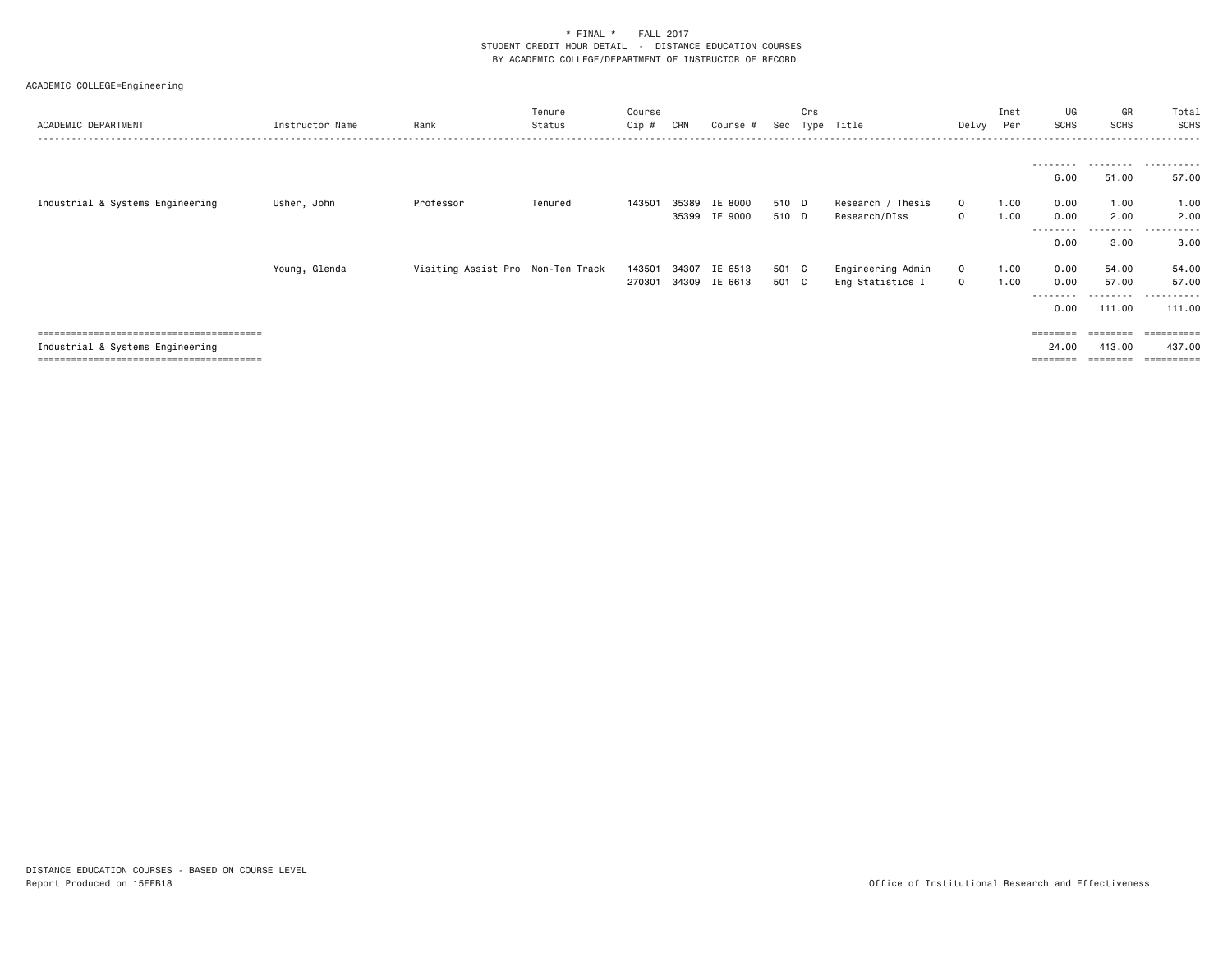\* FINAL \* FALL 2017
STUDENT CREDIT HOUR DETAIL - DISTANCE EDUCATION COURSES
BY ACADEMIC COLLEGE/DEPARTMENT OF INSTRUCTOR OF RECORD

ACADEMIC COLLEGE=Engineering

| ACADEMIC DEPARTMENT | Instructor Name | Rank | Tenure Status | Course Cip # | CRN | Course # | Sec | Crs Type | Title | Delvy | Inst Per | UG SCHS | GR SCHS | Total SCHS |
|---|---|---|---|---|---|---|---|---|---|---|---|---|---|---|
| | | | | | | | | | | | | 6.00 | 51.00 | 57.00 |
| Industrial & Systems Engineering | Usher, John | Professor | Tenured | 143501 | 35389 | IE 8000 | 510 | D | Research / Thesis | O | 1.00 | 0.00 | 1.00 | 1.00 |
| | | | | | 35399 | IE 9000 | 510 | D | Research/DIss | O | 1.00 | 0.00 | 2.00 | 2.00 |
| | | | | | | | | | | | | 0.00 | 3.00 | 3.00 |
| | Young, Glenda | Visiting Assist Pro | Non-Ten Track | 143501 | 34307 | IE 6513 | 501 | C | Engineering Admin | O | 1.00 | 0.00 | 54.00 | 54.00 |
| | | | | 270301 | 34309 | IE 6613 | 501 | C | Eng Statistics I | O | 1.00 | 0.00 | 57.00 | 57.00 |
| | | | | | | | | | | | | 0.00 | 111.00 | 111.00 |
| Industrial & Systems Engineering | | | | | | | | | | | | 24.00 | 413.00 | 437.00 |

DISTANCE EDUCATION COURSES - BASED ON COURSE LEVEL
Report Produced on 15FEB18

Office of Institutional Research and Effectiveness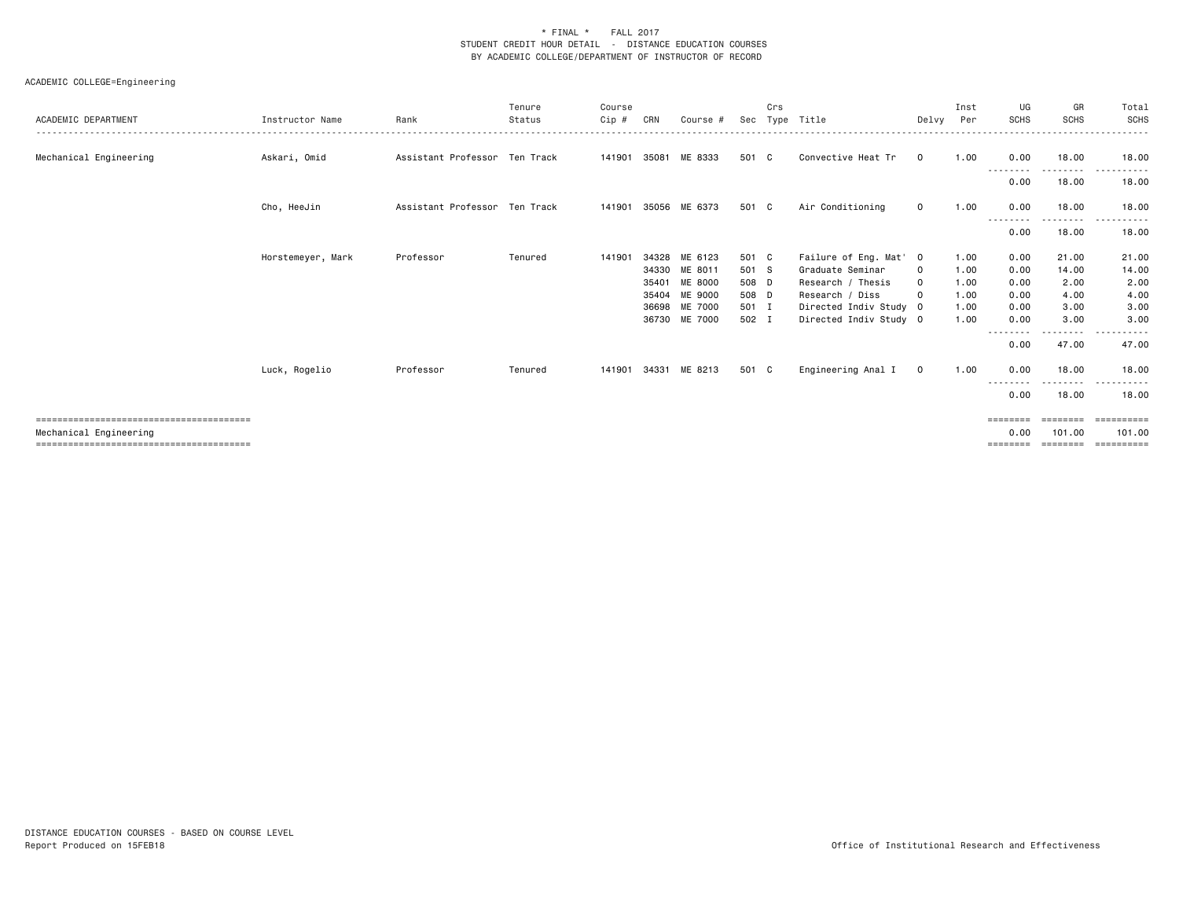\* FINAL \* FALL 2017
STUDENT CREDIT HOUR DETAIL - DISTANCE EDUCATION COURSES
BY ACADEMIC COLLEGE/DEPARTMENT OF INSTRUCTOR OF RECORD

ACADEMIC COLLEGE=Engineering

| ACADEMIC DEPARTMENT | Instructor Name | Rank | Tenure Status | Course Cip # | CRN | Course # | Sec | Crs Type | Title | Delvy | Inst Per | UG SCHS | GR SCHS | Total SCHS |
|---|---|---|---|---|---|---|---|---|---|---|---|---|---|---|
| Mechanical Engineering | Askari, Omid | Assistant Professor | Ten Track | 141901 | 35081 | ME 8333 | 501 | C | Convective Heat Tr | O | 1.00 | 0.00 | 18.00 | 18.00 |
| | | | | | | | | | | | | 0.00 | 18.00 | 18.00 |
| | Cho, HeeJin | Assistant Professor | Ten Track | 141901 | 35056 | ME 6373 | 501 | C | Air Conditioning | O | 1.00 | 0.00 | 18.00 | 18.00 |
| | | | | | | | | | | | | 0.00 | 18.00 | 18.00 |
| | Horstemeyer, Mark | Professor | Tenured | 141901 | 34328 | ME 6123 | 501 | C | Failure of Eng. Mat' | O | 1.00 | 0.00 | 21.00 | 21.00 |
| | | | | | 34330 | ME 8011 | 501 | S | Graduate Seminar | O | 1.00 | 0.00 | 14.00 | 14.00 |
| | | | | | 35401 | ME 8000 | 508 | D | Research / Thesis | O | 1.00 | 0.00 | 2.00 | 2.00 |
| | | | | | 35404 | ME 9000 | 508 | D | Research / Diss | O | 1.00 | 0.00 | 4.00 | 4.00 |
| | | | | | 36698 | ME 7000 | 501 | I | Directed Indiv Study | O | 1.00 | 0.00 | 3.00 | 3.00 |
| | | | | | 36730 | ME 7000 | 502 | I | Directed Indiv Study | O | 1.00 | 0.00 | 3.00 | 3.00 |
| | | | | | | | | | | | | 0.00 | 47.00 | 47.00 |
| | Luck, Rogelio | Professor | Tenured | 141901 | 34331 | ME 8213 | 501 | C | Engineering Anal I | O | 1.00 | 0.00 | 18.00 | 18.00 |
| | | | | | | | | | | | | 0.00 | 18.00 | 18.00 |
| Mechanical Engineering | | | | | | | | | | | | 0.00 | 101.00 | 101.00 |

DISTANCE EDUCATION COURSES - BASED ON COURSE LEVEL
Report Produced on 15FEB18

Office of Institutional Research and Effectiveness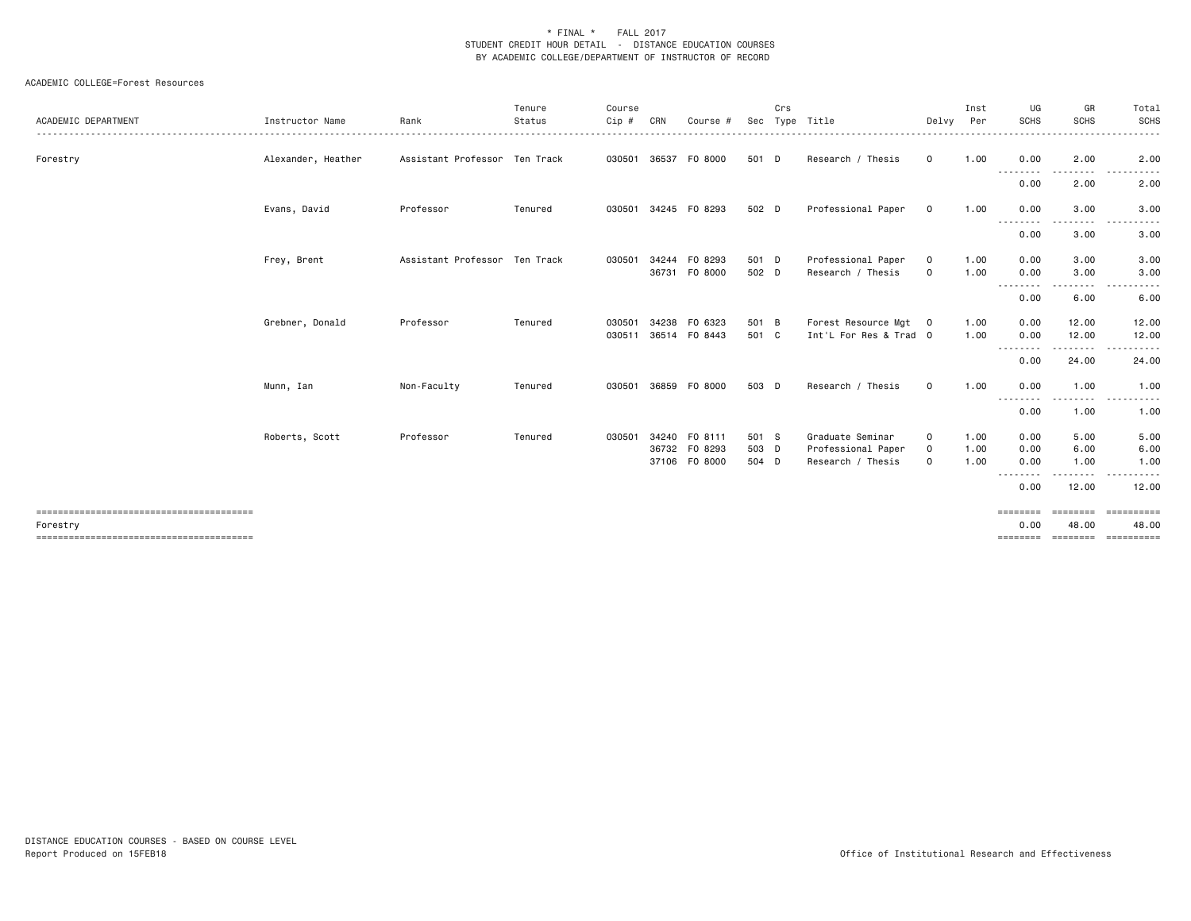\* FINAL \* FALL 2017
STUDENT CREDIT HOUR DETAIL - DISTANCE EDUCATION COURSES
BY ACADEMIC COLLEGE/DEPARTMENT OF INSTRUCTOR OF RECORD

ACADEMIC COLLEGE=Forest Resources

| ACADEMIC DEPARTMENT | Instructor Name | Rank | Tenure Status | Course Cip # | CRN | Course # | Sec | Crs Type | Title | Delvy | Inst Per | UG SCHS | GR SCHS | Total SCHS |
|---|---|---|---|---|---|---|---|---|---|---|---|---|---|---|
| Forestry | Alexander, Heather | Assistant Professor | Ten Track | 030501 | 36537 | FO 8000 | 501 | D | Research / Thesis | O | 1.00 | 0.00 | 2.00 | 2.00 |
| | | | | | | | | | | | | 0.00 | 2.00 | 2.00 |
| | Evans, David | Professor | Tenured | 030501 | 34245 | FO 8293 | 502 | D | Professional Paper | O | 1.00 | 0.00 | 3.00 | 3.00 |
| | | | | | | | | | | | | 0.00 | 3.00 | 3.00 |
| | Frey, Brent | Assistant Professor | Ten Track | 030501 | 34244 | FO 8293 | 501 | D | Professional Paper | O | 1.00 | 0.00 | 3.00 | 3.00 |
| | | | | | 36731 | FO 8000 | 502 | D | Research / Thesis | O | 1.00 | 0.00 | 3.00 | 3.00 |
| | | | | | | | | | | | | 0.00 | 6.00 | 6.00 |
| | Grebner, Donald | Professor | Tenured | 030501 | 34238 | FO 6323 | 501 | B | Forest Resource Mgt | O | 1.00 | 0.00 | 12.00 | 12.00 |
| | | | | 030511 | 36514 | FO 8443 | 501 | C | Int'L For Res & Trad | O | 1.00 | 0.00 | 12.00 | 12.00 |
| | | | | | | | | | | | | 0.00 | 24.00 | 24.00 |
| | Munn, Ian | Non-Faculty | Tenured | 030501 | 36859 | FO 8000 | 503 | D | Research / Thesis | O | 1.00 | 0.00 | 1.00 | 1.00 |
| | | | | | | | | | | | | 0.00 | 1.00 | 1.00 |
| | Roberts, Scott | Professor | Tenured | 030501 | 34240 | FO 8111 | 501 | S | Graduate Seminar | O | 1.00 | 0.00 | 5.00 | 5.00 |
| | | | | | 36732 | FO 8293 | 503 | D | Professional Paper | O | 1.00 | 0.00 | 6.00 | 6.00 |
| | | | | | 37106 | FO 8000 | 504 | D | Research / Thesis | O | 1.00 | 0.00 | 1.00 | 1.00 |
| | | | | | | | | | | | | 0.00 | 12.00 | 12.00 |
| Forestry | | | | | | | | | | | | 0.00 | 48.00 | 48.00 |

DISTANCE EDUCATION COURSES - BASED ON COURSE LEVEL
Report Produced on 15FEB18

Office of Institutional Research and Effectiveness